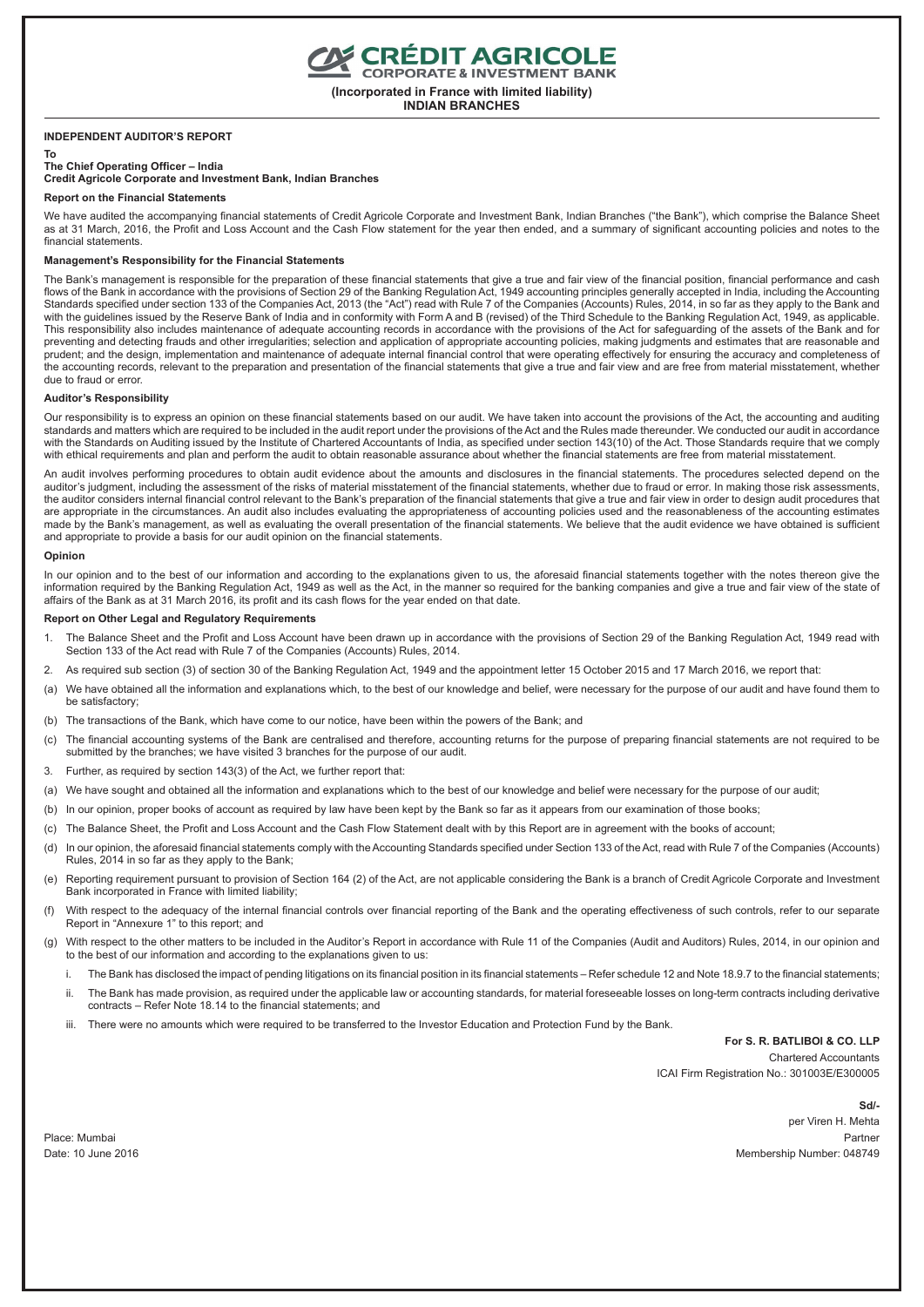# CRÉDIT AGRICOLE
## CORPORATE & INVESTMENT BANK

**(Incorporated in France with limited liability)**
**INDIAN BRANCHES**

### INDEPENDENT AUDITOR'S REPORT

**To**
**The Chief Operating Officer – India**
**Credit Agricole Corporate and Investment Bank, Indian Branches**

#### Report on the Financial Statements

We have audited the accompanying financial statements of Credit Agricole Corporate and Investment Bank, Indian Branches ("the Bank"), which comprise the Balance Sheet as at 31 March, 2016, the Profit and Loss Account and the Cash Flow statement for the year then ended, and a summary of significant accounting policies and notes to the financial statements.

#### Management's Responsibility for the Financial Statements

The Bank's management is responsible for the preparation of these financial statements that give a true and fair view of the financial position, financial performance and cash flows of the Bank in accordance with the provisions of Section 29 of the Banking Regulation Act, 1949 accounting principles generally accepted in India, including the Accounting Standards specified under section 133 of the Companies Act, 2013 (the "Act") read with Rule 7 of the Companies (Accounts) Rules, 2014, in so far as they apply to the Bank and with the guidelines issued by the Reserve Bank of India and in conformity with Form A and B (revised) of the Third Schedule to the Banking Regulation Act, 1949, as applicable. This responsibility also includes maintenance of adequate accounting records in accordance with the provisions of the Act for safeguarding of the assets of the Bank and for preventing and detecting frauds and other irregularities; selection and application of appropriate accounting policies, making judgments and estimates that are reasonable and prudent; and the design, implementation and maintenance of adequate internal financial control that were operating effectively for ensuring the accuracy and completeness of the accounting records, relevant to the preparation and presentation of the financial statements that give a true and fair view and are free from material misstatement, whether due to fraud or error.

#### Auditor's Responsibility

Our responsibility is to express an opinion on these financial statements based on our audit. We have taken into account the provisions of the Act, the accounting and auditing standards and matters which are required to be included in the audit report under the provisions of the Act and the Rules made thereunder. We conducted our audit in accordance with the Standards on Auditing issued by the Institute of Chartered Accountants of India, as specified under section 143(10) of the Act. Those Standards require that we comply with ethical requirements and plan and perform the audit to obtain reasonable assurance about whether the financial statements are free from material misstatement.

An audit involves performing procedures to obtain audit evidence about the amounts and disclosures in the financial statements. The procedures selected depend on the auditor's judgment, including the assessment of the risks of material misstatement of the financial statements, whether due to fraud or error. In making those risk assessments, the auditor considers internal financial control relevant to the Bank's preparation of the financial statements that give a true and fair view in order to design audit procedures that are appropriate in the circumstances. An audit also includes evaluating the appropriateness of accounting policies used and the reasonableness of the accounting estimates made by the Bank's management, as well as evaluating the overall presentation of the financial statements. We believe that the audit evidence we have obtained is sufficient and appropriate to provide a basis for our audit opinion on the financial statements.

#### Opinion

In our opinion and to the best of our information and according to the explanations given to us, the aforesaid financial statements together with the notes thereon give the information required by the Banking Regulation Act, 1949 as well as the Act, in the manner so required for the banking companies and give a true and fair view of the state of affairs of the Bank as at 31 March 2016, its profit and its cash flows for the year ended on that date.

#### Report on Other Legal and Regulatory Requirements

1. The Balance Sheet and the Profit and Loss Account have been drawn up in accordance with the provisions of Section 29 of the Banking Regulation Act, 1949 read with Section 133 of the Act read with Rule 7 of the Companies (Accounts) Rules, 2014.
2. As required sub section (3) of section 30 of the Banking Regulation Act, 1949 and the appointment letter 15 October 2015 and 17 March 2016, we report that:

(a) We have obtained all the information and explanations which, to the best of our knowledge and belief, were necessary for the purpose of our audit and have found them to be satisfactory;

(b) The transactions of the Bank, which have come to our notice, have been within the powers of the Bank; and

(c) The financial accounting systems of the Bank are centralised and therefore, accounting returns for the purpose of preparing financial statements are not required to be submitted by the branches; we have visited 3 branches for the purpose of our audit.

3. Further, as required by section 143(3) of the Act, we further report that:

(a) We have sought and obtained all the information and explanations which to the best of our knowledge and belief were necessary for the purpose of our audit;

(b) In our opinion, proper books of account as required by law have been kept by the Bank so far as it appears from our examination of those books;

(c) The Balance Sheet, the Profit and Loss Account and the Cash Flow Statement dealt with by this Report are in agreement with the books of account;

(d) In our opinion, the aforesaid financial statements comply with the Accounting Standards specified under Section 133 of the Act, read with Rule 7 of the Companies (Accounts) Rules, 2014 in so far as they apply to the Bank;

(e) Reporting requirement pursuant to provision of Section 164 (2) of the Act, are not applicable considering the Bank is a branch of Credit Agricole Corporate and Investment Bank incorporated in France with limited liability;

(f) With respect to the adequacy of the internal financial controls over financial reporting of the Bank and the operating effectiveness of such controls, refer to our separate Report in "Annexure 1" to this report; and

(g) With respect to the other matters to be included in the Auditor's Report in accordance with Rule 11 of the Companies (Audit and Auditors) Rules, 2014, in our opinion and to the best of our information and according to the explanations given to us:

   i. The Bank has disclosed the impact of pending litigations on its financial position in its financial statements – Refer schedule 12 and Note 18.9.7 to the financial statements;

   ii. The Bank has made provision, as required under the applicable law or accounting standards, for material foreseeable losses on long-term contracts including derivative contracts – Refer Note 18.14 to the financial statements; and

   iii. There were no amounts which were required to be transferred to the Investor Education and Protection Fund by the Bank.

**For S. R. BATLIBOI & CO. LLP**
Chartered Accountants
ICAI Firm Registration No.: 301003E/E300005

**Sd/-**
per Viren H. Mehta
Partner
Membership Number: 048749

Place: Mumbai
Date: 10 June 2016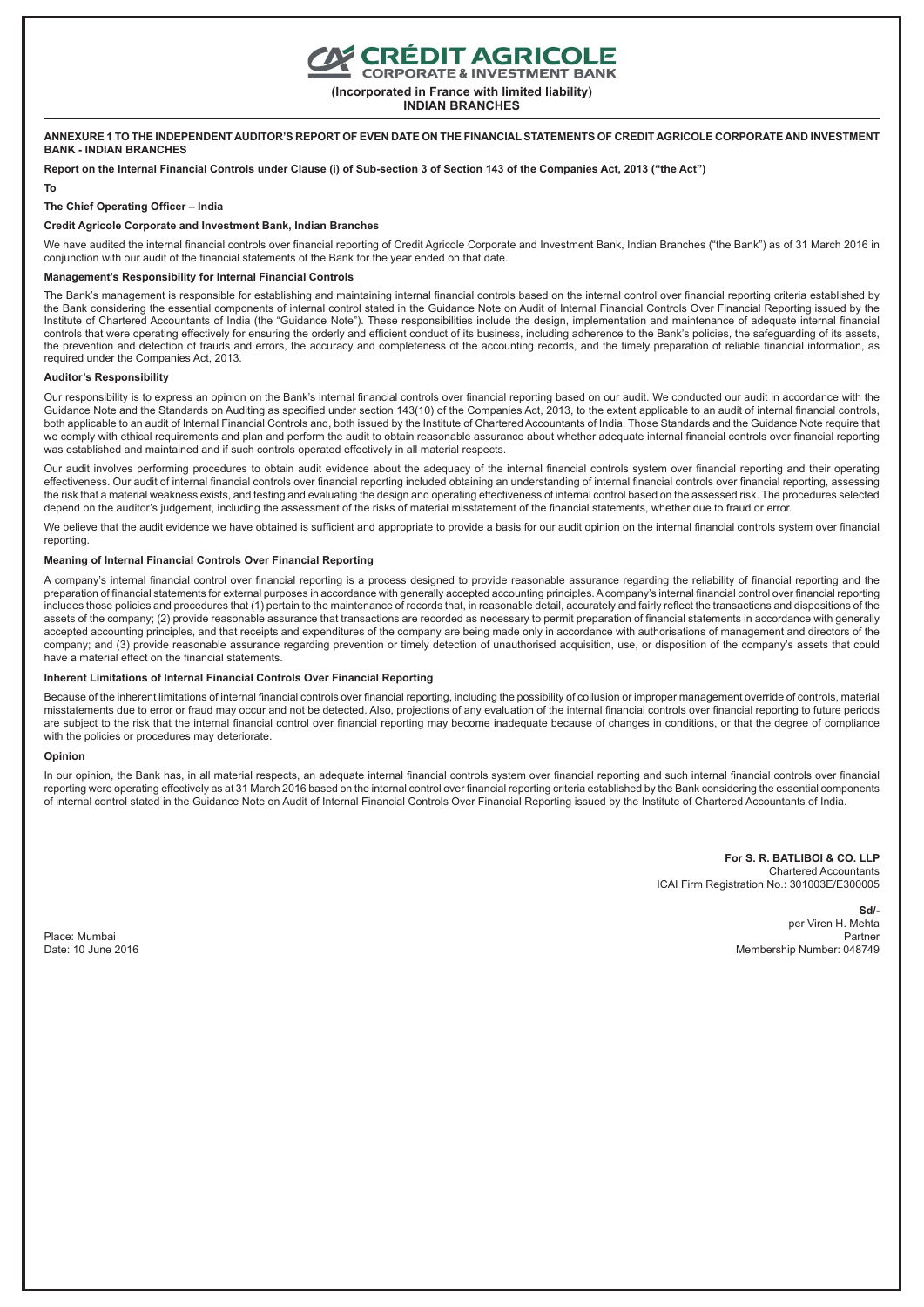**CRÉDIT AGRICOLE**
**CORPORATE & INVESTMENT BANK**

**(Incorporated in France with limited liability)**
**INDIAN BRANCHES**

**ANNEXURE 1 TO THE INDEPENDENT AUDITOR'S REPORT OF EVEN DATE ON THE FINANCIAL STATEMENTS OF CREDIT AGRICOLE CORPORATE AND INVESTMENT BANK - INDIAN BRANCHES**

**Report on the Internal Financial Controls under Clause (i) of Sub-section 3 of Section 143 of the Companies Act, 2013 ("the Act")**

**To**

**The Chief Operating Officer – India**

**Credit Agricole Corporate and Investment Bank, Indian Branches**

We have audited the internal financial controls over financial reporting of Credit Agricole Corporate and Investment Bank, Indian Branches ("the Bank") as of 31 March 2016 in conjunction with our audit of the financial statements of the Bank for the year ended on that date.

**Management's Responsibility for Internal Financial Controls**

The Bank's management is responsible for establishing and maintaining internal financial controls based on the internal control over financial reporting criteria established by the Bank considering the essential components of internal control stated in the Guidance Note on Audit of Internal Financial Controls Over Financial Reporting issued by the Institute of Chartered Accountants of India (the "Guidance Note"). These responsibilities include the design, implementation and maintenance of adequate internal financial controls that were operating effectively for ensuring the orderly and efficient conduct of its business, including adherence to the Bank's policies, the safeguarding of its assets, the prevention and detection of frauds and errors, the accuracy and completeness of the accounting records, and the timely preparation of reliable financial information, as required under the Companies Act, 2013.

**Auditor's Responsibility**

Our responsibility is to express an opinion on the Bank's internal financial controls over financial reporting based on our audit. We conducted our audit in accordance with the Guidance Note and the Standards on Auditing as specified under section 143(10) of the Companies Act, 2013, to the extent applicable to an audit of internal financial controls, both applicable to an audit of Internal Financial Controls and, both issued by the Institute of Chartered Accountants of India. Those Standards and the Guidance Note require that we comply with ethical requirements and plan and perform the audit to obtain reasonable assurance about whether adequate internal financial controls over financial reporting was established and maintained and if such controls operated effectively in all material respects.

Our audit involves performing procedures to obtain audit evidence about the adequacy of the internal financial controls system over financial reporting and their operating effectiveness. Our audit of internal financial controls over financial reporting included obtaining an understanding of internal financial controls over financial reporting, assessing the risk that a material weakness exists, and testing and evaluating the design and operating effectiveness of internal control based on the assessed risk. The procedures selected depend on the auditor's judgement, including the assessment of the risks of material misstatement of the financial statements, whether due to fraud or error.

We believe that the audit evidence we have obtained is sufficient and appropriate to provide a basis for our audit opinion on the internal financial controls system over financial reporting.

**Meaning of Internal Financial Controls Over Financial Reporting**

A company's internal financial control over financial reporting is a process designed to provide reasonable assurance regarding the reliability of financial reporting and the preparation of financial statements for external purposes in accordance with generally accepted accounting principles. A company's internal financial control over financial reporting includes those policies and procedures that (1) pertain to the maintenance of records that, in reasonable detail, accurately and fairly reflect the transactions and dispositions of the assets of the company; (2) provide reasonable assurance that transactions are recorded as necessary to permit preparation of financial statements in accordance with generally accepted accounting principles, and that receipts and expenditures of the company are being made only in accordance with authorisations of management and directors of the company; and (3) provide reasonable assurance regarding prevention or timely detection of unauthorised acquisition, use, or disposition of the company's assets that could have a material effect on the financial statements.

**Inherent Limitations of Internal Financial Controls Over Financial Reporting**

Because of the inherent limitations of internal financial controls over financial reporting, including the possibility of collusion or improper management override of controls, material misstatements due to error or fraud may occur and not be detected. Also, projections of any evaluation of the internal financial controls over financial reporting to future periods are subject to the risk that the internal financial control over financial reporting may become inadequate because of changes in conditions, or that the degree of compliance with the policies or procedures may deteriorate.

**Opinion**

In our opinion, the Bank has, in all material respects, an adequate internal financial controls system over financial reporting and such internal financial controls over financial reporting were operating effectively as at 31 March 2016 based on the internal control over financial reporting criteria established by the Bank considering the essential components of internal control stated in the Guidance Note on Audit of Internal Financial Controls Over Financial Reporting issued by the Institute of Chartered Accountants of India.

**For S. R. BATLIBOI & CO. LLP**
Chartered Accountants
ICAI Firm Registration No.: 301003E/E300005

**Sd/-**
per Viren H. Mehta
Partner
Membership Number: 048749

Place: Mumbai
Date: 10 June 2016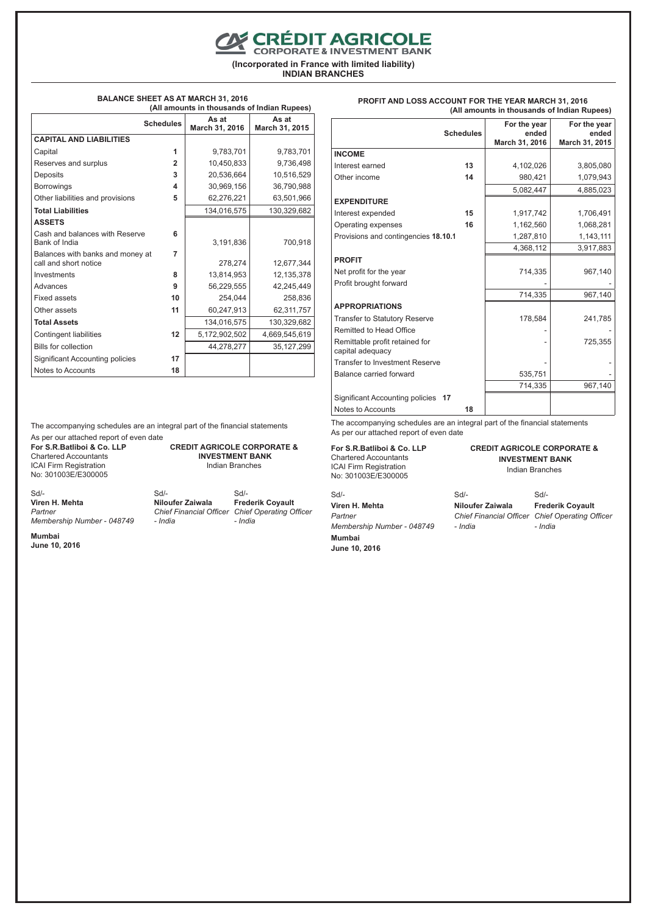# CRÉDIT AGRICOLE
## CORPORATE & INVESTMENT BANK

**(Incorporated in France with limited liability)**
**INDIAN BRANCHES**

### BALANCE SHEET AS AT MARCH 31, 2016

**(All amounts in thousands of Indian Rupees)**

| | Schedules | As at March 31, 2016 | As at March 31, 2015 |
|---|---|---|---|
| **CAPITAL AND LIABILITIES** | | | |
| Capital | 1 | 9,783,701 | 9,783,701 |
| Reserves and surplus | 2 | 10,450,833 | 9,736,498 |
| Deposits | 3 | 20,536,664 | 10,516,529 |
| Borrowings | 4 | 30,969,156 | 36,790,988 |
| Other liabilities and provisions | 5 | 62,276,221 | 63,501,966 |
| **Total Liabilities** | | 134,016,575 | 130,329,682 |
| **ASSETS** | | | |
| Cash and balances with Reserve Bank of India | 6 | 3,191,836 | 700,918 |
| Balances with banks and money at call and short notice | 7 | 278,274 | 12,677,344 |
| Investments | 8 | 13,814,953 | 12,135,378 |
| Advances | 9 | 56,229,555 | 42,245,449 |
| Fixed assets | 10 | 254,044 | 258,836 |
| Other assets | 11 | 60,247,913 | 62,311,757 |
| **Total Assets** | | 134,016,575 | 130,329,682 |
| Contingent liabilities | 12 | 5,172,902,502 | 4,669,545,619 |
| Bills for collection | | 44,278,277 | 35,127,299 |
| Significant Accounting policies | 17 | | |
| Notes to Accounts | 18 | | |

The accompanying schedules are an integral part of the financial statements

As per our attached report of even date

**For S.R.Batliboi & Co. LLP**
Chartered Accountants
ICAI Firm Registration
No: 301003E/E300005

**CREDIT AGRICOLE CORPORATE & INVESTMENT BANK**
Indian Branches

Sd/-
**Viren H. Mehta**
*Partner*
*Membership Number - 048749*

Sd/-
**Niloufer Zaiwala**
*Chief Financial Officer - India*

Sd/-
**Frederik Coyault**
*Chief Operating Officer - India*

**Mumbai**
**June 10, 2016**

### PROFIT AND LOSS ACCOUNT FOR THE YEAR MARCH 31, 2016

**(All amounts in thousands of Indian Rupees)**

| | Schedules | For the year ended March 31, 2016 | For the year ended March 31, 2015 |
|---|---|---|---|
| **INCOME** | | | |
| Interest earned | 13 | 4,102,026 | 3,805,080 |
| Other income | 14 | 980,421 | 1,079,943 |
| | | 5,082,447 | 4,885,023 |
| **EXPENDITURE** | | | |
| Interest expended | 15 | 1,917,742 | 1,706,491 |
| Operating expenses | 16 | 1,162,560 | 1,068,281 |
| Provisions and contingencies | 18.10.1 | 1,287,810 | 1,143,111 |
| | | 4,368,112 | 3,917,883 |
| **PROFIT** | | | |
| Net profit for the year | | 714,335 | 967,140 |
| Profit brought forward | | - | - |
| | | 714,335 | 967,140 |
| **APPROPRIATIONS** | | | |
| Transfer to Statutory Reserve | | 178,584 | 241,785 |
| Remitted to Head Office | | - | - |
| Remittable profit retained for capital adequacy | | - | 725,355 |
| Transfer to Investment Reserve | | - | - |
| Balance carried forward | | 535,751 | - |
| | | 714,335 | 967,140 |
| Significant Accounting policies | 17 | | |
| Notes to Accounts | 18 | | |

The accompanying schedules are an integral part of the financial statements
As per our attached report of even date

**For S.R.Batliboi & Co. LLP**
Chartered Accountants
ICAI Firm Registration
No: 301003E/E300005

**CREDIT AGRICOLE CORPORATE & INVESTMENT BANK**
Indian Branches

Sd/-
**Viren H. Mehta**
*Partner*
*Membership Number - 048749*

Sd/-
**Niloufer Zaiwala**
*Chief Financial Officer - India*

Sd/-
**Frederik Coyault**
*Chief Operating Officer - India*

**Mumbai**
**June 10, 2016**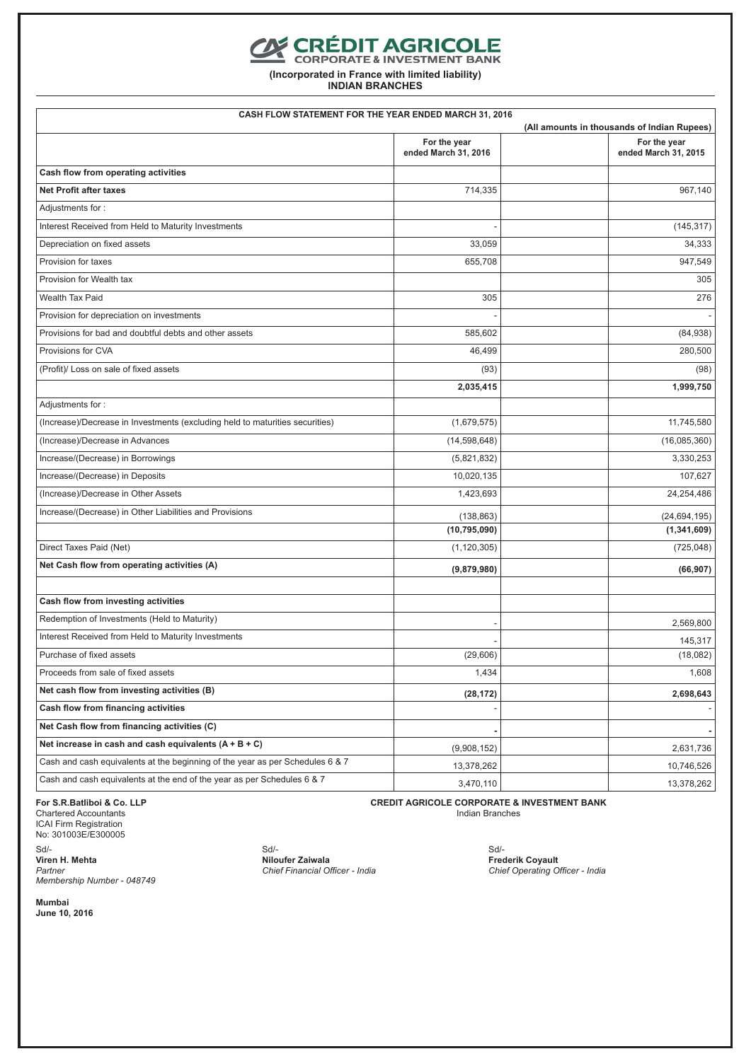# CRÉDIT AGRICOLE
## CORPORATE & INVESTMENT BANK

**(Incorporated in France with limited liability)**
**INDIAN BRANCHES**

**CASH FLOW STATEMENT FOR THE YEAR ENDED MARCH 31, 2016**

**(All amounts in thousands of Indian Rupees)**

| | For the year ended March 31, 2016 | | For the year ended March 31, 2015 |
|---|---|---|---|
| **Cash flow from operating activities** | | | |
| **Net Profit after taxes** | 714,335 | | 967,140 |
| Adjustments for : | | | |
| Interest Received from Held to Maturity Investments | - | | (145,317) |
| Depreciation on fixed assets | 33,059 | | 34,333 |
| Provision for taxes | 655,708 | | 947,549 |
| Provision for Wealth tax | | | 305 |
| Wealth Tax Paid | 305 | | 276 |
| Provision for depreciation on investments | - | | - |
| Provisions for bad and doubtful debts and other assets | 585,602 | | (84,938) |
| Provisions for CVA | 46,499 | | 280,500 |
| (Profit)/ Loss on sale of fixed assets | (93) | | (98) |
| | **2,035,415** | | **1,999,750** |
| Adjustments for : | | | |
| (Increase)/Decrease in Investments (excluding held to maturities securities) | (1,679,575) | | 11,745,580 |
| (Increase)/Decrease in Advances | (14,598,648) | | (16,085,360) |
| Increase/(Decrease) in Borrowings | (5,821,832) | | 3,330,253 |
| Increase/(Decrease) in Deposits | 10,020,135 | | 107,627 |
| (Increase)/Decrease in Other Assets | 1,423,693 | | 24,254,486 |
| Increase/(Decrease) in Other Liabilities and Provisions | (138,863) | | (24,694,195) |
| | **(10,795,090)** | | **(1,341,609)** |
| Direct Taxes Paid (Net) | (1,120,305) | | (725,048) |
| **Net Cash flow from operating activities (A)** | **(9,879,980)** | | **(66,907)** |
| | | | |
| **Cash flow from investing activities** | | | |
| Redemption of Investments (Held to Maturity) | - | | 2,569,800 |
| Interest Received from Held to Maturity Investments | - | | 145,317 |
| Purchase of fixed assets | (29,606) | | (18,082) |
| Proceeds from sale of fixed assets | 1,434 | | 1,608 |
| **Net cash flow from investing activities (B)** | **(28,172)** | | **2,698,643** |
| **Cash flow from financing activities** | - | | - |
| **Net Cash flow from financing activities (C)** | **-** | | **-** |
| **Net increase in cash and cash equivalents (A + B + C)** | (9,908,152) | | 2,631,736 |
| Cash and cash equivalents at the beginning of the year as per Schedules 6 & 7 | 13,378,262 | | 10,746,526 |
| Cash and cash equivalents at the end of the year as per Schedules 6 & 7 | 3,470,110 | | 13,378,262 |

**For S.R.Batliboi & Co. LLP**
Chartered Accountants
ICAI Firm Registration
No: 301003E/E300005

**CREDIT AGRICOLE CORPORATE & INVESTMENT BANK**
Indian Branches

Sd/-
**Viren H. Mehta**
*Partner*
*Membership Number - 048749*

Sd/-
**Niloufer Zaiwala**
*Chief Financial Officer - India*

Sd/-
**Frederik Coyault**
*Chief Operating Officer - India*

**Mumbai**
**June 10, 2016**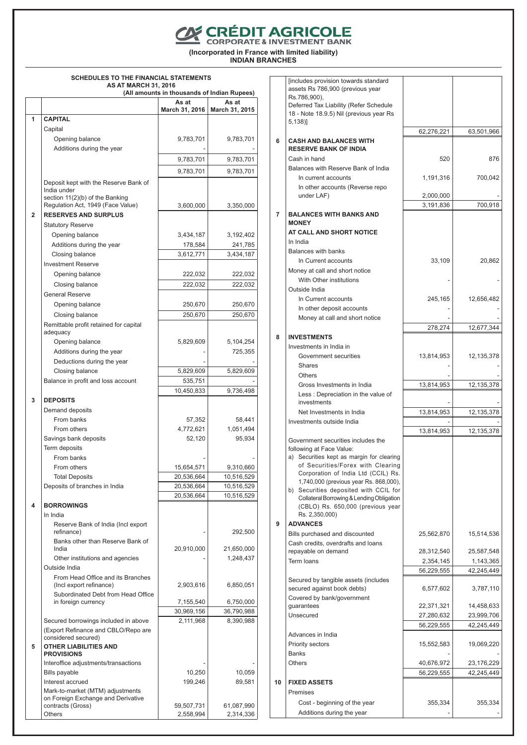# CRÉDIT AGRICOLE
## CORPORATE & INVESTMENT BANK

**(Incorporated in France with limited liability)**
**INDIAN BRANCHES**

### SCHEDULES TO THE FINANCIAL STATEMENTS AS AT MARCH 31, 2016

**(All amounts in thousands of Indian Rupees)**

| | | As at March 31, 2016 | As at March 31, 2015 |
|---|---|---|---|
| **1** | **CAPITAL** | | |
| | Capital | | |
| | Opening balance | 9,783,701 | 9,783,701 |
| | Additions during the year | - | - |
| | | 9,783,701 | 9,783,701 |
| | | 9,783,701 | 9,783,701 |
| | Deposit kept with the Reserve Bank of India under section 11(2)(b) of the Banking Regulation Act, 1949 (Face Value) | 3,600,000 | 3,350,000 |
| **2** | **RESERVES AND SURPLUS** | | |
| | Statutory Reserve | | |
| | Opening balance | 3,434,187 | 3,192,402 |
| | Additions during the year | 178,584 | 241,785 |
| | Closing balance | 3,612,771 | 3,434,187 |
| | Investment Reserve | | |
| | Opening balance | 222,032 | 222,032 |
| | Closing balance | 222,032 | 222,032 |
| | General Reserve | | |
| | Opening balance | 250,670 | 250,670 |
| | Closing balance | 250,670 | 250,670 |
| | Remittable profit retained for capital adequacy | | |
| | Opening balance | 5,829,609 | 5,104,254 |
| | Additions during the year | - | 725,355 |
| | Deductions during the year | - | - |
| | Closing balance | 5,829,609 | 5,829,609 |
| | Balance in profit and loss account | 535,751 | - |
| | | 10,450,833 | 9,736,498 |
| **3** | **DEPOSITS** | | |
| | Demand deposits | | |
| | From banks | 57,352 | 58,441 |
| | From others | 4,772,621 | 1,051,494 |
| | Savings bank deposits | 52,120 | 95,934 |
| | Term deposits | | |
| | From banks | - | - |
| | From others | 15,654,571 | 9,310,660 |
| | Total Deposits | 20,536,664 | 10,516,529 |
| | Deposits of branches in India | 20,536,664 | 10,516,529 |
| | | 20,536,664 | 10,516,529 |
| **4** | **BORROWINGS** | | |
| | In India | | |
| | Reserve Bank of India (Incl export refinance) | - | 292,500 |
| | Banks other than Reserve Bank of India | 20,910,000 | 21,650,000 |
| | Other institutions and agencies | - | 1,248,437 |
| | Outside India | | |
| | From Head Office and its Branches (Incl export refinance) | 2,903,616 | 6,850,051 |
| | Subordinated Debt from Head Office in foreign currency | 7,155,540 | 6,750,000 |
| | | 30,969,156 | 36,790,988 |
| | Secured borrowings included in above | 2,111,968 | 8,390,988 |
| | (Export Refinance and CBLO/Repo are considered secured) | | |
| **5** | **OTHER LIABILITIES AND PROVISIONS** | | |
| | Interoffice adjustments/transactions | - | - |
| | Bills payable | 10,250 | 10,059 |
| | Interest accrued | 199,246 | 89,581 |
| | Mark-to-market (MTM) adjustments on Foreign Exchange and Derivative contracts (Gross) | 59,507,731 | 61,087,990 |
| | Others | 2,558,994 | 2,314,336 |
| | [includes provision towards standard assets Rs 786,900 (previous year Rs.786,900), Deferred Tax Liability (Refer Schedule 18 - Note 18.9.5) Nil (previous year Rs 5,138)] | | |
| | | 62,276,221 | 63,501,966 |
| **6** | **CASH AND BALANCES WITH RESERVE BANK OF INDIA** | | |
| | Cash in hand | 520 | 876 |
| | Balances with Reserve Bank of India | | |
| | In current accounts | 1,191,316 | 700,042 |
| | In other accounts (Reverse repo under LAF) | 2,000,000 | - |
| | | 3,191,836 | 700,918 |
| **7** | **BALANCES WITH BANKS AND MONEY AT CALL AND SHORT NOTICE** | | |
| | In India | | |
| | Balances with banks | | |
| | In Current accounts | 33,109 | 20,862 |
| | Money at call and short notice | | |
| | With Other institutions | - | - |
| | Outside India | | |
| | In Current accounts | 245,165 | 12,656,482 |
| | In other deposit accounts | - | - |
| | Money at call and short notice | - | - |
| | | 278,274 | 12,677,344 |
| **8** | **INVESTMENTS** | | |
| | Investments in India in | | |
| | Government securities | 13,814,953 | 12,135,378 |
| | Shares | - | - |
| | Others | - | - |
| | Gross Investments in India | 13,814,953 | 12,135,378 |
| | Less : Depreciation in the value of investments | - | - |
| | Net Investments in India | 13,814,953 | 12,135,378 |
| | Investments outside India | - | - |
| | | 13,814,953 | 12,135,378 |
| | Government securities includes the following at Face Value:<br>a) Securities kept as margin for clearing of Securities/Forex with Clearing Corporation of India Ltd (CCIL) Rs. 1,740,000 (previous year Rs. 868,000),<br>b) Securities deposited with CCIL for Collateral Borrowing & Lending Obligation (CBLO) Rs. 650,000 (previous year Rs. 2,350,000) | | |
| **9** | **ADVANCES** | | |
| | Bills purchased and discounted | 25,562,870 | 15,514,536 |
| | Cash credits, overdrafts and loans repayable on demand | 28,312,540 | 25,587,548 |
| | Term loans | 2,354,145 | 1,143,365 |
| | | 56,229,555 | 42,245,449 |
| | Secured by tangible assets (includes secured against book debts) | 6,577,602 | 3,787,110 |
| | Covered by bank/government guarantees | 22,371,321 | 14,458,633 |
| | Unsecured | 27,280,632 | 23,999,706 |
| | | 56,229,555 | 42,245,449 |
| | Advances in India | | |
| | Priority sectors | 15,552,583 | 19,069,220 |
| | Banks | - | - |
| | Others | 40,676,972 | 23,176,229 |
| | | 56,229,555 | 42,245,449 |
| **10** | **FIXED ASSETS** | | |
| | Premises | | |
| | Cost - beginning of the year | 355,334 | 355,334 |
| | Additions during the year | - | - |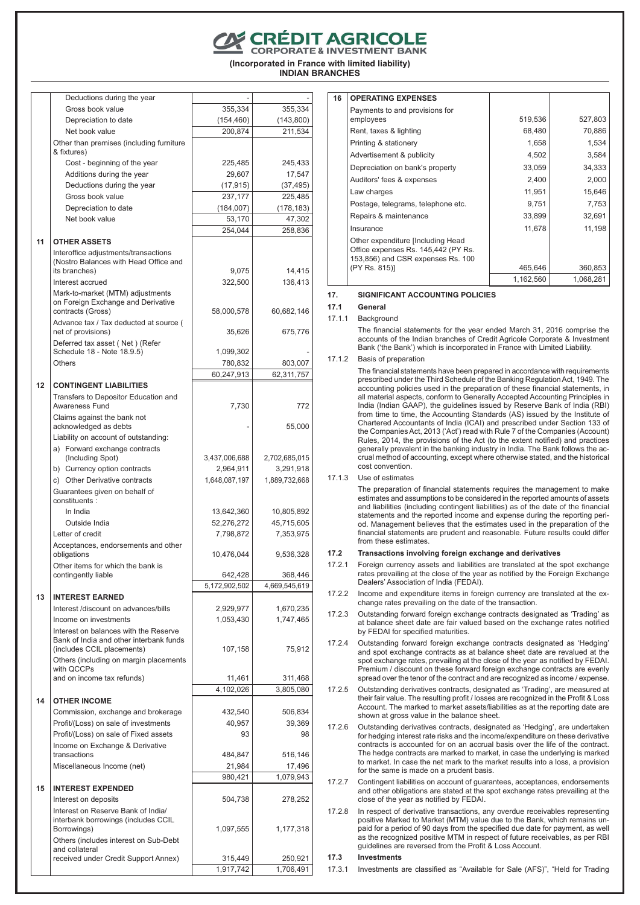**CRÉDIT AGRICOLE**
**CORPORATE & INVESTMENT BANK**

**(Incorporated in France with limited liability)**
**INDIAN BRANCHES**

| | | | |
|---|---|---|---|
| | Deductions during the year | - | - |
| | Gross book value | 355,334 | 355,334 |
| | Depreciation to date | (154,460) | (143,800) |
| | Net book value | 200,874 | 211,534 |
| | Other than premises (including furniture & fixtures) | | |
| | Cost - beginning of the year | 225,485 | 245,433 |
| | Additions during the year | 29,607 | 17,547 |
| | Deductions during the year | (17,915) | (37,495) |
| | Gross book value | 237,177 | 225,485 |
| | Depreciation to date | (184,007) | (178,183) |
| | Net book value | 53,170 | 47,302 |
| | | 254,044 | 258,836 |
| **11** | **OTHER ASSETS** | | |
| | Interoffice adjustments/transactions (Nostro Balances with Head Office and its branches) | 9,075 | 14,415 |
| | Interest accrued | 322,500 | 136,413 |
| | Mark-to-market (MTM) adjustments on Foreign Exchange and Derivative contracts (Gross) | 58,000,578 | 60,682,146 |
| | Advance tax / Tax deducted at source ( net of provisions) | 35,626 | 675,776 |
| | Deferred tax asset ( Net ) (Refer Schedule 18 - Note 18.9.5) | 1,099,302 | - |
| | Others | 780,832 | 803,007 |
| | | 60,247,913 | 62,311,757 |
| **12** | **CONTINGENT LIABILITIES** | | |
| | Transfers to Depositor Education and Awareness Fund | 7,730 | 772 |
| | Claims against the bank not acknowledged as debts | - | 55,000 |
| | Liability on account of outstanding: | | |
| | a) Forward exchange contracts (Including Spot) | 3,437,006,688 | 2,702,685,015 |
| | b) Currency option contracts | 2,964,911 | 3,291,918 |
| | c) Other Derivative contracts | 1,648,087,197 | 1,889,732,668 |
| | Guarantees given on behalf of constituents : | | |
| | In India | 13,642,360 | 10,805,892 |
| | Outside India | 52,276,272 | 45,715,605 |
| | Letter of credit | 7,798,872 | 7,353,975 |
| | Acceptances, endorsements and other obligations | 10,476,044 | 9,536,328 |
| | Other items for which the bank is contingently liable | 642,428 | 368,446 |
| | | 5,172,902,502 | 4,669,545,619 |
| **13** | **INTEREST EARNED** | | |
| | Interest /discount on advances/bills | 2,929,977 | 1,670,235 |
| | Income on investments | 1,053,430 | 1,747,465 |
| | Interest on balances with the Reserve Bank of India and other interbank funds (includes CCIL placements) | 107,158 | 75,912 |
| | Others (including on margin placements with QCCPs and on income tax refunds) | 11,461 | 311,468 |
| | | 4,102,026 | 3,805,080 |
| **14** | **OTHER INCOME** | | |
| | Commission, exchange and brokerage | 432,540 | 506,834 |
| | Profit/(Loss) on sale of investments | 40,957 | 39,369 |
| | Profit/(Loss) on sale of Fixed assets | 93 | 98 |
| | Income on Exchange & Derivative transactions | 484,847 | 516,146 |
| | Miscellaneous Income (net) | 21,984 | 17,496 |
| | | 980,421 | 1,079,943 |
| **15** | **INTEREST EXPENDED** | | |
| | Interest on deposits | 504,738 | 278,252 |
| | Interest on Reserve Bank of India/ interbank borrowings (includes CCIL Borrowings) | 1,097,555 | 1,177,318 |
| | Others (includes interest on Sub-Debt and collateral received under Credit Support Annex) | 315,449 | 250,921 |
| | | 1,917,742 | 1,706,491 |

| | | | |
|---|---|---|---|
| **16** | **OPERATING EXPENSES** | | |
| | Payments to and provisions for employees | 519,536 | 527,803 |
| | Rent, taxes & lighting | 68,480 | 70,886 |
| | Printing & stationery | 1,658 | 1,534 |
| | Advertisement & publicity | 4,502 | 3,584 |
| | Depreciation on bank's property | 33,059 | 34,333 |
| | Auditors' fees & expenses | 2,400 | 2,000 |
| | Law charges | 11,951 | 15,646 |
| | Postage, telegrams, telephone etc. | 9,751 | 7,753 |
| | Repairs & maintenance | 33,899 | 32,691 |
| | Insurance | 11,678 | 11,198 |
| | Other expenditure [Including Head Office expenses Rs. 145,442 (PY Rs. 153,856) and CSR expenses Rs. 100 (PY Rs. 815)] | 465,646 | 360,853 |
| | | 1,162,560 | 1,068,281 |

**17. SIGNIFICANT ACCOUNTING POLICIES**

**17.1 General**

17.1.1 Background

The financial statements for the year ended March 31, 2016 comprise the accounts of the Indian branches of Credit Agricole Corporate & Investment Bank ('the Bank') which is incorporated in France with Limited Liability.

17.1.2 Basis of preparation

The financial statements have been prepared in accordance with requirements prescribed under the Third Schedule of the Banking Regulation Act, 1949. The accounting policies used in the preparation of these financial statements, in all material aspects, conform to Generally Accepted Accounting Principles in India (Indian GAAP), the guidelines issued by Reserve Bank of India (RBI) from time to time, the Accounting Standards (AS) issued by the Institute of Chartered Accountants of India (ICAI) and prescribed under Section 133 of the Companies Act, 2013 ('Act') read with Rule 7 of the Companies (Account) Rules, 2014, the provisions of the Act (to the extent notified) and practices generally prevalent in the banking industry in India. The Bank follows the accrual method of accounting, except where otherwise stated, and the historical cost convention.

17.1.3 Use of estimates

The preparation of financial statements requires the management to make estimates and assumptions to be considered in the reported amounts of assets and liabilities (including contingent liabilities) as of the date of the financial statements and the reported income and expense during the reporting period. Management believes that the estimates used in the preparation of the financial statements are prudent and reasonable. Future results could differ from these estimates.

**17.2 Transactions involving foreign exchange and derivatives**

17.2.1 Foreign currency assets and liabilities are translated at the spot exchange rates prevailing at the close of the year as notified by the Foreign Exchange Dealers' Association of India (FEDAI).

17.2.2 Income and expenditure items in foreign currency are translated at the exchange rates prevailing on the date of the transaction.

17.2.3 Outstanding forward foreign exchange contracts designated as 'Trading' as at balance sheet date are fair valued based on the exchange rates notified by FEDAI for specified maturities.

17.2.4 Outstanding forward foreign exchange contracts designated as 'Hedging' and spot exchange contracts as at balance sheet date are revalued at the spot exchange rates, prevailing at the close of the year as notified by FEDAI. Premium / discount on these forward foreign exchange contracts are evenly spread over the tenor of the contract and are recognized as income / expense.

17.2.5 Outstanding derivatives contracts, designated as 'Trading', are measured at their fair value. The resulting profit / losses are recognized in the Profit & Loss Account. The marked to market assets/liabilities as at the reporting date are shown at gross value in the balance sheet.

17.2.6 Outstanding derivatives contracts, designated as 'Hedging', are undertaken for hedging interest rate risks and the income/expenditure on these derivative contracts is accounted for on an accrual basis over the life of the contract. The hedge contracts are marked to market, in case the underlying is marked to market. In case the net mark to the market results into a loss, a provision for the same is made on a prudent basis.

17.2.7 Contingent liabilities on account of guarantees, acceptances, endorsements and other obligations are stated at the spot exchange rates prevailing at the close of the year as notified by FEDAI.

17.2.8 In respect of derivative transactions, any overdue receivables representing positive Marked to Market (MTM) value due to the Bank, which remains unpaid for a period of 90 days from the specified due date for payment, as well as the recognized positive MTM in respect of future receivables, as per RBI guidelines are reversed from the Profit & Loss Account.

**17.3 Investments**

17.3.1 Investments are classified as "Available for Sale (AFS)", "Held for Trading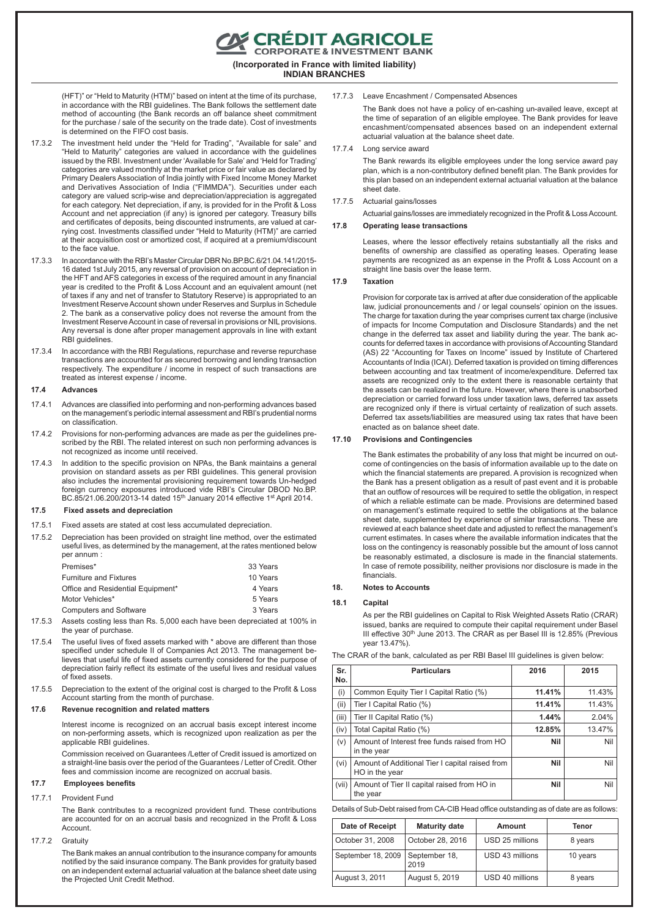(HFT)" or "Held to Maturity (HTM)" based on intent at the time of its purchase, in accordance with the RBI guidelines. The Bank follows the settlement date method of accounting (the Bank records an off balance sheet commitment for the purchase / sale of the security on the trade date). Cost of investments is determined on the FIFO cost basis.

17.3.2 The investment held under the "Held for Trading", "Available for sale" and "Held to Maturity" categories are valued in accordance with the guidelines issued by the RBI. Investment under 'Available for Sale' and 'Held for Trading' categories are valued monthly at the market price or fair value as declared by Primary Dealers Association of India jointly with Fixed Income Money Market and Derivatives Association of India ("FIMMDA"). Securities under each category are valued scrip-wise and depreciation/appreciation is aggregated for each category. Net depreciation, if any, is provided for in the Profit & Loss Account and net appreciation (if any) is ignored per category. Treasury bills and certificates of deposits, being discounted instruments, are valued at carrying cost. Investments classified under "Held to Maturity (HTM)" are carried at their acquisition cost or amortized cost, if acquired at a premium/discount to the face value.

17.3.3 In accordance with the RBI's Master Circular DBR No.BP.BC.6/21.04.141/2015-16 dated 1st July 2015, any reversal of provision on account of depreciation in the HFT and AFS categories in excess of the required amount in any financial year is credited to the Profit & Loss Account and an equivalent amount (net of taxes if any and net of transfer to Statutory Reserve) is appropriated to an Investment Reserve Account shown under Reserves and Surplus in Schedule 2. The bank as a conservative policy does not reverse the amount from the Investment Reserve Account in case of reversal in provisions or NIL provisions. Any reversal is done after proper management approvals in line with extant RBI guidelines.

17.3.4 In accordance with the RBI Regulations, repurchase and reverse repurchase transactions are accounted for as secured borrowing and lending transaction respectively. The expenditure / income in respect of such transactions are treated as interest expense / income.

**17.4 Advances**

17.4.1 Advances are classified into performing and non-performing advances based on the management's periodic internal assessment and RBI's prudential norms on classification.

17.4.2 Provisions for non-performing advances are made as per the guidelines prescribed by the RBI. The related interest on such non performing advances is not recognized as income until received.

17.4.3 In addition to the specific provision on NPAs, the Bank maintains a general provision on standard assets as per RBI guidelines. This general provision also includes the incremental provisioning requirement towards Un-hedged foreign currency exposures introduced vide RBI's Circular DBOD No.BP. BC.85/21.06.200/2013-14 dated 15th January 2014 effective 1st April 2014.

**17.5 Fixed assets and depreciation**

17.5.1 Fixed assets are stated at cost less accumulated depreciation.

17.5.2 Depreciation has been provided on straight line method, over the estimated useful lives, as determined by the management, at the rates mentioned below per annum :

| | |
|---|---|
| Premises* | 33 Years |
| Furniture and Fixtures | 10 Years |
| Office and Residential Equipment* | 4 Years |
| Motor Vehicles* | 5 Years |
| Computers and Software | 3 Years |

17.5.3 Assets costing less than Rs. 5,000 each have been depreciated at 100% in the year of purchase.

17.5.4 The useful lives of fixed assets marked with * above are different than those specified under schedule II of Companies Act 2013. The management believes that useful life of fixed assets currently considered for the purpose of depreciation fairly reflect its estimate of the useful lives and residual values of fixed assets.

17.5.5 Depreciation to the extent of the original cost is charged to the Profit & Loss Account starting from the month of purchase.

**17.6 Revenue recognition and related matters**

Interest income is recognized on an accrual basis except interest income on non-performing assets, which is recognized upon realization as per the applicable RBI guidelines.

Commission received on Guarantees /Letter of Credit issued is amortized on a straight-line basis over the period of the Guarantees / Letter of Credit. Other fees and commission income are recognized on accrual basis.

**17.7 Employees benefits**

17.7.1 Provident Fund

The Bank contributes to a recognized provident fund. These contributions are accounted for on an accrual basis and recognized in the Profit & Loss Account.

17.7.2 Gratuity

The Bank makes an annual contribution to the insurance company for amounts notified by the said insurance company. The Bank provides for gratuity based on an independent external actuarial valuation at the balance sheet date using the Projected Unit Credit Method.

17.7.3 Leave Encashment / Compensated Absences

The Bank does not have a policy of en-cashing un-availed leave, except at the time of separation of an eligible employee. The Bank provides for leave encashment/compensated absences based on an independent external actuarial valuation at the balance sheet date.

17.7.4 Long service award

The Bank rewards its eligible employees under the long service award pay plan, which is a non-contributory defined benefit plan. The Bank provides for this plan based on an independent external actuarial valuation at the balance sheet date.

17.7.5 Actuarial gains/losses

Actuarial gains/losses are immediately recognized in the Profit & Loss Account.

**17.8 Operating lease transactions**

Leases, where the lessor effectively retains substantially all the risks and benefits of ownership are classified as operating leases. Operating lease payments are recognized as an expense in the Profit & Loss Account on a straight line basis over the lease term.

**17.9 Taxation**

Provision for corporate tax is arrived at after due consideration of the applicable law, judicial pronouncements and / or legal counsels' opinion on the issues. The charge for taxation during the year comprises current tax charge (inclusive of impacts for Income Computation and Disclosure Standards) and the net change in the deferred tax asset and liability during the year. The bank accounts for deferred taxes in accordance with provisions of Accounting Standard (AS) 22 "Accounting for Taxes on Income" issued by Institute of Chartered Accountants of India (ICAI). Deferred taxation is provided on timing differences between accounting and tax treatment of income/expenditure. Deferred tax assets are recognized only to the extent there is reasonable certainty that the assets can be realized in the future. However, where there is unabsorbed depreciation or carried forward loss under taxation laws, deferred tax assets are recognized only if there is virtual certainty of realization of such assets. Deferred tax assets/liabilities are measured using tax rates that have been enacted as on balance sheet date.

**17.10 Provisions and Contingencies**

The Bank estimates the probability of any loss that might be incurred on outcome of contingencies on the basis of information available up to the date on which the financial statements are prepared. A provision is recognized when the Bank has a present obligation as a result of past event and it is probable that an outflow of resources will be required to settle the obligation, in respect of which a reliable estimate can be made. Provisions are determined based on management's estimate required to settle the obligations at the balance sheet date, supplemented by experience of similar transactions. These are reviewed at each balance sheet date and adjusted to reflect the management's current estimates. In cases where the available information indicates that the loss on the contingency is reasonably possible but the amount of loss cannot be reasonably estimated, a disclosure is made in the financial statements. In case of remote possibility, neither provisions nor disclosure is made in the financials.

## 18. Notes to Accounts

**18.1 Capital**

As per the RBI guidelines on Capital to Risk Weighted Assets Ratio (CRAR) issued, banks are required to compute their capital requirement under Basel III effective 30th June 2013. The CRAR as per Basel III is 12.85% (Previous year 13.47%).

The CRAR of the bank, calculated as per RBI Basel III guidelines is given below:

| Sr. No. | Particulars | 2016 | 2015 |
|---|---|---|---|
| (i) | Common Equity Tier I Capital Ratio (%) | **11.41%** | 11.43% |
| (ii) | Tier I Capital Ratio (%) | **11.41%** | 11.43% |
| (iii) | Tier II Capital Ratio (%) | **1.44%** | 2.04% |
| (iv) | Total Capital Ratio (%) | **12.85%** | 13.47% |
| (v) | Amount of Interest free funds raised from HO in the year | **Nil** | Nil |
| (vi) | Amount of Additional Tier I capital raised from HO in the year | **Nil** | Nil |
| (vii) | Amount of Tier II capital raised from HO in the year | **Nil** | Nil |

Details of Sub-Debt raised from CA-CIB Head office outstanding as of date are as follows:

| Date of Receipt | Maturity date | Amount | Tenor |
|---|---|---|---|
| October 31, 2008 | October 28, 2016 | USD 25 millions | 8 years |
| September 18, 2009 | September 18, 2019 | USD 43 millions | 10 years |
| August 3, 2011 | August 5, 2019 | USD 40 millions | 8 years |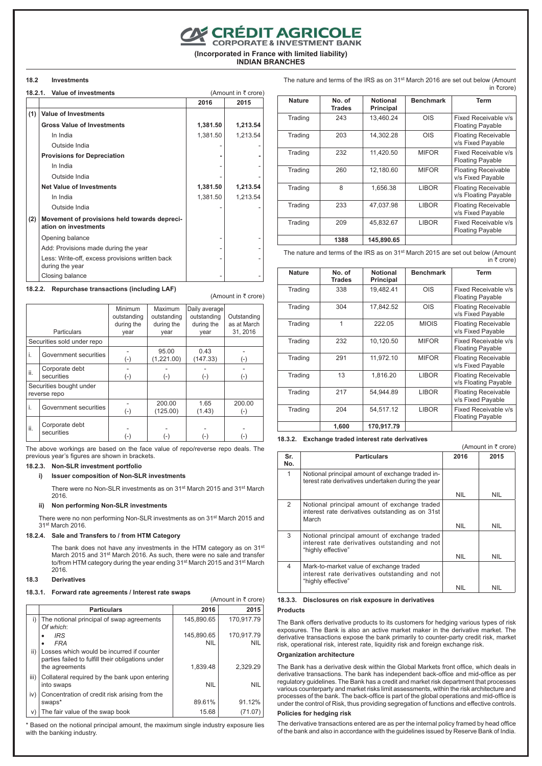# CRÉDIT AGRICOLE CORPORATE & INVESTMENT BANK

**(Incorporated in France with limited liability)**
**INDIAN BRANCHES**

### 18.2 Investments

#### 18.2.1. Value of investments

(Amount in ₹ crore)

| | | 2016 | 2015 |
|---|---|---|---|
| (1) | **Value of Investments** | | |
| | **Gross Value of Investments** | **1,381.50** | **1,213.54** |
| | In India | 1,381.50 | 1,213.54 |
| | Outside India | - | - |
| | **Provisions for Depreciation** | **-** | **-** |
| | In India | - | - |
| | Outside India | - | - |
| | **Net Value of Investments** | **1,381.50** | **1,213.54** |
| | In India | 1,381.50 | 1,213.54 |
| | Outside India | - | - |
| (2) | **Movement of provisions held towards depreciation on investments** | | |
| | Opening balance | - | - |
| | Add: Provisions made during the year | - | - |
| | Less: Write-off, excess provisions written back during the year | - | - |
| | Closing balance | - | - |

#### 18.2.2. Repurchase transactions (including LAF)

(Amount in ₹ crore)

| | Particulars | Minimum outstanding during the year | Maximum outstanding during the year | Daily average outstanding during the year | Outstanding as at March 31, 2016 |
|---|---|---|---|---|---|
| Securities sold under repo | | | | | |
| i. | Government securities | - (-) | 95.00 (1,221.00) | 0.43 (147.33) | - (-) |
| ii. | Corporate debt securities | - (-) | - (-) | - (-) | - (-) |
| Securities bought under reverse repo | | | | | |
| i. | Government securities | - (-) | 200.00 (125.00) | 1.65 (1.43) | 200.00 (-) |
| ii. | Corporate debt securities | - (-) | - (-) | - (-) | - (-) |

The above workings are based on the face value of repo/reverse repo deals. The previous year's figures are shown in brackets.

#### 18.2.3. Non-SLR investment portfolio

**i) Issuer composition of Non-SLR investments**

There were no Non-SLR investments as on 31st March 2015 and 31st March 2016.

**ii) Non performing Non-SLR investments**

There were no non performing Non-SLR investments as on 31st March 2015 and 31st March 2016.

#### 18.2.4. Sale and Transfers to / from HTM Category

The bank does not have any investments in the HTM category as on 31st March 2015 and 31st March 2016. As such, there were no sale and transfer to/from HTM category during the year ending 31st March 2015 and 31st March 2016.

### 18.3 Derivatives

#### 18.3.1. Forward rate agreements / Interest rate swaps

(Amount in ₹ crore)

| | Particulars | 2016 | 2015 |
|---|---|---|---|
| i) | The notional principal of swap agreements *Of which:* | 145,890.65 | 170,917.79 |
| | • *IRS* | 145,890.65 | 170,917.79 |
| | • *FRA* | NIL | NIL |
| ii) | Losses which would be incurred if counter parties failed to fulfill their obligations under the agreements | 1,839.48 | 2,329.29 |
| iii) | Collateral required by the bank upon entering into swaps | NIL | NIL |
| iv) | Concentration of credit risk arising from the swaps* | 89.61% | 91.12% |
| v) | The fair value of the swap book | 15.68 | (71.07) |

\* Based on the notional principal amount, the maximum single industry exposure lies with the banking industry.

The nature and terms of the IRS as on 31st March 2016 are set out below (Amount in ₹crore)

| Nature | No. of Trades | Notional Principal | Benchmark | Term |
|---|---|---|---|---|
| Trading | 243 | 13,460.24 | OIS | Fixed Receivable v/s Floating Payable |
| Trading | 203 | 14,302.28 | OIS | Floating Receivable v/s Fixed Payable |
| Trading | 232 | 11,420.50 | MIFOR | Fixed Receivable v/s Floating Payable |
| Trading | 260 | 12,180.60 | MIFOR | Floating Receivable v/s Fixed Payable |
| Trading | 8 | 1,656.38 | LIBOR | Floating Receivable v/s Floating Payable |
| Trading | 233 | 47,037.98 | LIBOR | Floating Receivable v/s Fixed Payable |
| Trading | 209 | 45,832.67 | LIBOR | Fixed Receivable v/s Floating Payable |
| | **1388** | **145,890.65** | | |

The nature and terms of the IRS as on 31st March 2015 are set out below (Amount in ₹ crore)

| Nature | No. of Trades | Notional Principal | Benchmark | Term |
|---|---|---|---|---|
| Trading | 338 | 19,482.41 | OIS | Fixed Receivable v/s Floating Payable |
| Trading | 304 | 17,842.52 | OIS | Floating Receivable v/s Fixed Payable |
| Trading | 1 | 222.05 | MIOIS | Floating Receivable v/s Fixed Payable |
| Trading | 232 | 10,120.50 | MIFOR | Fixed Receivable v/s Floating Payable |
| Trading | 291 | 11,972.10 | MIFOR | Floating Receivable v/s Fixed Payable |
| Trading | 13 | 1,816.20 | LIBOR | Floating Receivable v/s Floating Payable |
| Trading | 217 | 54,944.89 | LIBOR | Floating Receivable v/s Fixed Payable |
| Trading | 204 | 54,517.12 | LIBOR | Fixed Receivable v/s Floating Payable |
| | **1,600** | **170,917.79** | | |

#### 18.3.2. Exchange traded interest rate derivatives

(Amount in ₹ crore)

| Sr. No. | Particulars | 2016 | 2015 |
|---|---|---|---|
| 1 | Notional principal amount of exchange traded interest rate derivatives undertaken during the year | NIL | NIL |
| 2 | Notional principal amount of exchange traded interest rate derivatives outstanding as on 31st March | NIL | NIL |
| 3 | Notional principal amount of exchange traded interest rate derivatives outstanding and not "highly effective" | NIL | NIL |
| 4 | Mark-to-market value of exchange traded interest rate derivatives outstanding and not "highly effective" | NIL | NIL |

#### 18.3.3. Disclosures on risk exposure in derivatives

**Products**

The Bank offers derivative products to its customers for hedging various types of risk exposures. The Bank is also an active market maker in the derivative market. The derivative transactions expose the bank primarily to counter-party credit risk, market risk, operational risk, interest rate, liquidity risk and foreign exchange risk.

**Organization architecture**

The Bank has a derivative desk within the Global Markets front office, which deals in derivative transactions. The bank has independent back-office and mid-office as per regulatory guidelines. The Bank has a credit and market risk department that processes various counterparty and market risks limit assessments, within the risk architecture and processes of the bank. The back-office is part of the global operations and mid-office is under the control of Risk, thus providing segregation of functions and effective controls.

**Policies for hedging risk**

The derivative transactions entered are as per the internal policy framed by head office of the bank and also in accordance with the guidelines issued by Reserve Bank of India.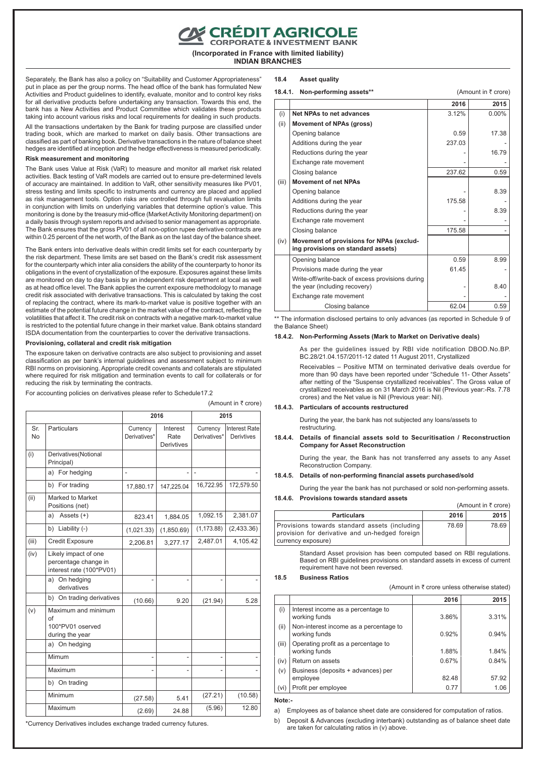# CRÉDIT AGRICOLE CORPORATE & INVESTMENT BANK

**(Incorporated in France with limited liability)**
**INDIAN BRANCHES**

Separately, the Bank has also a policy on "Suitability and Customer Appropriateness" put in place as per the group norms. The head office of the bank has formulated New Activities and Product guidelines to identify, evaluate, monitor and to control key risks for all derivative products before undertaking any transaction. Towards this end, the bank has a New Activities and Product Committee which validates these products taking into account various risks and local requirements for dealing in such products.

All the transactions undertaken by the Bank for trading purpose are classified under trading book, which are marked to market on daily basis. Other transactions are classified as part of banking book. Derivative transactions in the nature of balance sheet hedges are identified at inception and the hedge effectiveness is measured periodically.

**Risk measurement and monitoring**

The Bank uses Value at Risk (VaR) to measure and monitor all market risk related activities. Back testing of VaR models are carried out to ensure pre-determined levels of accuracy are maintained. In addition to VaR, other sensitivity measures like PV01, stress testing and limits specific to instruments and currency are placed and applied as risk management tools. Option risks are controlled through full revaluation limits in conjunction with limits on underlying variables that determine option's value. This monitoring is done by the treasury mid-office (Market Activity Monitoring department) on a daily basis through system reports and advised to senior management as appropriate. The Bank ensures that the gross PV01 of all non-option rupee derivative contracts are within 0.25 percent of the net worth, of the Bank as on the last day of the balance sheet.

The Bank enters into derivative deals within credit limits set for each counterparty by the risk department. These limits are set based on the Bank's credit risk assessment for the counterparty which inter alia considers the ability of the counterparty to honor its obligations in the event of crystallization of the exposure. Exposures against these limits are monitored on day to day basis by an independent risk department at local as well as at head office level. The Bank applies the current exposure methodology to manage credit risk associated with derivative transactions. This is calculated by taking the cost of replacing the contract, where its mark-to-market value is positive together with an estimate of the potential future change in the market value of the contract, reflecting the volatilities that affect it. The credit risk on contracts with a negative mark-to-market value is restricted to the potential future change in their market value. Bank obtains standard ISDA documentation from the counterparties to cover the derivative transactions.

**Provisioning, collateral and credit risk mitigation**

The exposure taken on derivative contracts are also subject to provisioning and asset classification as per bank's internal guidelines and assessment subject to minimum RBI norms on provisioning. Appropriate credit covenants and collaterals are stipulated where required for risk mitigation and termination events to call for collaterals or for reducing the risk by terminating the contracts.

For accounting policies on derivatives please refer to Schedule17.2

(Amount in ₹ crore)

| | | 2016 | | 2015 | |
|---|---|---|---|---|---|
| Sr. No | Particulars | Currency Derivatives* | Interest Rate Derivtives | Currency Derivatives* | Interest Rate Derivtives |
| (i) | Derivatives(Notional Principal) | | | | |
| | a) For hedging | - | - | - | - |
| | b) For trading | 17,880.17 | 147,225.04 | 16,722.95 | 172,579.50 |
| (ii) | Marked to Market Positions (net) | | | | |
| | a) Assets (+) | 823.41 | 1,884.05 | 1,092.15 | 2,381.07 |
| | b) Liability (-) | (1,021.33) | (1,850.69) | (1,173.88) | (2,433.36) |
| (iii) | Credit Exposure | 2,206.81 | 3,277.17 | 2,487.01 | 4,105.42 |
| (iv) | Likely impact of one percentage change in interest rate (100*PV01) | | | | |
| | a) On hedging derivatives | - | - | - | - |
| | b) On trading derivatives | (10.66) | 9.20 | (21.94) | 5.28 |
| (v) | Maximum and minimum of 100*PV01 oserved during the year | | | | |
| | a) On hedging | | | | |
| | Mimum | - | - | - | - |
| | Maximum | - | - | - | - |
| | b) On trading | | | | |
| | Minimum | (27.58) | 5.41 | (27.21) | (10.58) |
| | Maximum | (2.69) | 24.88 | (5.96) | 12.80 |

*Currency Derivatives includes exchange traded currency futures.

### 18.4 Asset quality

#### 18.4.1. Non-performing assets**

(Amount in ₹ crore)

| | | 2016 | 2015 |
|---|---|---|---|
| (i) | **Net NPAs to net advances** | 3.12% | 0.00% |
| (ii) | **Movement of NPAs (gross)** | | |
| | Opening balance | 0.59 | 17.38 |
| | Additions during the year | 237.03 | - |
| | Reductions during the year | - | 16.79 |
| | Exchange rate movement | - | - |
| | Closing balance | 237.62 | 0.59 |
| (iii) | **Movement of net NPAs** | | |
| | Opening balance | - | 8.39 |
| | Additions during the year | 175.58 | - |
| | Reductions during the year | - | 8.39 |
| | Exchange rate movement | - | - |
| | Closing balance | 175.58 | - |
| (iv) | **Movement of provisions for NPAs (excluding provisions on standard assets)** | | |
| | Opening balance | 0.59 | 8.99 |
| | Provisions made during the year | 61.45 | - |
| | Write-off/write-back of excess provisions during the year (including recovery) | - | 8.40 |
| | Exchange rate movement | - | - |
| | Closing balance | 62.04 | 0.59 |

** The information disclosed pertains to only advances (as reported in Schedule 9 of the Balance Sheet)

#### 18.4.2. Non-Performing Assets (Mark to Market on Derivative deals)

As per the guidelines issued by RBI vide notification DBOD.No.BP. BC.28/21.04.157/2011-12 dated 11 August 2011, Crystallized

Receivables – Positive MTM on terminated derivative deals overdue for more than 90 days have been reported under "Schedule 11- Other Assets" after netting of the "Suspense crystallized receivables". The Gross value of crystallized receivables as on 31 March 2016 is Nil (Previous year:-Rs. 7.78 crores) and the Net value is Nil (Previous year: Nil).

#### 18.4.3. Particulars of accounts restructured

During the year, the bank has not subjected any loans/assets to restructuring.

#### 18.4.4. Details of financial assets sold to Securitisation / Reconstruction Company for Asset Reconstruction

During the year, the Bank has not transferred any assets to any Asset Reconstruction Company.

#### 18.4.5. Details of non-performing financial assets purchased/sold

During the year the bank has not purchased or sold non-performing assets.

#### 18.4.6. Provisions towards standard assets

(Amount in ₹ crore)

| Particulars | 2016 | 2015 |
|---|---|---|
| Provisions towards standard assets (including provision for derivative and un-hedged foreign currency exposure) | 78.69 | 78.69 |

Standard Asset provision has been computed based on RBI regulations. Based on RBI guidelines provisions on standard assets in excess of current requirement have not been reversed.

### 18.5 Business Ratios

(Amount in ₹ crore unless otherwise stated)

| | | 2016 | 2015 |
|---|---|---|---|
| (i) | Interest income as a percentage to working funds | 3.86% | 3.31% |
| (ii) | Non-interest income as a percentage to working funds | 0.92% | 0.94% |
| (iii) | Operating profit as a percentage to working funds | 1.88% | 1.84% |
| (iv) | Return on assets | 0.67% | 0.84% |
| (v) | Business (deposits + advances) per employee | 82.48 | 57.92 |
| (vi) | Profit per employee | 0.77 | 1.06 |

**Note:-**

a) Employees as of balance sheet date are considered for computation of ratios.

b) Deposit & Advances (excluding interbank) outstanding as of balance sheet date are taken for calculating ratios in (v) above.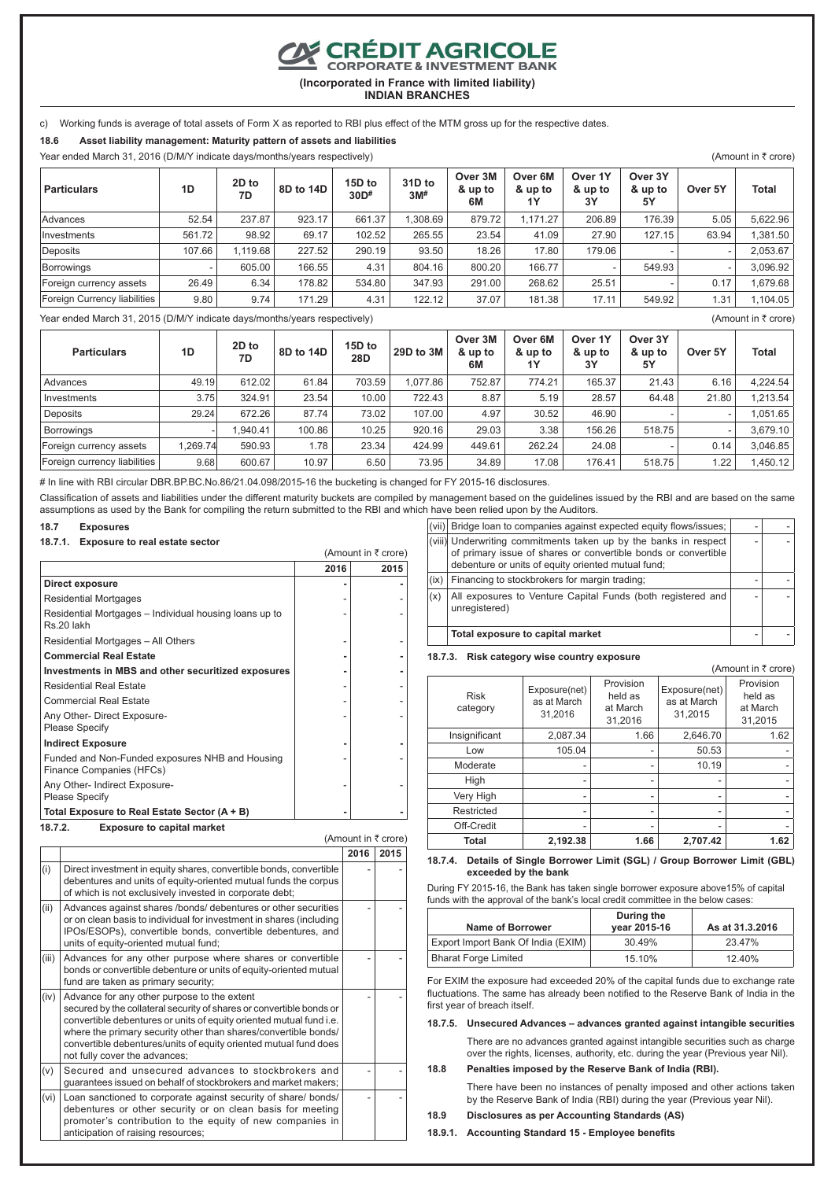# CRÉDIT AGRICOLE CORPORATE & INVESTMENT BANK

**(Incorporated in France with limited liability)**
**INDIAN BRANCHES**

c) Working funds is average of total assets of Form X as reported to RBI plus effect of the MTM gross up for the respective dates.

### 18.6 Asset liability management: Maturity pattern of assets and liabilities

Year ended March 31, 2016 (D/M/Y indicate days/months/years respectively) (Amount in ₹ crore)

| Particulars | 1D | 2D to 7D | 8D to 14D | 15D to 30D# | 31D to 3M# | Over 3M & up to 6M | Over 6M & up to 1Y | Over 1Y & up to 3Y | Over 3Y & up to 5Y | Over 5Y | Total |
|---|---|---|---|---|---|---|---|---|---|---|---|
| Advances | 52.54 | 237.87 | 923.17 | 661.37 | 1,308.69 | 879.72 | 1,171.27 | 206.89 | 176.39 | 5.05 | 5,622.96 |
| Investments | 561.72 | 98.92 | 69.17 | 102.52 | 265.55 | 23.54 | 41.09 | 27.90 | 127.15 | 63.94 | 1,381.50 |
| Deposits | 107.66 | 1,119.68 | 227.52 | 290.19 | 93.50 | 18.26 | 17.80 | 179.06 | - | - | 2,053.67 |
| Borrowings | - | 605.00 | 166.55 | 4.31 | 804.16 | 800.20 | 166.77 | - | 549.93 | - | 3,096.92 |
| Foreign currency assets | 26.49 | 6.34 | 178.82 | 534.80 | 347.93 | 291.00 | 268.62 | 25.51 | - | 0.17 | 1,679.68 |
| Foreign Currency liabilities | 9.80 | 9.74 | 171.29 | 4.31 | 122.12 | 37.07 | 181.38 | 17.11 | 549.92 | 1.31 | 1,104.05 |

Year ended March 31, 2015 (D/M/Y indicate days/months/years respectively) (Amount in ₹ crore)

| Particulars | 1D | 2D to 7D | 8D to 14D | 15D to 28D | 29D to 3M | Over 3M & up to 6M | Over 6M & up to 1Y | Over 1Y & up to 3Y | Over 3Y & up to 5Y | Over 5Y | Total |
|---|---|---|---|---|---|---|---|---|---|---|---|
| Advances | 49.19 | 612.02 | 61.84 | 703.59 | 1,077.86 | 752.87 | 774.21 | 165.37 | 21.43 | 6.16 | 4,224.54 |
| Investments | 3.75 | 324.91 | 23.54 | 10.00 | 722.43 | 8.87 | 5.19 | 28.57 | 64.48 | 21.80 | 1,213.54 |
| Deposits | 29.24 | 672.26 | 87.74 | 73.02 | 107.00 | 4.97 | 30.52 | 46.90 | - | - | 1,051.65 |
| Borrowings | - | 1,940.41 | 100.86 | 10.25 | 920.16 | 29.03 | 3.38 | 156.26 | 518.75 | - | 3,679.10 |
| Foreign currency assets | 1,269.74 | 590.93 | 1.78 | 23.34 | 424.99 | 449.61 | 262.24 | 24.08 | - | 0.14 | 3,046.85 |
| Foreign currency liabilities | 9.68 | 600.67 | 10.97 | 6.50 | 73.95 | 34.89 | 17.08 | 176.41 | 518.75 | 1.22 | 1,450.12 |

# In line with RBI circular DBR.BP.BC.No.86/21.04.098/2015-16 the bucketing is changed for FY 2015-16 disclosures.

Classification of assets and liabilities under the different maturity buckets are compiled by management based on the guidelines issued by the RBI and are based on the same assumptions as used by the Bank for compiling the return submitted to the RBI and which have been relied upon by the Auditors.

### 18.7 Exposures

#### 18.7.1. Exposure to real estate sector

(Amount in ₹ crore)

| | 2016 | 2015 |
|---|---|---|
| **Direct exposure** | - | - |
| Residential Mortgages | - | - |
| Residential Mortgages – Individual housing loans up to Rs.20 lakh | - | - |
| Residential Mortgages – All Others | - | - |
| **Commercial Real Estate** | - | - |
| **Investments in MBS and other securitized exposures** | - | - |
| Residential Real Estate | - | - |
| Commercial Real Estate | - | - |
| Any Other- Direct Exposure- Please Specify | - | - |
| **Indirect Exposure** | - | - |
| Funded and Non-Funded exposures NHB and Housing Finance Companies (HFCs) | - | - |
| Any Other- Indirect Exposure- Please Specify | - | - |
| **Total Exposure to Real Estate Sector (A + B)** | - | - |

#### 18.7.2. Exposure to capital market

(Amount in ₹ crore)

| | | 2016 | 2015 |
|---|---|---|---|
| (i) | Direct investment in equity shares, convertible bonds, convertible debentures and units of equity-oriented mutual funds the corpus of which is not exclusively invested in corporate debt; | - | - |
| (ii) | Advances against shares /bonds/ debentures or other securities or on clean basis to individual for investment in shares (including IPOs/ESOPs), convertible bonds, convertible debentures, and units of equity-oriented mutual fund; | - | - |
| (iii) | Advances for any other purpose where shares or convertible bonds or convertible debentures or units of equity-oriented mutual fund are taken as primary security; | - | - |
| (iv) | Advance for any other purpose to the extent secured by the collateral security of shares or convertible bonds or convertible debentures or units of equity oriented mutual fund i.e. where the primary security other than shares/convertible bonds/ convertible debentures/units of equity oriented mutual fund does not fully cover the advances; | - | - |
| (v) | Secured and unsecured advances to stockbrokers and guarantees issued on behalf of stockbrokers and market makers; | - | - |
| (vi) | Loan sanctioned to corporate against security of share/ bonds/ debentures or other security or on clean basis for meeting promoter's contribution to the equity of new companies in anticipation of raising resources; | - | - |
| (vii) | Bridge loan to companies against expected equity flows/issues; | - | - |
| (viii) | Underwriting commitments taken up by the banks in respect of primary issue of shares or convertible bonds or convertible debenture or units of equity oriented mutual fund; | - | - |
| (ix) | Financing to stockbrokers for margin trading; | - | - |
| (x) | All exposures to Venture Capital Funds (both registered and unregistered) | - | - |
| | **Total exposure to capital market** | - | - |

#### 18.7.3. Risk category wise country exposure

(Amount in ₹ crore)

| Risk category | Exposure(net) as at March 31,2016 | Provision held as at March 31,2016 | Exposure(net) as at March 31,2015 | Provision held as at March 31,2015 |
|---|---|---|---|---|
| Insignificant | 2,087.34 | 1.66 | 2,646.70 | 1.62 |
| Low | 105.04 | - | 50.53 | - |
| Moderate | - | - | 10.19 | - |
| High | - | - | - | - |
| Very High | - | - | - | - |
| Restricted | - | - | - | - |
| Off-Credit | - | - | - | - |
| **Total** | **2,192.38** | **1.66** | **2,707.42** | **1.62** |

#### 18.7.4. Details of Single Borrower Limit (SGL) / Group Borrower Limit (GBL) exceeded by the bank

During FY 2015-16, the Bank has taken single borrower exposure above15% of capital funds with the approval of the bank's local credit committee in the below cases:

| Name of Borrower | During the year 2015-16 | As at 31.3.2016 |
|---|---|---|
| Export Import Bank Of India (EXIM) | 30.49% | 23.47% |
| Bharat Forge Limited | 15.10% | 12.40% |

For EXIM the exposure had exceeded 20% of the capital funds due to exchange rate fluctuations. The same has already been notified to the Reserve Bank of India in the first year of breach itself.

#### 18.7.5. Unsecured Advances – advances granted against intangible securities

There are no advances granted against intangible securities such as charge over the rights, licenses, authority, etc. during the year (Previous year Nil).

### 18.8 Penalties imposed by the Reserve Bank of India (RBI).

There have been no instances of penalty imposed and other actions taken by the Reserve Bank of India (RBI) during the year (Previous year Nil).

### 18.9 Disclosures as per Accounting Standards (AS)

#### 18.9.1. Accounting Standard 15 - Employee benefits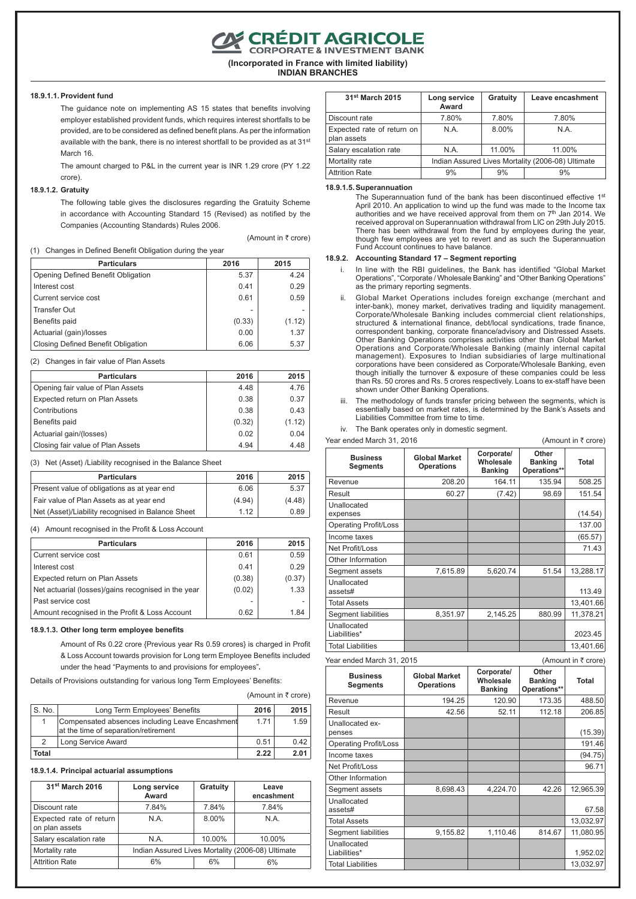# CRÉDIT AGRICOLE CORPORATE & INVESTMENT BANK

**(Incorporated in France with limited liability)**
**INDIAN BRANCHES**

#### 18.9.1.1. Provident fund

The guidance note on implementing AS 15 states that benefits involving employer established provident funds, which requires interest shortfalls to be provided, are to be considered as defined benefit plans. As per the information available with the bank, there is no interest shortfall to be provided as at 31st March 16.

The amount charged to P&L in the current year is INR 1.29 crore (PY 1.22 crore).

#### 18.9.1.2. Gratuity

The following table gives the disclosures regarding the Gratuity Scheme in accordance with Accounting Standard 15 (Revised) as notified by the Companies (Accounting Standards) Rules 2006.

(Amount in ₹ crore)

(1) Changes in Defined Benefit Obligation during the year

| Particulars | 2016 | 2015 |
|---|---|---|
| Opening Defined Benefit Obligation | 5.37 | 4.24 |
| Interest cost | 0.41 | 0.29 |
| Current service cost | 0.61 | 0.59 |
| Transfer Out | - | - |
| Benefits paid | (0.33) | (1.12) |
| Actuarial (gain)/losses | 0.00 | 1.37 |
| Closing Defined Benefit Obligation | 6.06 | 5.37 |

(2) Changes in fair value of Plan Assets

| Particulars | 2016 | 2015 |
|---|---|---|
| Opening fair value of Plan Assets | 4.48 | 4.76 |
| Expected return on Plan Assets | 0.38 | 0.37 |
| Contributions | 0.38 | 0.43 |
| Benefits paid | (0.32) | (1.12) |
| Actuarial gain/(losses) | 0.02 | 0.04 |
| Closing fair value of Plan Assets | 4.94 | 4.48 |

(3) Net (Asset) /Liability recognised in the Balance Sheet

| Particulars | 2016 | 2015 |
|---|---|---|
| Present value of obligations as at year end | 6.06 | 5.37 |
| Fair value of Plan Assets as at year end | (4.94) | (4.48) |
| Net (Asset)/Liability recognised in Balance Sheet | 1.12 | 0.89 |

(4) Amount recognised in the Profit & Loss Account

| Particulars | 2016 | 2015 |
|---|---|---|
| Current service cost | 0.61 | 0.59 |
| Interest cost | 0.41 | 0.29 |
| Expected return on Plan Assets | (0.38) | (0.37) |
| Net actuarial (losses)/gains recognised in the year | (0.02) | 1.33 |
| Past service cost | - | - |
| Amount recognised in the Profit & Loss Account | 0.62 | 1.84 |

#### 18.9.1.3. Other long term employee benefits

Amount of Rs 0.22 crore {Previous year Rs 0.59 crores} is charged in Profit & Loss Account towards provision for Long term Employee Benefits included under the head "Payments to and provisions for employees".

Details of Provisions outstanding for various long Term Employees' Benefits:

(Amount in ₹ crore)

| S. No. | Long Term Employees' Benefits | 2016 | 2015 |
|---|---|---|---|
| 1 | Compensated absences including Leave Encashment at the time of separation/retirement | 1.71 | 1.59 |
| 2 | Long Service Award | 0.51 | 0.42 |
| **Total** | | **2.22** | **2.01** |

#### 18.9.1.4. Principal actuarial assumptions

| 31st March 2016 | Long service Award | Gratuity | Leave encashment |
|---|---|---|---|
| Discount rate | 7.84% | 7.84% | 7.84% |
| Expected rate of return on plan assets | N.A. | 8.00% | N.A. |
| Salary escalation rate | N.A. | 10.00% | 10.00% |
| Mortality rate | Indian Assured Lives Mortality (2006-08) Ultimate | | |
| Attrition Rate | 6% | 6% | 6% |

| 31st March 2015 | Long service Award | Gratuity | Leave encashment |
|---|---|---|---|
| Discount rate | 7.80% | 7.80% | 7.80% |
| Expected rate of return on plan assets | N.A. | 8.00% | N.A. |
| Salary escalation rate | N.A. | 11.00% | 11.00% |
| Mortality rate | Indian Assured Lives Mortality (2006-08) Ultimate | | |
| Attrition Rate | 9% | 9% | 9% |

#### 18.9.1.5. Superannuation

The Superannuation fund of the bank has been discontinued effective 1st April 2010. An application to wind up the fund was made to the Income tax authorities and we have received approval from them on 7th Jan 2014. We received approval on Superannuation withdrawal from LIC on 29th July 2015. There has been withdrawal from the fund by employees during the year, though few employees are yet to revert and as such the Superannuation Fund Account continues to have balance.

#### 18.9.2. Accounting Standard 17 – Segment reporting

i. In line with the RBI guidelines, the Bank has identified "Global Market Operations", "Corporate / Wholesale Banking" and "Other Banking Operations" as the primary reporting segments.

ii. Global Market Operations includes foreign exchange (merchant and inter-bank), money market, derivatives trading and liquidity management. Corporate/Wholesale Banking includes commercial client relationships, structured & international finance, debt/local syndications, trade finance, correspondent banking, corporate finance/advisory and Distressed Assets. Other Banking Operations comprises activities other than Global Market Operations and Corporate/Wholesale Banking (mainly internal capital management). Exposures to Indian subsidiaries of large multinational corporations have been considered as Corporate/Wholesale Banking, even though initially the turnover & exposure of these companies could be less than Rs. 50 crores and Rs. 5 crores respectively. Loans to ex-staff have been shown under Other Banking Operations.

iii. The methodology of funds transfer pricing between the segments, which is essentially based on market rates, is determined by the Bank's Assets and Liabilities Committee from time to time.

iv. The Bank operates only in domestic segment.

Year ended March 31, 2016 (Amount in ₹ crore)

| Business Segments | Global Market Operations | Corporate/ Wholesale Banking | Other Banking Operations** | Total |
|---|---|---|---|---|
| Revenue | 208.20 | 164.11 | 135.94 | 508.25 |
| Result | 60.27 | (7.42) | 98.69 | 151.54 |
| Unallocated expenses | | | | (14.54) |
| Operating Profit/Loss | | | | 137.00 |
| Income taxes | | | | (65.57) |
| Net Profit/Loss | | | | 71.43 |
| Other Information | | | | |
| Segment assets | 7,615.89 | 5,620.74 | 51.54 | 13,288.17 |
| Unallocated assets# | | | | 113.49 |
| Total Assets | | | | 13,401.66 |
| Segment liabilities | 8,351.97 | 2,145.25 | 880.99 | 11,378.21 |
| Unallocated Liabilities* | | | | 2023.45 |
| Total Liabilities | | | | 13,401.66 |

Year ended March 31, 2015 (Amount in ₹ crore)

| Business Segments | Global Market Operations | Corporate/ Wholesale Banking | Other Banking Operations** | Total |
|---|---|---|---|---|
| Revenue | 194.25 | 120.90 | 173.35 | 488.50 |
| Result | 42.56 | 52.11 | 112.18 | 206.85 |
| Unallocated expenses | | | | (15.39) |
| Operating Profit/Loss | | | | 191.46 |
| Income taxes | | | | (94.75) |
| Net Profit/Loss | | | | 96.71 |
| Other Information | | | | |
| Segment assets | 8,698.43 | 4,224.70 | 42.26 | 12,965.39 |
| Unallocated assets# | | | | 67.58 |
| Total Assets | | | | 13,032.97 |
| Segment liabilities | 9,155.82 | 1,110.46 | 814.67 | 11,080.95 |
| Unallocated Liabilities* | | | | 1,952.02 |
| Total Liabilities | | | | 13,032.97 |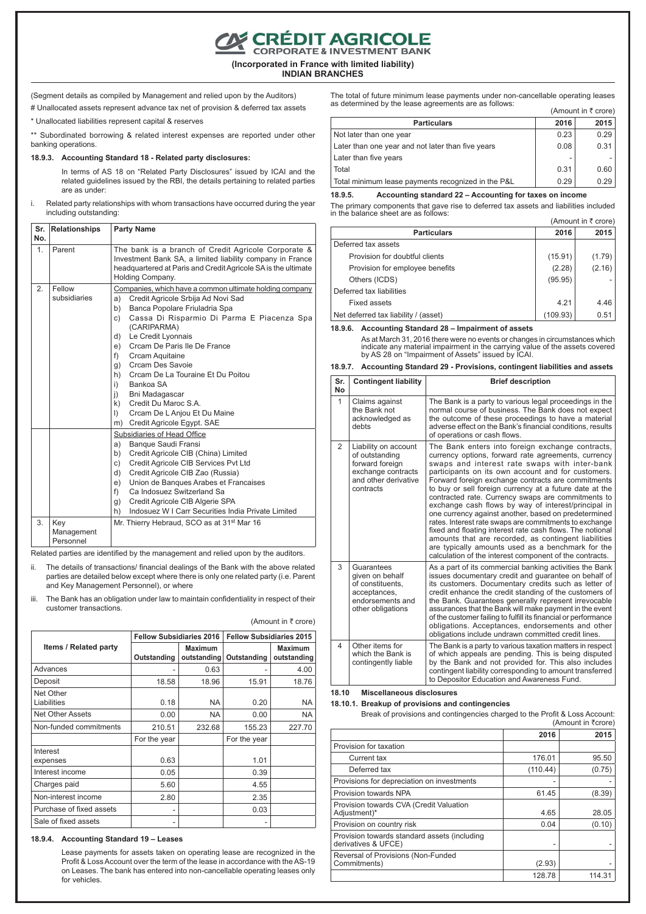# CRÉDIT AGRICOLE CORPORATE & INVESTMENT BANK

**(Incorporated in France with limited liability)**
**INDIAN BRANCHES**

(Segment details as compiled by Management and relied upon by the Auditors)

# Unallocated assets represent advance tax net of provision & deferred tax assets

* Unallocated liabilities represent capital & reserves

** Subordinated borrowing & related interest expenses are reported under other banking operations.

### 18.9.3. Accounting Standard 18 - Related party disclosures:

In terms of AS 18 on "Related Party Disclosures" issued by ICAI and the related guidelines issued by the RBI, the details pertaining to related parties are as under:

i. Related party relationships with whom transactions have occurred during the year including outstanding:

| Sr. No. | Relationships | Party Name |
|---|---|---|
| 1. | Parent | The bank is a branch of Credit Agricole Corporate & Investment Bank SA, a limited liability company in France headquartered at Paris and Credit Agricole SA is the ultimate Holding Company. |
| 2. | Fellow subsidiaries | Companies, which have a common ultimate holding company<br>a) Credit Agricole Srbija Ad Novi Sad<br>b) Banca Popolare Friuladria Spa<br>c) Cassa Di Risparmio Di Parma E Piacenza Spa (CARIPARMA)<br>d) Le Credit Lyonnais<br>e) Crcam De Paris Ile De France<br>f) Crcam Aquitaine<br>g) Crcam Des Savoie<br>h) Crcam De La Touraine Et Du Poitou<br>i) Bankoa SA<br>j) Bni Madagascar<br>k) Credit Du Maroc S.A.<br>l) Crcam De L Anjou Et Du Maine<br>m) Credit Agricole Egypt. SAE |
| | | Subsidiaries of Head Office<br>a) Banque Saudi Fransi<br>b) Credit Agricole CIB (China) Limited<br>c) Credit Agricole CIB Services Pvt Ltd<br>d) Credit Agricole CIB Zao (Russia)<br>e) Union de Banques Arabes et Francaises<br>f) Ca Indosuez Switzerland Sa<br>g) Credit Agricole CIB Algerie SPA<br>h) Indosuez W I Carr Securities India Private Limited |
| 3. | Key Management Personnel | Mr. Thierry Hebraud, SCO as at 31st Mar 16 |

Related parties are identified by the management and relied upon by the auditors.

ii. The details of transactions/ financial dealings of the Bank with the above related parties are detailed below except where there is only one related party (i.e. Parent and Key Management Personnel), or where

iii. The Bank has an obligation under law to maintain confidentiality in respect of their customer transactions.

(Amount in ₹ crore)

| Items / Related party | Fellow Subsidiaries 2016 | | Fellow Subsidiaries 2015 | |
|---|---|---|---|---|
| | Outstanding | Maximum outstanding | Outstanding | Maximum outstanding |
| Advances | - | 0.63 | - | 4.00 |
| Deposit | 18.58 | 18.96 | 15.91 | 18.76 |
| Net Other Liabilities | 0.18 | NA | 0.20 | NA |
| Net Other Assets | 0.00 | NA | 0.00 | NA |
| Non-funded commitments | 210.51 | 232.68 | 155.23 | 227.70 |
| | For the year | | For the year | |
| Interest expenses | 0.63 | | 1.01 | |
| Interest income | 0.05 | | 0.39 | |
| Charges paid | 5.60 | | 4.55 | |
| Non-interest income | 2.80 | | 2.35 | |
| Purchase of fixed assets | - | | 0.03 | |
| Sale of fixed assets | - | | - | |

### 18.9.4. Accounting Standard 19 – Leases

Lease payments for assets taken on operating lease are recognized in the Profit & Loss Account over the term of the lease in accordance with the AS-19 on Leases. The bank has entered into non-cancellable operating leases only for vehicles.

The total of future minimum lease payments under non-cancellable operating leases as determined by the lease agreements are as follows:

(Amount in ₹ crore)

| Particulars | 2016 | 2015 |
|---|---|---|
| Not later than one year | 0.23 | 0.29 |
| Later than one year and not later than five years | 0.08 | 0.31 |
| Later than five years | - | - |
| Total | 0.31 | 0.60 |
| Total minimum lease payments recognized in the P&L | 0.29 | 0.29 |

### 18.9.5. Accounting standard 22 – Accounting for taxes on income

The primary components that gave rise to deferred tax assets and liabilities included in the balance sheet are as follows:

(Amount in ₹ crore)

| Particulars | 2016 | 2015 |
|---|---|---|
| Deferred tax assets | | |
| Provision for doubtful clients | (15.91) | (1.79) |
| Provision for employee benefits | (2.28) | (2.16) |
| Others (ICDS) | (95.95) | - |
| Deferred tax liabilities | | |
| Fixed assets | 4.21 | 4.46 |
| Net deferred tax liability / (asset) | (109.93) | 0.51 |

### 18.9.6. Accounting Standard 28 – Impairment of assets

As at March 31, 2016 there were no events or changes in circumstances which indicate any material impairment in the carrying value of the assets covered by AS 28 on "Impairment of Assets" issued by ICAI.

### 18.9.7. Accounting Standard 29 - Provisions, contingent liabilities and assets

| Sr. No | Contingent liability | Brief description |
|---|---|---|
| 1 | Claims against the Bank not acknowledged as debts | The Bank is a party to various legal proceedings in the normal course of business. The Bank does not expect the outcome of these proceedings to have a material adverse effect on the Bank's financial conditions, results of operations or cash flows. |
| 2 | Liability on account of outstanding forward foreign exchange contracts and other derivative contracts | The Bank enters into foreign exchange contracts, currency options, forward rate agreements, currency swaps and interest rate swaps with inter-bank participants on its own account and for customers. Forward foreign exchange contracts are commitments to buy or sell foreign currency at a future date at the contracted rate. Currency swaps are commitments to exchange cash flows by way of interest/principal in one currency against another, based on predetermined rates. Interest rate swaps are commitments to exchange fixed and floating interest rate cash flows. The notional amounts that are recorded, as contingent liabilities are typically amounts used as a benchmark for the calculation of the interest component of the contracts. |
| 3 | Guarantees given on behalf of constituents, acceptances, endorsements and other obligations | As a part of its commercial banking activities the Bank issues documentary credit and guarantee on behalf of its customers. Documentary credits such as letter of credit enhance the credit standing of the customers of the Bank. Guarantees generally represent irrevocable assurances that the Bank will make payment in the event of the customer failing to fulfill its financial or performance obligations. Acceptances, endorsements and other obligations include undrawn committed credit lines. |
| 4 | Other items for which the Bank is contingently liable | The Bank is a party to various taxation matters in respect of which appeals are pending. This is being disputed by the Bank and not provided for. This also includes contingent liability corresponding to amount transferred to Depositor Education and Awareness Fund. |

### 18.10 Miscellaneous disclosures

#### 18.10.1. Breakup of provisions and contingencies

Break of provisions and contingencies charged to the Profit & Loss Account:

(Amount in ₹crore)

| | 2016 | 2015 |
|---|---|---|
| Provision for taxation | | |
| Current tax | 176.01 | 95.50 |
| Deferred tax | (110.44) | (0.75) |
| Provisions for depreciation on investments | - | - |
| Provision towards NPA | 61.45 | (8.39) |
| Provision towards CVA (Credit Valuation Adjustment)* | 4.65 | 28.05 |
| Provision on country risk | 0.04 | (0.10) |
| Provision towards standard assets (including derivatives & UFCE) | - | - |
| Reversal of Provisions (Non-Funded Commitments) | (2.93) | - |
| | 128.78 | 114.31 |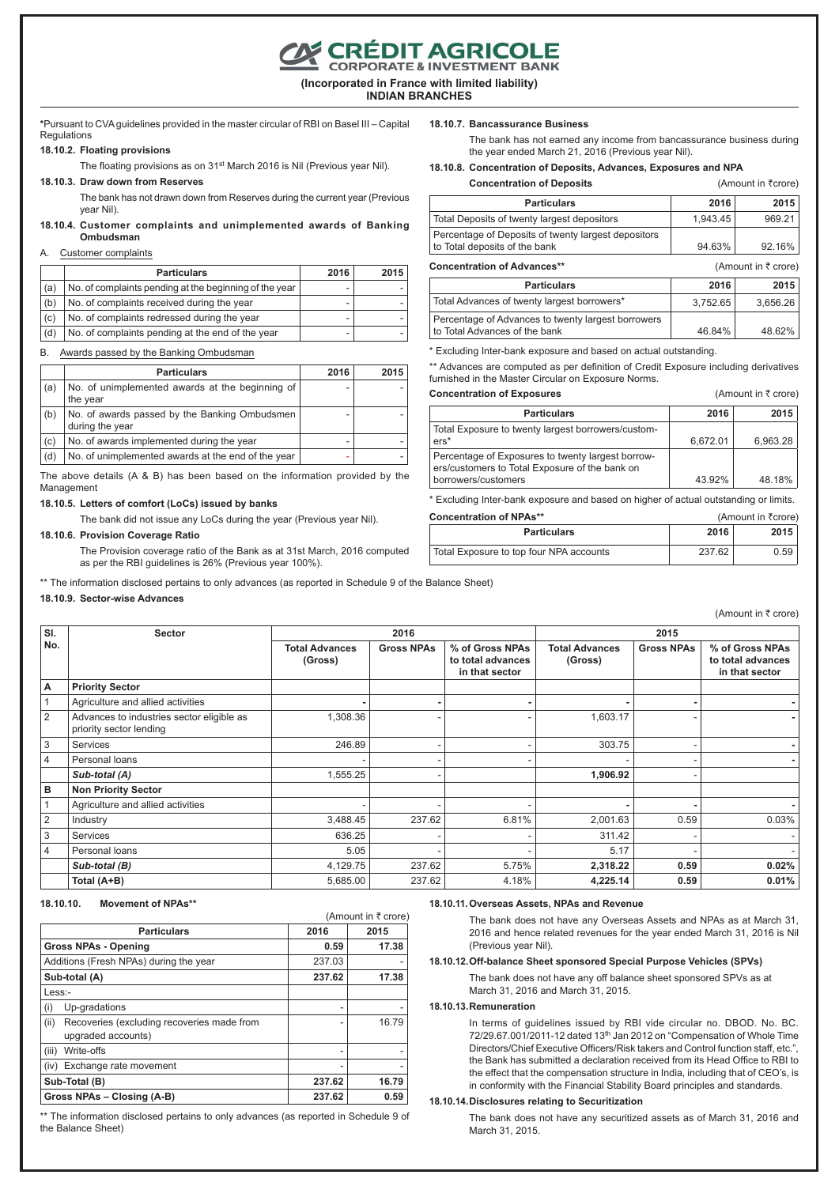# CRÉDIT AGRICOLE
CORPORATE & INVESTMENT BANK

**(Incorporated in France with limited liability)**
**INDIAN BRANCHES**

*Pursuant to CVA guidelines provided in the master circular of RBI on Basel III – Capital Regulations

**18.10.2. Floating provisions**

The floating provisions as on 31st March 2016 is Nil (Previous year Nil).

**18.10.3. Draw down from Reserves**

The bank has not drawn down from Reserves during the current year (Previous year Nil).

**18.10.4. Customer complaints and unimplemented awards of Banking Ombudsman**

A. Customer complaints

| | Particulars | 2016 | 2015 |
|---|---|---|---|
| (a) | No. of complaints pending at the beginning of the year | - | - |
| (b) | No. of complaints received during the year | - | - |
| (c) | No. of complaints redressed during the year | - | - |
| (d) | No. of complaints pending at the end of the year | - | - |

B. Awards passed by the Banking Ombudsman

| | Particulars | 2016 | 2015 |
|---|---|---|---|
| (a) | No. of unimplemented awards at the beginning of the year | - | - |
| (b) | No. of awards passed by the Banking Ombudsmen during the year | - | - |
| (c) | No. of awards implemented during the year | - | - |
| (d) | No. of unimplemented awards at the end of the year | - | - |

The above details (A & B) has been based on the information provided by the Management

**18.10.5. Letters of comfort (LoCs) issued by banks**

The bank did not issue any LoCs during the year (Previous year Nil).

**18.10.6. Provision Coverage Ratio**

The Provision coverage ratio of the Bank as at 31st March, 2016 computed as per the RBI guidelines is 26% (Previous year 100%).

**18.10.7. Bancassurance Business**

The bank has not earned any income from bancassurance business during the year ended March 21, 2016 (Previous year Nil).

**18.10.8. Concentration of Deposits, Advances, Exposures and NPA**

**Concentration of Deposits** (Amount in ₹crore)

| Particulars | 2016 | 2015 |
|---|---|---|
| Total Deposits of twenty largest depositors | 1,943.45 | 969.21 |
| Percentage of Deposits of twenty largest depositors to Total deposits of the bank | 94.63% | 92.16% |

**Concentration of Advances**** (Amount in ₹ crore)

| Particulars | 2016 | 2015 |
|---|---|---|
| Total Advances of twenty largest borrowers* | 3,752.65 | 3,656.26 |
| Percentage of Advances to twenty largest borrowers to Total Advances of the bank | 46.84% | 48.62% |

* Excluding Inter-bank exposure and based on actual outstanding.

** Advances are computed as per definition of Credit Exposure including derivatives furnished in the Master Circular on Exposure Norms.

**Concentration of Exposures** (Amount in ₹ crore)

| Particulars | 2016 | 2015 |
|---|---|---|
| Total Exposure to twenty largest borrowers/customers* | 6,672.01 | 6,963.28 |
| Percentage of Exposures to twenty largest borrowers/customers to Total Exposure of the bank on borrowers/customers | 43.92% | 48.18% |

* Excluding Inter-bank exposure and based on higher of actual outstanding or limits.

**Concentration of NPAs**** (Amount in ₹crore)

| Particulars | 2016 | 2015 |
|---|---|---|
| Total Exposure to top four NPA accounts | 237.62 | 0.59 |

** The information disclosed pertains to only advances (as reported in Schedule 9 of the Balance Sheet)

**18.10.9. Sector-wise Advances**

(Amount in ₹ crore)

| Sl. No. | Sector | 2016 | | | 2015 | | |
|---|---|---|---|---|---|---|---|
| | | Total Advances (Gross) | Gross NPAs | % of Gross NPAs to total advances in that sector | Total Advances (Gross) | Gross NPAs | % of Gross NPAs to total advances in that sector |
| **A** | **Priority Sector** | | | | | | |
| 1 | Agriculture and allied activities | - | - | - | - | - | - |
| 2 | Advances to industries sector eligible as priority sector lending | 1,308.36 | - | - | 1,603.17 | - | - |
| 3 | Services | 246.89 | - | - | 303.75 | - | - |
| 4 | Personal loans | - | - | - | - | - | - |
| | ***Sub-total (A)*** | 1,555.25 | - | | **1,906.92** | - | |
| **B** | **Non Priority Sector** | | | | | | |
| 1 | Agriculture and allied activities | - | - | - | - | - | - |
| 2 | Industry | 3,488.45 | 237.62 | 6.81% | 2,001.63 | 0.59 | 0.03% |
| 3 | Services | 636.25 | - | - | 311.42 | - | - |
| 4 | Personal loans | 5.05 | - | - | 5.17 | - | - |
| | ***Sub-total (B)*** | 4,129.75 | 237.62 | 5.75% | **2,318.22** | **0.59** | **0.02%** |
| | **Total (A+B)** | 5,685.00 | 237.62 | 4.18% | **4,225.14** | **0.59** | **0.01%** |

**18.10.10. Movement of NPAs****

(Amount in ₹ crore)

| Particulars | 2016 | 2015 |
|---|---|---|
| **Gross NPAs - Opening** | **0.59** | **17.38** |
| Additions (Fresh NPAs) during the year | 237.03 | - |
| **Sub-total (A)** | **237.62** | **17.38** |
| Less:- | | |
| (i) Up-gradations | - | - |
| (ii) Recoveries (excluding recoveries made from upgraded accounts) | - | 16.79 |
| (iii) Write-offs | - | - |
| (iv) Exchange rate movement | - | - |
| **Sub-Total (B)** | **237.62** | **16.79** |
| **Gross NPAs – Closing (A-B)** | **237.62** | **0.59** |

** The information disclosed pertains to only advances (as reported in Schedule 9 of the Balance Sheet)

**18.10.11. Overseas Assets, NPAs and Revenue**

The bank does not have any Overseas Assets and NPAs as at March 31, 2016 and hence related revenues for the year ended March 31, 2016 is Nil (Previous year Nil).

**18.10.12. Off-balance Sheet sponsored Special Purpose Vehicles (SPVs)**

The bank does not have any off balance sheet sponsored SPVs as at March 31, 2016 and March 31, 2015.

**18.10.13. Remuneration**

In terms of guidelines issued by RBI vide circular no. DBOD. No. BC. 72/29.67.001/2011-12 dated 13th Jan 2012 on "Compensation of Whole Time Directors/Chief Executive Officers/Risk takers and Control function staff, etc.", the Bank has submitted a declaration received from its Head Office to RBI to the effect that the compensation structure in India, including that of CEO's, is in conformity with the Financial Stability Board principles and standards.

**18.10.14. Disclosures relating to Securitization**

The bank does not have any securitized assets as of March 31, 2016 and March 31, 2015.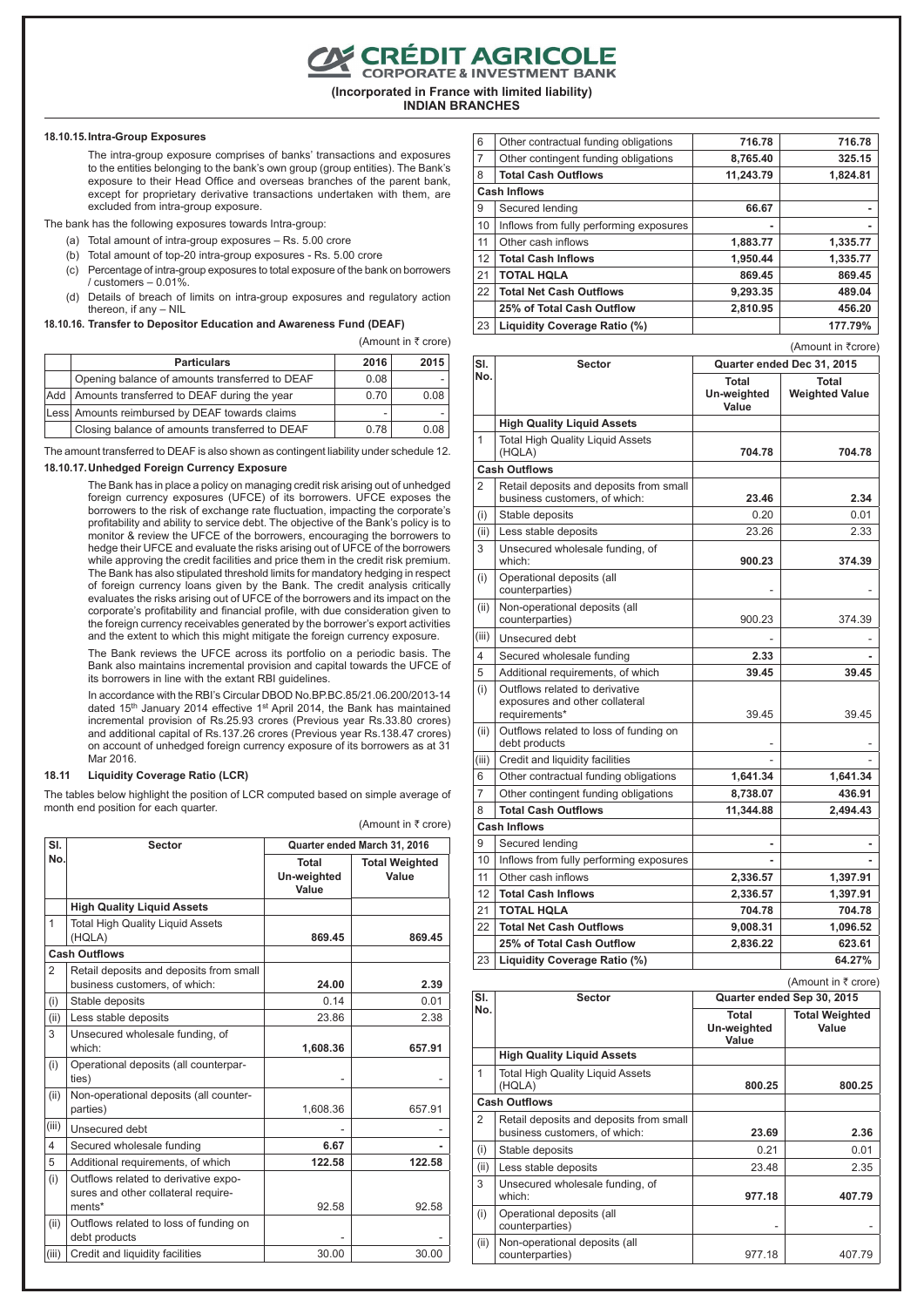#### 18.10.15. Intra-Group Exposures

The intra-group exposure comprises of banks' transactions and exposures to the entities belonging to the bank's own group (group entities). The Bank's exposure to their Head Office and overseas branches of the parent bank, except for proprietary derivative transactions undertaken with them, are excluded from intra-group exposure.

The bank has the following exposures towards Intra-group:

(a) Total amount of intra-group exposures – Rs. 5.00 crore

(b) Total amount of top-20 intra-group exposures - Rs. 5.00 crore

(c) Percentage of intra-group exposures to total exposure of the bank on borrowers / customers – 0.01%.

(d) Details of breach of limits on intra-group exposures and regulatory action thereon, if any – NIL

#### 18.10.16. Transfer to Depositor Education and Awareness Fund (DEAF)

(Amount in ₹ crore)

| | Particulars | 2016 | 2015 |
|---|---|---|---|
| | Opening balance of amounts transferred to DEAF | 0.08 | - |
| Add | Amounts transferred to DEAF during the year | 0.70 | 0.08 |
| Less | Amounts reimbursed by DEAF towards claims | - | - |
| | Closing balance of amounts transferred to DEAF | 0.78 | 0.08 |

The amount transferred to DEAF is also shown as contingent liability under schedule 12.

#### 18.10.17. Unhedged Foreign Currency Exposure

The Bank has in place a policy on managing credit risk arising out of unhedged foreign currency exposures (UFCE) of its borrowers. UFCE exposes the borrowers to the risk of exchange rate fluctuation, impacting the corporate's profitability and ability to service debt. The objective of the Bank's policy is to monitor & review the UFCE of the borrowers, encouraging the borrowers to hedge their UFCE and evaluate the risks arising out of UFCE of the borrowers while approving the credit facilities and price them in the credit risk premium. The Bank has also stipulated threshold limits for mandatory hedging in respect of foreign currency loans given by the Bank. The credit analysis critically evaluates the risks arising out of UFCE of the borrowers and its impact on the corporate's profitability and financial profile, with due consideration given to the foreign currency receivables generated by the borrower's export activities and the extent to which this might mitigate the foreign currency exposure.

The Bank reviews the UFCE across its portfolio on a periodic basis. The Bank also maintains incremental provision and capital towards the UFCE of its borrowers in line with the extant RBI guidelines.

In accordance with the RBI's Circular DBOD No.BP.BC.85/21.06.200/2013-14 dated 15[th] January 2014 effective 1[st] April 2014, the Bank has maintained incremental provision of Rs.25.93 crores (Previous year Rs.33.80 crores) and additional capital of Rs.137.26 crores (Previous year Rs.138.47 crores) on account of unhedged foreign currency exposure of its borrowers as at 31 Mar 2016.

### 18.11 Liquidity Coverage Ratio (LCR)

The tables below highlight the position of LCR computed based on simple average of month end position for each quarter.

(Amount in ₹ crore)

| Sl. No. | Sector | Quarter ended March 31, 2016 | |
|---|---|---|---|
| | | Total Un-weighted Value | Total Weighted Value |
| | **High Quality Liquid Assets** | | |
| 1 | Total High Quality Liquid Assets (HQLA) | **869.45** | **869.45** |
| | **Cash Outflows** | | |
| 2 | Retail deposits and deposits from small business customers, of which: | **24.00** | **2.39** |
| (i) | Stable deposits | 0.14 | 0.01 |
| (ii) | Less stable deposits | 23.86 | 2.38 |
| 3 | Unsecured wholesale funding, of which: | **1,608.36** | **657.91** |
| (i) | Operational deposits (all counterparties) | - | - |
| (ii) | Non-operational deposits (all counterparties) | 1,608.36 | 657.91 |
| (iii) | Unsecured debt | - | - |
| 4 | Secured wholesale funding | **6.67** | **-** |
| 5 | Additional requirements, of which | **122.58** | **122.58** |
| (i) | Outflows related to derivative exposures and other collateral requirements* | 92.58 | 92.58 |
| (ii) | Outflows related to loss of funding on debt products | - | - |
| (iii) | Credit and liquidity facilities | 30.00 | 30.00 |
| 6 | Other contractual funding obligations | **716.78** | **716.78** |
| 7 | Other contingent funding obligations | **8,765.40** | **325.15** |
| 8 | **Total Cash Outflows** | **11,243.79** | **1,824.81** |
| | **Cash Inflows** | | |
| 9 | Secured lending | **66.67** | **-** |
| 10 | Inflows from fully performing exposures | **-** | **-** |
| 11 | Other cash inflows | **1,883.77** | **1,335.77** |
| 12 | **Total Cash Inflows** | **1,950.44** | **1,335.77** |
| 21 | **TOTAL HQLA** | **869.45** | **869.45** |
| 22 | **Total Net Cash Outflows** | **9,293.35** | **489.04** |
| | **25% of Total Cash Outflow** | **2,810.95** | **456.20** |
| 23 | **Liquidity Coverage Ratio (%)** | | **177.79%** |

(Amount in ₹crore)

| Sl. No. | Sector | Quarter ended Dec 31, 2015 | |
|---|---|---|---|
| | | Total Un-weighted Value | Total Weighted Value |
| | **High Quality Liquid Assets** | | |
| 1 | Total High Quality Liquid Assets (HQLA) | **704.78** | **704.78** |
| | **Cash Outflows** | | |
| 2 | Retail deposits and deposits from small business customers, of which: | **23.46** | **2.34** |
| (i) | Stable deposits | 0.20 | 0.01 |
| (ii) | Less stable deposits | 23.26 | 2.33 |
| 3 | Unsecured wholesale funding, of which: | **900.23** | **374.39** |
| (i) | Operational deposits (all counterparties) | - | - |
| (ii) | Non-operational deposits (all counterparties) | 900.23 | 374.39 |
| (iii) | Unsecured debt | - | - |
| 4 | Secured wholesale funding | **2.33** | **-** |
| 5 | Additional requirements, of which | **39.45** | **39.45** |
| (i) | Outflows related to derivative exposures and other collateral requirements* | 39.45 | 39.45 |
| (ii) | Outflows related to loss of funding on debt products | - | - |
| (iii) | Credit and liquidity facilities | - | - |
| 6 | Other contractual funding obligations | **1,641.34** | **1,641.34** |
| 7 | Other contingent funding obligations | **8,738.07** | **436.91** |
| 8 | **Total Cash Outflows** | **11,344.88** | **2,494.43** |
| | **Cash Inflows** | | |
| 9 | Secured lending | **-** | **-** |
| 10 | Inflows from fully performing exposures | **-** | **-** |
| 11 | Other cash inflows | **2,336.57** | **1,397.91** |
| 12 | **Total Cash Inflows** | **2,336.57** | **1,397.91** |
| 21 | **TOTAL HQLA** | **704.78** | **704.78** |
| 22 | **Total Net Cash Outflows** | **9,008.31** | **1,096.52** |
| | **25% of Total Cash Outflow** | **2,836.22** | **623.61** |
| 23 | **Liquidity Coverage Ratio (%)** | | **64.27%** |

(Amount in ₹ crore)

| Sl. No. | Sector | Quarter ended Sep 30, 2015 | |
|---|---|---|---|
| | | Total Un-weighted Value | Total Weighted Value |
| | **High Quality Liquid Assets** | | |
| 1 | Total High Quality Liquid Assets (HQLA) | **800.25** | **800.25** |
| | **Cash Outflows** | | |
| 2 | Retail deposits and deposits from small business customers, of which: | **23.69** | **2.36** |
| (i) | Stable deposits | 0.21 | 0.01 |
| (ii) | Less stable deposits | 23.48 | 2.35 |
| 3 | Unsecured wholesale funding, of which: | **977.18** | **407.79** |
| (i) | Operational deposits (all counterparties) | - | - |
| (ii) | Non-operational deposits (all counterparties) | 977.18 | 407.79 |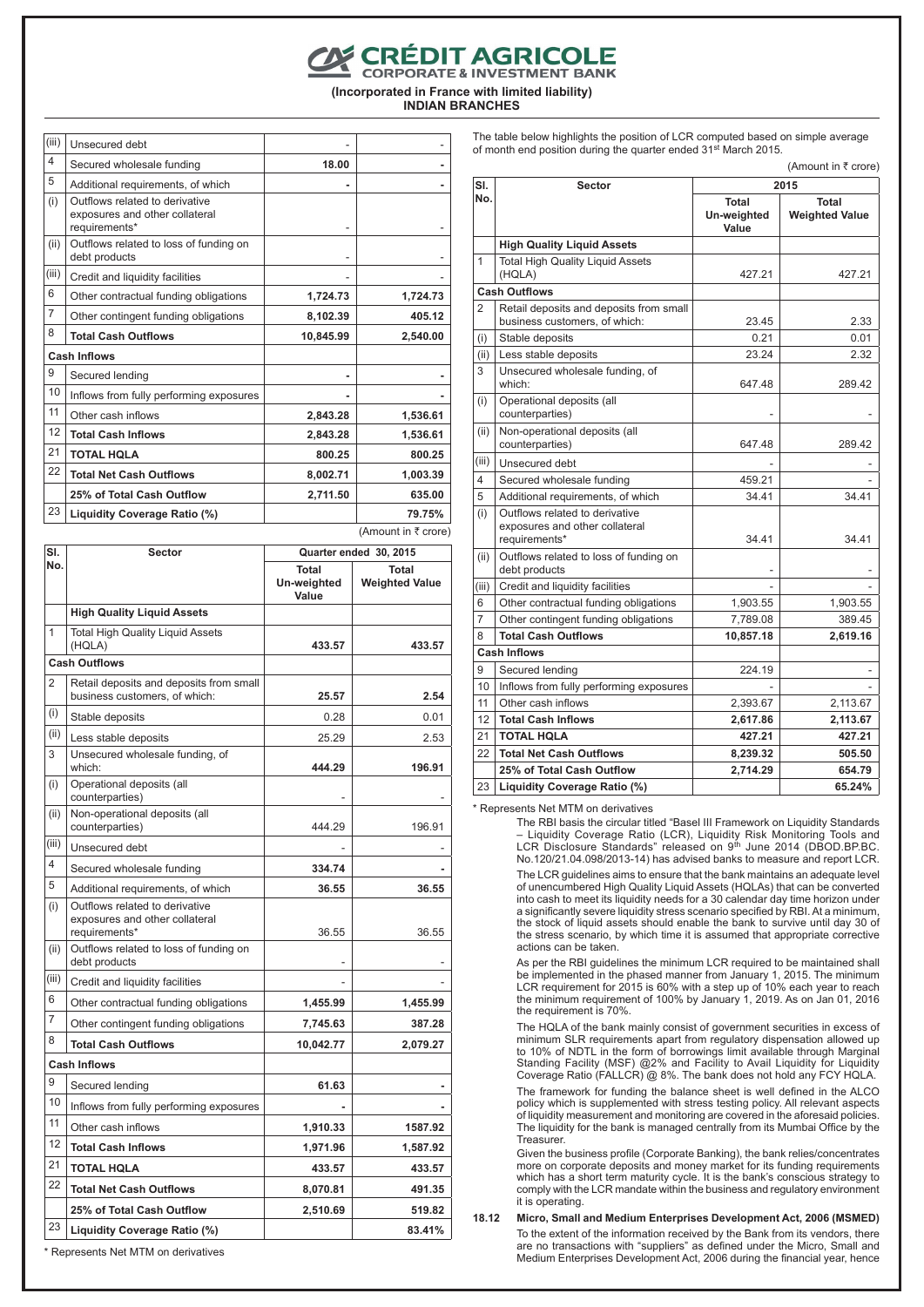# CRÉDIT AGRICOLE

CORPORATE & INVESTMENT BANK

(Incorporated in France with limited liability)
INDIAN BRANCHES

| | | | |
|---|---|---|---|
| (iii) | Unsecured debt | - | - |
| 4 | Secured wholesale funding | **18.00** | **-** |
| 5 | Additional requirements, of which | **-** | **-** |
| (i) | Outflows related to derivative exposures and other collateral requirements* | - | - |
| (ii) | Outflows related to loss of funding on debt products | - | - |
| (iii) | Credit and liquidity facilities | - | - |
| 6 | Other contractual funding obligations | **1,724.73** | **1,724.73** |
| 7 | Other contingent funding obligations | **8,102.39** | **405.12** |
| 8 | **Total Cash Outflows** | **10,845.99** | **2,540.00** |
| | **Cash Inflows** | | |
| 9 | Secured lending | **-** | **-** |
| 10 | Inflows from fully performing exposures | **-** | **-** |
| 11 | Other cash inflows | **2,843.28** | **1,536.61** |
| 12 | **Total Cash Inflows** | **2,843.28** | **1,536.61** |
| 21 | **TOTAL HQLA** | **800.25** | **800.25** |
| 22 | **Total Net Cash Outflows** | **8,002.71** | **1,003.39** |
| | **25% of Total Cash Outflow** | **2,711.50** | **635.00** |
| 23 | **Liquidity Coverage Ratio (%)** | | **79.75%** |

(Amount in ₹ crore)

| Sl. No. | Sector | Quarter ended 30, 2015 | |
|---|---|---|---|
| | | **Total Un-weighted Value** | **Total Weighted Value** |
| | **High Quality Liquid Assets** | | |
| 1 | Total High Quality Liquid Assets (HQLA) | **433.57** | **433.57** |
| | **Cash Outflows** | | |
| 2 | Retail deposits and deposits from small business customers, of which: | **25.57** | **2.54** |
| (i) | Stable deposits | 0.28 | 0.01 |
| (ii) | Less stable deposits | 25.29 | 2.53 |
| 3 | Unsecured wholesale funding, of which: | **444.29** | **196.91** |
| (i) | Operational deposits (all counterparties) | - | - |
| (ii) | Non-operational deposits (all counterparties) | 444.29 | 196.91 |
| (iii) | Unsecured debt | - | - |
| 4 | Secured wholesale funding | **334.74** | **-** |
| 5 | Additional requirements, of which | **36.55** | **36.55** |
| (i) | Outflows related to derivative exposures and other collateral requirements* | 36.55 | 36.55 |
| (ii) | Outflows related to loss of funding on debt products | - | - |
| (iii) | Credit and liquidity facilities | - | - |
| 6 | Other contractual funding obligations | **1,455.99** | **1,455.99** |
| 7 | Other contingent funding obligations | **7,745.63** | **387.28** |
| 8 | **Total Cash Outflows** | **10,042.77** | **2,079.27** |
| | **Cash Inflows** | | |
| 9 | Secured lending | **61.63** | **-** |
| 10 | Inflows from fully performing exposures | **-** | **-** |
| 11 | Other cash inflows | **1,910.33** | **1587.92** |
| 12 | **Total Cash Inflows** | **1,971.96** | **1,587.92** |
| 21 | **TOTAL HQLA** | **433.57** | **433.57** |
| 22 | **Total Net Cash Outflows** | **8,070.81** | **491.35** |
| | **25% of Total Cash Outflow** | **2,510.69** | **519.82** |
| 23 | **Liquidity Coverage Ratio (%)** | | **83.41%** |

\* Represents Net MTM on derivatives

The table below highlights the position of LCR computed based on simple average of month end position during the quarter ended 31st March 2015.

(Amount in ₹ crore)

| Sl. No. | Sector | 2015 | |
|---|---|---|---|
| | | **Total Un-weighted Value** | **Total Weighted Value** |
| | **High Quality Liquid Assets** | | |
| 1 | Total High Quality Liquid Assets (HQLA) | 427.21 | 427.21 |
| | **Cash Outflows** | | |
| 2 | Retail deposits and deposits from small business customers, of which: | 23.45 | 2.33 |
| (i) | Stable deposits | 0.21 | 0.01 |
| (ii) | Less stable deposits | 23.24 | 2.32 |
| 3 | Unsecured wholesale funding, of which: | 647.48 | 289.42 |
| (i) | Operational deposits (all counterparties) | - | - |
| (ii) | Non-operational deposits (all counterparties) | 647.48 | 289.42 |
| (iii) | Unsecured debt | - | - |
| 4 | Secured wholesale funding | 459.21 | - |
| 5 | Additional requirements, of which | 34.41 | 34.41 |
| (i) | Outflows related to derivative exposures and other collateral requirements* | 34.41 | 34.41 |
| (ii) | Outflows related to loss of funding on debt products | - | - |
| (iii) | Credit and liquidity facilities | - | - |
| 6 | Other contractual funding obligations | 1,903.55 | 1,903.55 |
| 7 | Other contingent funding obligations | 7,789.08 | 389.45 |
| 8 | **Total Cash Outflows** | **10,857.18** | **2,619.16** |
| | **Cash Inflows** | | |
| 9 | Secured lending | 224.19 | - |
| 10 | Inflows from fully performing exposures | - | - |
| 11 | Other cash inflows | 2,393.67 | 2,113.67 |
| 12 | **Total Cash Inflows** | **2,617.86** | **2,113.67** |
| 21 | **TOTAL HQLA** | **427.21** | **427.21** |
| 22 | **Total Net Cash Outflows** | **8,239.32** | **505.50** |
| | **25% of Total Cash Outflow** | **2,714.29** | **654.79** |
| 23 | **Liquidity Coverage Ratio (%)** | | **65.24%** |

\* Represents Net MTM on derivatives

The RBI basis the circular titled "Basel III Framework on Liquidity Standards – Liquidity Coverage Ratio (LCR), Liquidity Risk Monitoring Tools and LCR Disclosure Standards" released on 9th June 2014 (DBOD.BP.BC. No.120/21.04.098/2013-14) has advised banks to measure and report LCR.

The LCR guidelines aims to ensure that the bank maintains an adequate level of unencumbered High Quality Liquid Assets (HQLAs) that can be converted into cash to meet its liquidity needs for a 30 calendar day time horizon under a significantly severe liquidity stress scenario specified by RBI. At a minimum, the stock of liquid assets should enable the bank to survive until day 30 of the stress scenario, by which time it is assumed that appropriate corrective actions can be taken.

As per the RBI guidelines the minimum LCR required to be maintained shall be implemented in the phased manner from January 1, 2015. The minimum LCR requirement for 2015 is 60% with a step up of 10% each year to reach the minimum requirement of 100% by January 1, 2019. As on Jan 01, 2016 the requirement is 70%.

The HQLA of the bank mainly consist of government securities in excess of minimum SLR requirements apart from regulatory dispensation allowed up to 10% of NDTL in the form of borrowings limit available through Marginal Standing Facility (MSF) @2% and Facility to Avail Liquidity for Liquidity Coverage Ratio (FALLCR) @ 8%. The bank does not hold any FCY HQLA.

The framework for funding the balance sheet is well defined in the ALCO policy which is supplemented with stress testing policy. All relevant aspects of liquidity measurement and monitoring are covered in the aforesaid policies. The liquidity for the bank is managed centrally from its Mumbai Office by the Treasurer.

Given the business profile (Corporate Banking), the bank relies/concentrates more on corporate deposits and money market for its funding requirements which has a short term maturity cycle. It is the bank's conscious strategy to comply with the LCR mandate within the business and regulatory environment it is operating.

**18.12 Micro, Small and Medium Enterprises Development Act, 2006 (MSMED)**

To the extent of the information received by the Bank from its vendors, there are no transactions with "suppliers" as defined under the Micro, Small and Medium Enterprises Development Act, 2006 during the financial year, hence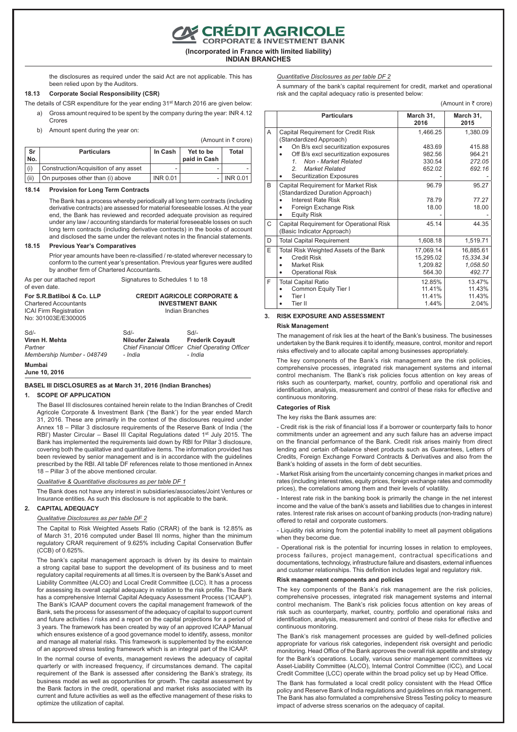the disclosures as required under the said Act are not applicable. This has been relied upon by the Auditors.

### 18.13 Corporate Social Responsibility (CSR)

The details of CSR expenditure for the year ending 31st March 2016 are given below:

a) Gross amount required to be spent by the company during the year: INR 4.12 Crores

b) Amount spent during the year on:

(Amount in ₹ crore)

| Sr No. | Particulars | In Cash | Yet to be paid in Cash | Total |
|---|---|---|---|---|
| (i) | Construction/Acquisition of any asset | - | - | - |
| (ii) | On purposes other than (i) above | INR 0.01 | - | INR 0.01 |

### 18.14 Provision for Long Term Contracts

The Bank has a process whereby periodically all long term contracts (including derivative contracts) are assessed for material foreseeable losses. At the year end, the Bank has reviewed and recorded adequate provision as required under any law / accounting standards for material foreseeable losses on such long term contracts (including derivative contracts) in the books of account and disclosed the same under the relevant notes in the financial statements.

### 18.15 Previous Year's Comparatives

Prior year amounts have been re-classified / re-stated wherever necessary to conform to the current year's presentation. Previous year figures were audited by another firm of Chartered Accountants.

As per our attached report of even date.

Signatures to Schedules 1 to 18

**For S.R.Batliboi & Co. LLP**
Chartered Accountants
ICAI Firm Registration
No: 301003E/E300005

**CREDIT AGRICOLE CORPORATE & INVESTMENT BANK**
Indian Branches

Sd/-
**Viren H. Mehta**
*Partner*
*Membership Number - 048749*

Sd/-
**Niloufer Zaiwala**
*Chief Financial Officer - India*

Sd/-
**Frederik Coyault**
*Chief Operating Officer - India*

**Mumbai**
**June 10, 2016**

## BASEL III DISCLOSURES as at March 31, 2016 (Indian Branches)

### 1. SCOPE OF APPLICATION

The Basel III disclosures contained herein relate to the Indian Branches of Credit Agricole Corporate & Investment Bank ('the Bank') for the year ended March 31, 2016. These are primarily in the context of the disclosures required under Annex 18 – Pillar 3 disclosure requirements of the Reserve Bank of India ('the RBI') Master Circular – Basel III Capital Regulations dated 1st July 2015. The Bank has implemented the requirements laid down by RBI for Pillar 3 disclosure, covering both the qualitative and quantitative items. The information provided has been reviewed by senior management and is in accordance with the guidelines prescribed by the RBI. All table DF references relate to those mentioned in Annex 18 – Pillar 3 of the above mentioned circular.

*Qualitative & Quantitative disclosures as per table DF 1*

The Bank does not have any interest in subsidiaries/associates/Joint Ventures or Insurance entities. As such this disclosure is not applicable to the bank.

### 2. CAPITAL ADEQUACY

*Qualitative Disclosures as per table DF 2*

The Capital to Risk Weighted Assets Ratio (CRAR) of the bank is 12.85% as of March 31, 2016 computed under Basel III norms, higher than the minimum regulatory CRAR requirement of 9.625% including Capital Conservation Buffer (CCB) of 0.625%.

The bank's capital management approach is driven by its desire to maintain a strong capital base to support the development of its business and to meet regulatory capital requirements at all times.It is overseen by the Bank's Asset and Liability Committee (ALCO) and Local Credit Committee (LCC). It has a process for assessing its overall capital adequacy in relation to the risk profile. The Bank has a comprehensive Internal Capital Adequacy Assessment Process ('ICAAP'). The Bank's ICAAP document covers the capital management framework of the Bank, sets the process for assessment of the adequacy of capital to support current and future activities / risks and a report on the capital projections for a period of 3 years. The framework has been created by way of an approved ICAAP Manual which ensures existence of a good governance model to identify, assess, monitor and manage all material risks. This framework is supplemented by the existence of an approved stress testing framework which is an integral part of the ICAAP.

In the normal course of events, management reviews the adequacy of capital quarterly or with increased frequency, if circumstances demand. The capital requirement of the Bank is assessed after considering the Bank's strategy, its business model as well as opportunities for growth. The capital assessment by the Bank factors in the credit, operational and market risks associated with its current and future activities as well as the effective management of these risks to optimize the utilization of capital.

*Quantitative Disclosures as per table DF 2*

A summary of the bank's capital requirement for credit, market and operational risk and the capital adequacy ratio is presented below:

(Amount in ₹ crore)

| | Particulars | March 31, 2016 | March 31, 2015 |
|---|---|---|---|
| A | Capital Requirement for Credit Risk (Standardized Approach) | 1,466.25 | 1,380.09 |
| | • On B/s excl securitization exposures | 483.69 | 415.88 |
| | • Off B/s excl securitization exposures | 982.56 | 964.21 |
| | *1. Non - Market Related* | 330.54 | *272.05* |
| | *2. Market Related* | 652.02 | *692.16* |
| | • Securitization Exposures | - | - |
| B | Capital Requirement for Market Risk (Standardized Duration Approach) | 96.79 | 95.27 |
| | • Interest Rate Risk | 78.79 | 77.27 |
| | • Foreign Exchange Risk | 18.00 | 18.00 |
| | • Equity Risk | - | - |
| C | Capital Requirement for Operational Risk (Basic Indicator Approach) | 45.14 | 44.35 |
| D | Total Capital Requirement | 1,608.18 | 1,519.71 |
| E | Total Risk Weighted Assets of the Bank | 17,069.14 | 16,885.61 |
| | • Credit Risk | 15,295.02 | *15,334.34* |
| | • Market Risk | 1,209.82 | *1,058.50* |
| | • Operational Risk | 564.30 | *492.77* |
| F | Total Capital Ratio | 12.85% | 13.47% |
| | • Common Equity Tier I | 11.41% | 11.43% |
| | • Tier I | 11.41% | 11.43% |
| | • Tier II | 1.44% | 2.04% |

### 3. RISK EXPOSURE AND ASSESSMENT

**Risk Management**

The management of risk lies at the heart of the Bank's business. The businesses undertaken by the Bank requires it to identify, measure, control, monitor and report risks effectively and to allocate capital among businesses appropriately.

The key components of the Bank's risk management are the risk policies, comprehensive processes, integrated risk management systems and internal control mechanism. The Bank's risk policies focus attention on key areas of risks such as counterparty, market, country, portfolio and operational risk and identification, analysis, measurement and control of these risks for effective and continuous monitoring.

**Categories of Risk**

The key risks the Bank assumes are:

- Credit risk is the risk of financial loss if a borrower or counterparty fails to honor commitments under an agreement and any such failure has an adverse impact on the financial performance of the Bank. Credit risk arises mainly from direct lending and certain off-balance sheet products such as Guarantees, Letters of Credits, Foreign Exchange Forward Contracts & Derivatives and also from the Bank's holding of assets in the form of debt securities.

- Market Risk arising from the uncertainty concerning changes in market prices and rates (including interest rates, equity prices, foreign exchange rates and commodity prices), the correlations among them and their levels of volatility.

- Interest rate risk in the banking book is primarily the change in the net interest income and the value of the bank's assets and liabilities due to changes in interest rates. Interest rate risk arises on account of banking products (non-trading nature) offered to retail and corporate customers.

- Liquidity risk arising from the potential inability to meet all payment obligations when they become due.

- Operational risk is the potential for incurring losses in relation to employees, process failures, project management, contractual specifications and documentations, technology, infrastructure failure and disasters, external influences and customer relationships. This definition includes legal and regulatory risk.

**Risk management components and policies**

The key components of the Bank's risk management are the risk policies, comprehensive processes, integrated risk management systems and internal control mechanism. The Bank's risk policies focus attention on key areas of risk such as counterparty, market, country, portfolio and operational risks and identification, analysis, measurement and control of these risks for effective and continuous monitoring.

The Bank's risk management processes are guided by well-defined policies appropriate for various risk categories, independent risk oversight and periodic monitoring. Head Office of the Bank approves the overall risk appetite and strategy for the Bank's operations. Locally, various senior management committees viz Asset-Liability Committee (ALCO), Internal Control Committee (ICC), and Local Credit Committee (LCC) operate within the broad policy set up by Head Office.

The Bank has formulated a local credit policy consistent with the Head Office policy and Reserve Bank of India regulations and guidelines on risk management. The Bank has also formulated a comprehensive Stress Testing policy to measure impact of adverse stress scenarios on the adequacy of capital.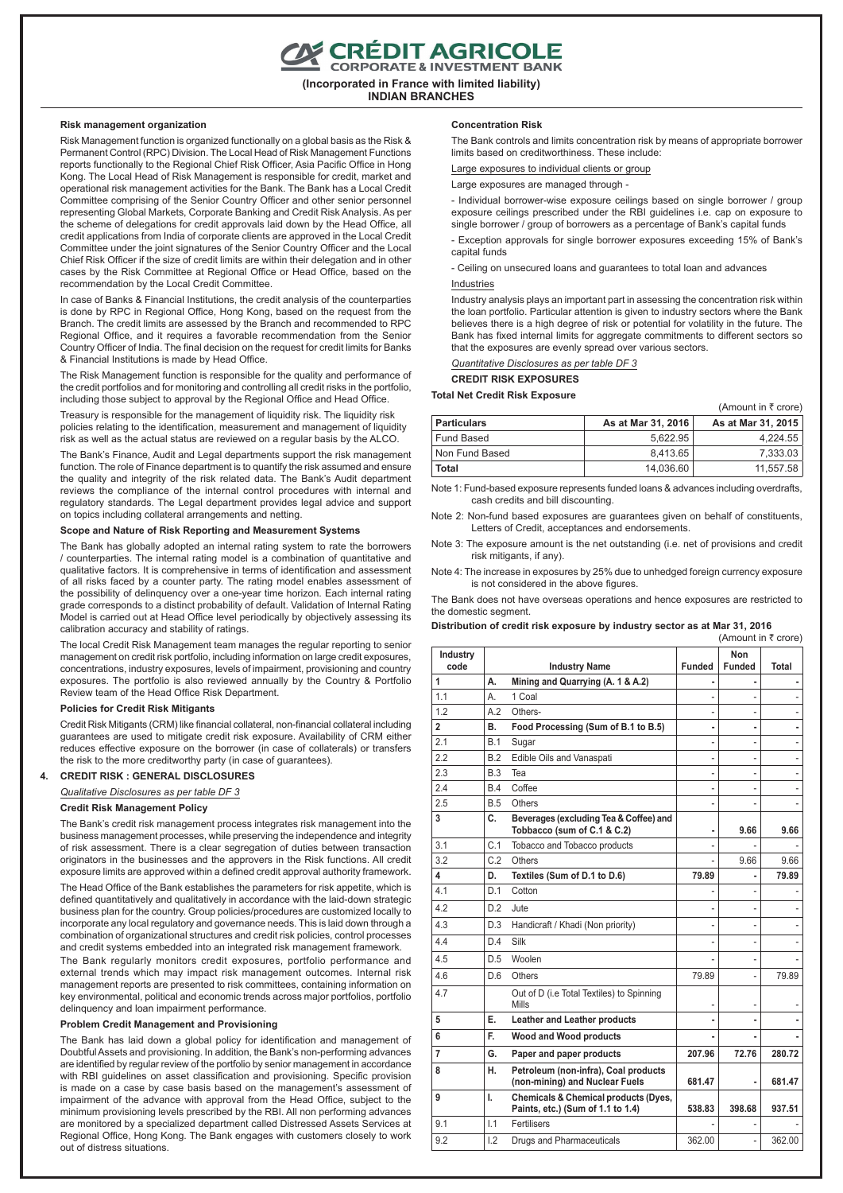# CRÉDIT AGRICOLE
CORPORATE & INVESTMENT BANK

**(Incorporated in France with limited liability)**
**INDIAN BRANCHES**

### Risk management organization

Risk Management function is organized functionally on a global basis as the Risk & Permanent Control (RPC) Division. The Local Head of Risk Management Functions reports functionally to the Regional Chief Risk Officer, Asia Pacific Office in Hong Kong. The Local Head of Risk Management is responsible for credit, market and operational risk management activities for the Bank. The Bank has a Local Credit Committee comprising of the Senior Country Officer and other senior personnel representing Global Markets, Corporate Banking and Credit Risk Analysis. As per the scheme of delegations for credit approvals laid down by the Head Office, all credit applications from India of corporate clients are approved in the Local Credit Committee under the joint signatures of the Senior Country Officer and the Local Chief Risk Officer if the size of credit limits are within their delegation and in other cases by the Risk Committee at Regional Office or Head Office, based on the recommendation by the Local Credit Committee.

In case of Banks & Financial Institutions, the credit analysis of the counterparties is done by RPC in Regional Office, Hong Kong, based on the request from the Branch. The credit limits are assessed by the Branch and recommended to RPC Regional Office, and it requires a favorable recommendation from the Senior Country Officer of India. The final decision on the request for credit limits for Banks & Financial Institutions is made by Head Office.

The Risk Management function is responsible for the quality and performance of the credit portfolios and for monitoring and controlling all credit risks in the portfolio, including those subject to approval by the Regional Office and Head Office.

Treasury is responsible for the management of liquidity risk. The liquidity risk policies relating to the identification, measurement and management of liquidity risk as well as the actual status are reviewed on a regular basis by the ALCO.

The Bank's Finance, Audit and Legal departments support the risk management function. The role of Finance department is to quantify the risk assumed and ensure the quality and integrity of the risk related data. The Bank's Audit department reviews the compliance of the internal control procedures with internal and regulatory standards. The Legal department provides legal advice and support on topics including collateral arrangements and netting.

### Scope and Nature of Risk Reporting and Measurement Systems

The Bank has globally adopted an internal rating system to rate the borrowers / counterparties. The internal rating model is a combination of quantitative and qualitative factors. It is comprehensive in terms of identification and assessment of all risks faced by a counter party. The rating model enables assessment of the possibility of delinquency over a one-year time horizon. Each internal rating grade corresponds to a distinct probability of default. Validation of Internal Rating Model is carried out at Head Office level periodically by objectively assessing its calibration accuracy and stability of ratings.

The local Credit Risk Management team manages the regular reporting to senior management on credit risk portfolio, including information on large credit exposures, concentrations, industry exposures, levels of impairment, provisioning and country exposures. The portfolio is also reviewed annually by the Country & Portfolio Review team of the Head Office Risk Department.

### Policies for Credit Risk Mitigants

Credit Risk Mitigants (CRM) like financial collateral, non-financial collateral including guarantees are used to mitigate credit risk exposure. Availability of CRM either reduces effective exposure on the borrower (in case of collaterals) or transfers the risk to the more creditworthy party (in case of guarantees).

## 4. CREDIT RISK : GENERAL DISCLOSURES

*Qualitative Disclosures as per table DF 3*

### Credit Risk Management Policy

The Bank's credit risk management process integrates risk management into the business management processes, while preserving the independence and integrity of risk assessment. There is a clear segregation of duties between transaction originators in the businesses and the approvers in the Risk functions. All credit exposure limits are approved within a defined credit approval authority framework.

The Head Office of the Bank establishes the parameters for risk appetite, which is defined quantitatively and qualitatively in accordance with the laid-down strategic business plan for the country. Group policies/procedures are customized locally to incorporate any local regulatory and governance needs. This is laid down through a combination of organizational structures and credit risk policies, control processes and credit systems embedded into an integrated risk management framework.

The Bank regularly monitors credit exposures, portfolio performance and external trends which may impact risk management outcomes. Internal risk management reports are presented to risk committees, containing information on key environmental, political and economic trends across major portfolios, portfolio delinquency and loan impairment performance.

### Problem Credit Management and Provisioning

The Bank has laid down a global policy for identification and management of Doubtful Assets and provisioning. In addition, the Bank's non-performing advances are identified by regular review of the portfolio by senior management in accordance with RBI guidelines on asset classification and provisioning. Specific provision is made on a case by case basis based on the management's assessment of impairment of the advance with approval from the Head Office, subject to the minimum provisioning levels prescribed by the RBI. All non performing advances are monitored by a specialized department called Distressed Assets Services at Regional Office, Hong Kong. The Bank engages with customers closely to work out of distress situations.

### Concentration Risk

The Bank controls and limits concentration risk by means of appropriate borrower limits based on creditworthiness. These include:

Large exposures to individual clients or group

Large exposures are managed through -

- Individual borrower-wise exposure ceilings based on single borrower / group exposure ceilings prescribed under the RBI guidelines i.e. cap on exposure to single borrower / group of borrowers as a percentage of Bank's capital funds

- Exception approvals for single borrower exposures exceeding 15% of Bank's capital funds

- Ceiling on unsecured loans and guarantees to total loan and advances

Industries

Industry analysis plays an important part in assessing the concentration risk within the loan portfolio. Particular attention is given to industry sectors where the Bank believes there is a high degree of risk or potential for volatility in the future. The Bank has fixed internal limits for aggregate commitments to different sectors so that the exposures are evenly spread over various sectors.

*Quantitative Disclosures as per table DF 3*

**CREDIT RISK EXPOSURES**

**Total Net Credit Risk Exposure**

(Amount in ₹ crore)

| Particulars | As at Mar 31, 2016 | As at Mar 31, 2015 |
|---|---|---|
| Fund Based | 5,622.95 | 4,224.55 |
| Non Fund Based | 8,413.65 | 7,333.03 |
| **Total** | 14,036.60 | 11,557.58 |

Note 1: Fund-based exposure represents funded loans & advances including overdrafts, cash credits and bill discounting.

Note 2: Non-fund based exposures are guarantees given on behalf of constituents, Letters of Credit, acceptances and endorsements.

Note 3: The exposure amount is the net outstanding (i.e. net of provisions and credit risk mitigants, if any).

Note 4: The increase in exposures by 25% due to unhedged foreign currency exposure is not considered in the above figures.

The Bank does not have overseas operations and hence exposures are restricted to the domestic segment.

**Distribution of credit risk exposure by industry sector as at Mar 31, 2016**

(Amount in ₹ crore)

| Industry code | | Industry Name | Funded | Non Funded | Total |
|---|---|---|---|---|---|
| **1** | **A.** | **Mining and Quarrying (A. 1 & A.2)** | - | - | - |
| 1.1 | A. | 1 Coal | - | - | - |
| 1.2 | A.2 | Others- | - | - | - |
| **2** | **B.** | **Food Processing (Sum of B.1 to B.5)** | - | - | - |
| 2.1 | B.1 | Sugar | - | - | - |
| 2.2 | B.2 | Edible Oils and Vanaspati | - | - | - |
| 2.3 | B.3 | Tea | - | - | - |
| 2.4 | B.4 | Coffee | - | - | - |
| 2.5 | B.5 | Others | - | - | - |
| **3** | **C.** | **Beverages (excluding Tea & Coffee) and Tobacco (sum of C.1 & C.2)** | - | **9.66** | **9.66** |
| 3.1 | C.1 | Tobacco and Tobacco products | - | - | - |
| 3.2 | C.2 | Others | - | 9.66 | 9.66 |
| **4** | **D.** | **Textiles (Sum of D.1 to D.6)** | **79.89** | - | **79.89** |
| 4.1 | D.1 | Cotton | - | - | - |
| 4.2 | D.2 | Jute | - | - | - |
| 4.3 | D.3 | Handicraft / Khadi (Non priority) | - | - | - |
| 4.4 | D.4 | Silk | - | - | - |
| 4.5 | D.5 | Woolen | - | - | - |
| 4.6 | D.6 | Others | 79.89 | - | 79.89 |
| 4.7 | | Out of D (i.e Total Textiles) to Spinning Mills | - | - | - |
| **5** | **E.** | **Leather and Leather products** | - | - | - |
| **6** | **F.** | **Wood and Wood products** | - | - | - |
| **7** | **G.** | **Paper and paper products** | **207.96** | **72.76** | **280.72** |
| **8** | **H.** | **Petroleum (non-infra), Coal products (non-mining) and Nuclear Fuels** | **681.47** | - | **681.47** |
| **9** | **I.** | **Chemicals & Chemical products (Dyes, Paints, etc.) (Sum of 1.1 to 1.4)** | **538.83** | **398.68** | **937.51** |
| 9.1 | I.1 | Fertilisers | - | - | - |
| 9.2 | I.2 | Drugs and Pharmaceuticals | 362.00 | - | 362.00 |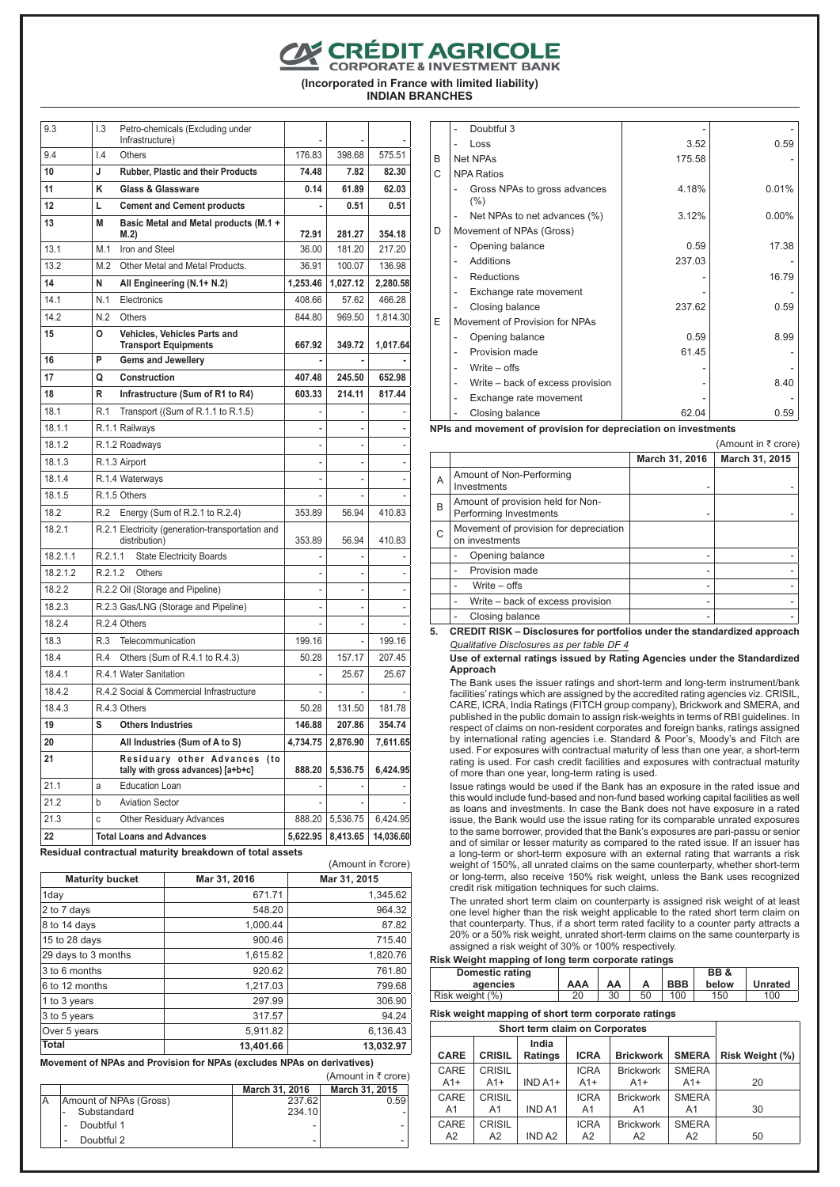# CRÉDIT AGRICOLE CORPORATE & INVESTMENT BANK

**(Incorporated in France with limited liability)**
**INDIAN BRANCHES**

| | | | | | |
|---|---|---|---|---|---|
| 9.3 | I.3 | Petro-chemicals (Excluding under Infrastructure) | - | - | - |
| 9.4 | I.4 | Others | 176.83 | 398.68 | 575.51 |
| **10** | **J** | **Rubber, Plastic and their Products** | **74.48** | **7.82** | **82.30** |
| **11** | **K** | **Glass & Glassware** | **0.14** | **61.89** | **62.03** |
| **12** | **L** | **Cement and Cement products** | **-** | **0.51** | **0.51** |
| **13** | **M** | **Basic Metal and Metal products (M.1 + M.2)** | **72.91** | **281.27** | **354.18** |
| 13.1 | M.1 | Iron and Steel | 36.00 | 181.20 | 217.20 |
| 13.2 | M.2 | Other Metal and Metal Products. | 36.91 | 100.07 | 136.98 |
| **14** | **N** | **All Engineering (N.1+ N.2)** | **1,253.46** | **1,027.12** | **2,280.58** |
| 14.1 | N.1 | Electronics | 408.66 | 57.62 | 466.28 |
| 14.2 | N.2 | Others | 844.80 | 969.50 | 1,814.30 |
| **15** | **O** | **Vehicles, Vehicles Parts and Transport Equipments** | **667.92** | **349.72** | **1,017.64** |
| **16** | **P** | **Gems and Jewellery** | **-** | **-** | **-** |
| **17** | **Q** | **Construction** | **407.48** | **245.50** | **652.98** |
| **18** | **R** | **Infrastructure (Sum of R1 to R4)** | **603.33** | **214.11** | **817.44** |
| 18.1 | R.1 | Transport ((Sum of R.1.1 to R.1.5) | - | - | - |
| 18.1.1 | | R.1.1 Railways | - | - | - |
| 18.1.2 | | R.1.2 Roadways | - | - | - |
| 18.1.3 | | R.1.3 Airport | - | - | - |
| 18.1.4 | | R.1.4 Waterways | - | - | - |
| 18.1.5 | | R.1.5 Others | - | - | - |
| 18.2 | R.2 | Energy (Sum of R.2.1 to R.2.4) | 353.89 | 56.94 | 410.83 |
| 18.2.1 | | R.2.1 Electricity (generation-transportation and distribution) | 353.89 | 56.94 | 410.83 |
| 18.2.1.1 | | R.2.1.1 State Electricity Boards | - | - | - |
| 18.2.1.2 | | R.2.1.2 Others | - | - | - |
| 18.2.2 | | R.2.2 Oil (Storage and Pipeline) | - | - | - |
| 18.2.3 | | R.2.3 Gas/LNG (Storage and Pipeline) | - | - | - |
| 18.2.4 | | R.2.4 Others | - | - | - |
| 18.3 | R.3 | Telecommunication | 199.16 | - | 199.16 |
| 18.4 | R.4 | Others (Sum of R.4.1 to R.4.3) | 50.28 | 157.17 | 207.45 |
| 18.4.1 | | R.4.1 Water Sanitation | - | 25.67 | 25.67 |
| 18.4.2 | | R.4.2 Social & Commercial Infrastructure | - | - | - |
| 18.4.3 | | R.4.3 Others | 50.28 | 131.50 | 181.78 |
| **19** | **S** | **Others Industries** | **146.88** | **207.86** | **354.74** |
| **20** | | **All Industries (Sum of A to S)** | **4,734.75** | **2,876.90** | **7,611.65** |
| **21** | | **Residuary other Advances (to tally with gross advances) [a+b+c]** | **888.20** | **5,536.75** | **6,424.95** |
| 21.1 | a | Education Loan | - | - | - |
| 21.2 | b | Aviation Sector | - | - | - |
| 21.3 | c | Other Residuary Advances | 888.20 | 5,536.75 | 6,424.95 |
| **22** | | **Total Loans and Advances** | **5,622.95** | **8,413.65** | **14,036.60** |

**Residual contractual maturity breakdown of total assets**

(Amount in ₹crore)

| Maturity bucket | Mar 31, 2016 | Mar 31, 2015 |
|---|---|---|
| 1day | 671.71 | 1,345.62 |
| 2 to 7 days | 548.20 | 964.32 |
| 8 to 14 days | 1,000.44 | 87.82 |
| 15 to 28 days | 900.46 | 715.40 |
| 29 days to 3 months | 1,615.82 | 1,820.76 |
| 3 to 6 months | 920.62 | 761.80 |
| 6 to 12 months | 1,217.03 | 799.68 |
| 1 to 3 years | 297.99 | 306.90 |
| 3 to 5 years | 317.57 | 94.24 |
| Over 5 years | 5,911.82 | 6,136.43 |
| **Total** | **13,401.66** | **13,032.97** |

**Movement of NPAs and Provision for NPAs (excludes NPAs on derivatives)**

(Amount in ₹ crore)

| | | March 31, 2016 | March 31, 2015 |
|---|---|---|---|
| A | Amount of NPAs (Gross) | 237.62 | 0.59 |
| | - Substandard | 234.10 | - |
| | - Doubtful 1 | - | - |
| | - Doubtful 2 | - | - |
| | - Doubtful 3 | - | - |
| | - Loss | 3.52 | 0.59 |
| B | Net NPAs | 175.58 | - |
| C | NPA Ratios | | |
| | - Gross NPAs to gross advances (%) | 4.18% | 0.01% |
| | - Net NPAs to net advances (%) | 3.12% | 0.00% |
| D | Movement of NPAs (Gross) | | |
| | - Opening balance | 0.59 | 17.38 |
| | - Additions | 237.03 | - |
| | - Reductions | - | 16.79 |
| | - Exchange rate movement | - | - |
| | - Closing balance | 237.62 | 0.59 |
| E | Movement of Provision for NPAs | | |
| | - Opening balance | 0.59 | 8.99 |
| | - Provision made | 61.45 | - |
| | - Write – offs | - | - |
| | - Write – back of excess provision | - | 8.40 |
| | - Exchange rate movement | - | - |
| | - Closing balance | 62.04 | 0.59 |

**NPIs and movement of provision for depreciation on investments**

(Amount in ₹ crore)

| | | March 31, 2016 | March 31, 2015 |
|---|---|---|---|
| A | Amount of Non-Performing Investments | - | - |
| B | Amount of provision held for Non-Performing Investments | - | - |
| C | Movement of provision for depreciation on investments | | |
| | - Opening balance | - | - |
| | - Provision made | - | - |
| | - Write – offs | - | - |
| | - Write – back of excess provision | - | - |
| | - Closing balance | - | - |

**5. CREDIT RISK – Disclosures for portfolios under the standardized approach**

*Qualitative Disclosures as per table DF 4*

**Use of external ratings issued by Rating Agencies under the Standardized Approach**

The Bank uses the issuer ratings and short-term and long-term instrument/bank facilities' ratings which are assigned by the accredited rating agencies viz. CRISIL, CARE, ICRA, India Ratings (FITCH group company), Brickwork and SMERA, and published in the public domain to assign risk-weights in terms of RBI guidelines. In respect of claims on non-resident corporates and foreign banks, ratings assigned by international rating agencies i.e. Standard & Poor's, Moody's and Fitch are used. For exposures with contractual maturity of less than one year, a short-term rating is used. For cash credit facilities and exposures with contractual maturity of more than one year, long-term rating is used.

Issue ratings would be used if the Bank has an exposure in the rated issue and this would include fund-based and non-fund based working capital facilities as well as loans and investments. In case the Bank does not have exposure in a rated issue, the Bank would use the issue rating for its comparable unrated exposures to the same borrower, provided that the Bank's exposures are pari-passu or senior and of similar or lesser maturity as compared to the rated issue. If an issuer has a long-term or short-term exposure with an external rating that warrants a risk weight of 150%, all unrated claims on the same counterparty, whether short-term or long-term, also receive 150% risk weight, unless the Bank uses recognized credit risk mitigation techniques for such claims.

The unrated short term claim on counterparty is assigned risk weight of at least one level higher than the risk weight applicable to the rated short term claim on that counterparty. Thus, if a short term rated facility to a counter party attracts a 20% or a 50% risk weight, unrated short-term claims on the same counterparty is assigned a risk weight of 30% or 100% respectively.

**Risk Weight mapping of long term corporate ratings**

| Domestic rating agencies | AAA | AA | A | BBB | BB & below | Unrated |
|---|---|---|---|---|---|---|
| Risk weight (%) | 20 | 30 | 50 | 100 | 150 | 100 |

**Risk weight mapping of short term corporate ratings**

| Short term claim on Corporates | | | | | | |
|---|---|---|---|---|---|---|
| **CARE** | **CRISIL** | **India Ratings** | **ICRA** | **Brickwork** | **SMERA** | **Risk Weight (%)** |
| CARE A1+ | CRISIL A1+ | IND A1+ | ICRA A1+ | Brickwork A1+ | SMERA A1+ | 20 |
| CARE A1 | CRISIL A1 | IND A1 | ICRA A1 | Brickwork A1 | SMERA A1 | 30 |
| CARE A2 | CRISIL A2 | IND A2 | ICRA A2 | Brickwork A2 | SMERA A2 | 50 |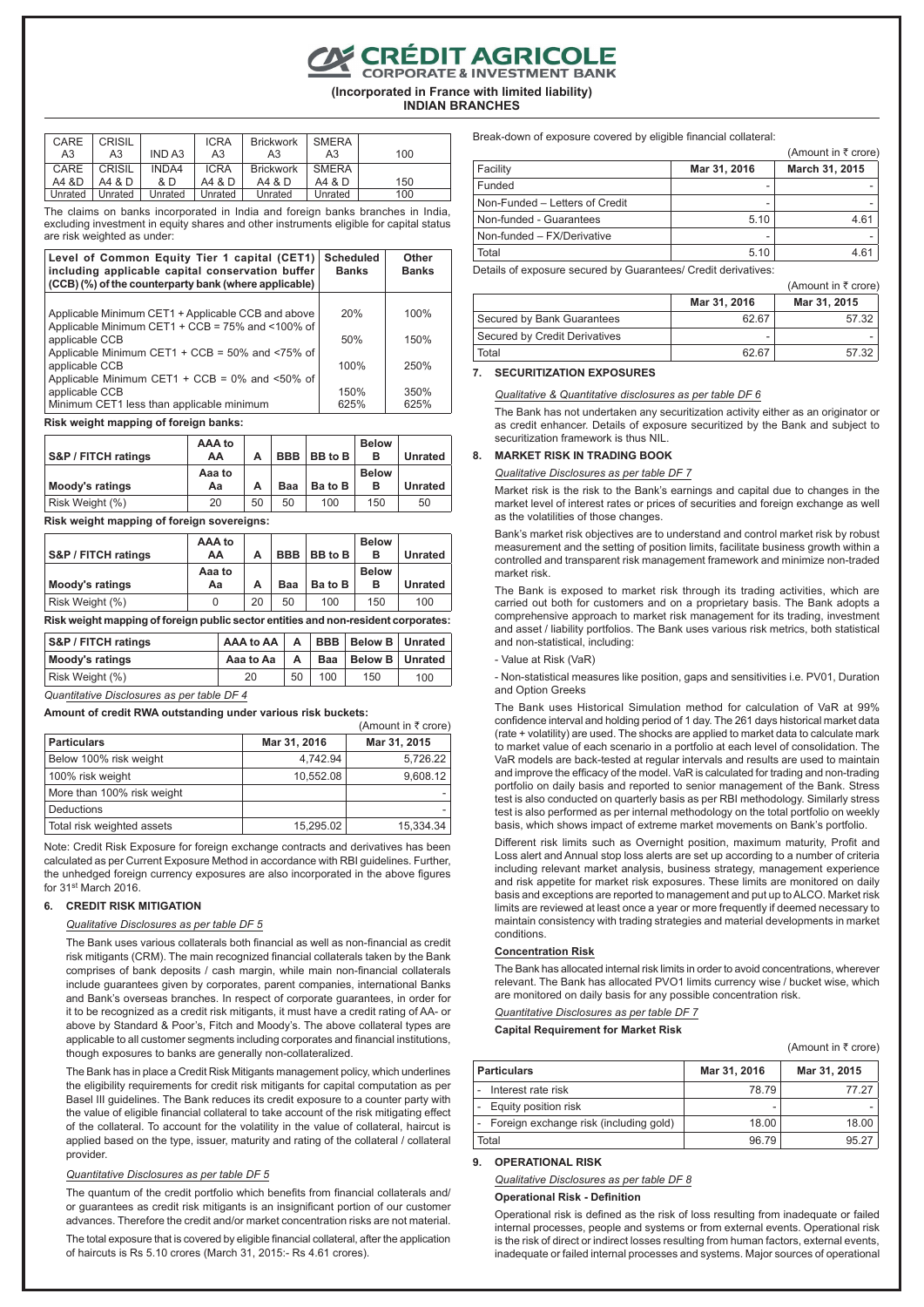# CRÉDIT AGRICOLE CORPORATE & INVESTMENT BANK

**(Incorporated in France with limited liability)**
**INDIAN BRANCHES**

| CARE A3 | CRISIL A3 | IND A3 | ICRA A3 | Brickwork A3 | SMERA A3 | 100 |
|---|---|---|---|---|---|---|
| CARE A4 &D | CRISIL A4 & D | INDA4 & D | ICRA A4 & D | Brickwork A4 & D | SMERA A4 & D | 150 |
| Unrated | Unrated | Unrated | Unrated | Unrated | Unrated | 100 |

The claims on banks incorporated in India and foreign banks branches in India, excluding investment in equity shares and other instruments eligible for capital status are risk weighted as under:

| Level of Common Equity Tier 1 capital (CET1) including applicable capital conservation buffer (CCB) (%) of the counterparty bank (where applicable) | Scheduled Banks | Other Banks |
|---|---|---|
| Applicable Minimum CET1 + Applicable CCB and above | 20% | 100% |
| Applicable Minimum CET1 + CCB = 75% and <100% of applicable CCB | 50% | 150% |
| Applicable Minimum CET1 + CCB = 50% and <75% of applicable CCB | 100% | 250% |
| Applicable Minimum CET1 + CCB = 0% and <50% of applicable CCB | 150% | 350% |
| Minimum CET1 less than applicable minimum | 625% | 625% |

**Risk weight mapping of foreign banks:**

| S&P / FITCH ratings | AAA to AA | A | BBB | BB to B | Below B | Unrated |
|---|---|---|---|---|---|---|
| Moody's ratings | Aaa to Aa | A | Baa | Ba to B | Below B | Unrated |
| Risk Weight (%) | 20 | 50 | 50 | 100 | 150 | 50 |

**Risk weight mapping of foreign sovereigns:**

| S&P / FITCH ratings | AAA to AA | A | BBB | BB to B | Below B | Unrated |
|---|---|---|---|---|---|---|
| Moody's ratings | Aaa to Aa | A | Baa | Ba to B | Below B | Unrated |
| Risk Weight (%) | 0 | 20 | 50 | 100 | 150 | 100 |

**Risk weight mapping of foreign public sector entities and non-resident corporates:**

| S&P / FITCH ratings | AAA to AA | A | BBB | Below B | Unrated |
|---|---|---|---|---|---|
| Moody's ratings | Aaa to Aa | A | Baa | Below B | Unrated |
| Risk Weight (%) | 20 | 50 | 100 | 150 | 100 |

*Quantitative Disclosures as per table DF 4*

**Amount of credit RWA outstanding under various risk buckets:**

(Amount in ₹ crore)

| Particulars | Mar 31, 2016 | Mar 31, 2015 |
|---|---|---|
| Below 100% risk weight | 4,742.94 | 5,726.22 |
| 100% risk weight | 10,552.08 | 9,608.12 |
| More than 100% risk weight | | - |
| Deductions | | - |
| Total risk weighted assets | 15,295.02 | 15,334.34 |

Note: Credit Risk Exposure for foreign exchange contracts and derivatives has been calculated as per Current Exposure Method in accordance with RBI guidelines. Further, the unhedged foreign currency exposures are also incorporated in the above figures for 31st March 2016.

## 6. CREDIT RISK MITIGATION

*Qualitative Disclosures as per table DF 5*

The Bank uses various collaterals both financial as well as non-financial as credit risk mitigants (CRM). The main recognized financial collaterals taken by the Bank comprises of bank deposits / cash margin, while main non-financial collaterals include guarantees given by corporates, parent companies, international Banks and Bank's overseas branches. In respect of corporate guarantees, in order for it to be recognized as a credit risk mitigants, it must have a credit rating of AA- or above by Standard & Poor's, Fitch and Moody's. The above collateral types are applicable to all customer segments including corporates and financial institutions, though exposures to banks are generally non-collateralized.

The Bank has in place a Credit Risk Mitigants management policy, which underlines the eligibility requirements for credit risk mitigants for capital computation as per Basel III guidelines. The Bank reduces its credit exposure to a counter party with the value of eligible financial collateral to take account of the risk mitigating effect of the collateral. To account for the volatility in the value of collateral, haircut is applied based on the type, issuer, maturity and rating of the collateral / collateral provider.

*Quantitative Disclosures as per table DF 5*

The quantum of the credit portfolio which benefits from financial collaterals and/ or guarantees as credit risk mitigants is an insignificant portion of our customer advances. Therefore the credit and/or market concentration risks are not material.

The total exposure that is covered by eligible financial collateral, after the application of haircuts is Rs 5.10 crores (March 31, 2015:- Rs 4.61 crores).

Break-down of exposure covered by eligible financial collateral:

(Amount in ₹ crore)

| Facility | Mar 31, 2016 | March 31, 2015 |
|---|---|---|
| Funded | - | - |
| Non-Funded – Letters of Credit | - | - |
| Non-funded - Guarantees | 5.10 | 4.61 |
| Non-funded – FX/Derivative | - | - |
| Total | 5.10 | 4.61 |

Details of exposure secured by Guarantees/ Credit derivatives:

(Amount in ₹ crore)

| | Mar 31, 2016 | Mar 31, 2015 |
|---|---|---|
| Secured by Bank Guarantees | 62.67 | 57.32 |
| Secured by Credit Derivatives | - | - |
| Total | 62.67 | 57.32 |

## 7. SECURITIZATION EXPOSURES

*Qualitative & Quantitative disclosures as per table DF 6*

The Bank has not undertaken any securitization activity either as an originator or as credit enhancer. Details of exposure securitized by the Bank and subject to securitization framework is thus NIL.

## 8. MARKET RISK IN TRADING BOOK

*Qualitative Disclosures as per table DF 7*

Market risk is the risk to the Bank's earnings and capital due to changes in the market level of interest rates or prices of securities and foreign exchange as well as the volatilities of those changes.

Bank's market risk objectives are to understand and control market risk by robust measurement and the setting of position limits, facilitate business growth within a controlled and transparent risk management framework and minimize non-traded market risk.

The Bank is exposed to market risk through its trading activities, which are carried out both for customers and on a proprietary basis. The Bank adopts a comprehensive approach to market risk management for its trading, investment and asset / liability portfolios. The Bank uses various risk metrics, both statistical and non-statistical, including:

- Value at Risk (VaR)

- Non-statistical measures like position, gaps and sensitivities i.e. PV01, Duration and Option Greeks

The Bank uses Historical Simulation method for calculation of VaR at 99% confidence interval and holding period of 1 day. The 261 days historical market data (rate + volatility) are used. The shocks are applied to market data to calculate mark to market value of each scenario in a portfolio at each level of consolidation. The VaR models are back-tested at regular intervals and results are used to maintain and improve the efficacy of the model. VaR is calculated for trading and non-trading portfolio on daily basis and reported to senior management of the Bank. Stress test is also conducted on quarterly basis as per RBI methodology. Similarly stress test is also performed as per internal methodology on the total portfolio on weekly basis, which shows impact of extreme market movements on Bank's portfolio.

Different risk limits such as Overnight position, maximum maturity, Profit and Loss alert and Annual stop loss alerts are set up according to a number of criteria including relevant market analysis, business strategy, management experience and risk appetite for market risk exposures. These limits are monitored on daily basis and exceptions are reported to management and put up to ALCO. Market risk limits are reviewed at least once a year or more frequently if deemed necessary to maintain consistency with trading strategies and material developments in market conditions.

**Concentration Risk**

The Bank has allocated internal risk limits in order to avoid concentrations, wherever relevant. The Bank has allocated PVO1 limits currency wise / bucket wise, which are monitored on daily basis for any possible concentration risk.

*Quantitative Disclosures as per table DF 7*

**Capital Requirement for Market Risk**

(Amount in ₹ crore)

| Particulars | Mar 31, 2016 | Mar 31, 2015 |
|---|---|---|
| - Interest rate risk | 78.79 | 77.27 |
| - Equity position risk | - | - |
| - Foreign exchange risk (including gold) | 18.00 | 18.00 |
| Total | 96.79 | 95.27 |

## 9. OPERATIONAL RISK

*Qualitative Disclosures as per table DF 8*

**Operational Risk - Definition**

Operational risk is defined as the risk of loss resulting from inadequate or failed internal processes, people and systems or from external events. Operational risk is the risk of direct or indirect losses resulting from human factors, external events, inadequate or failed internal processes and systems. Major sources of operational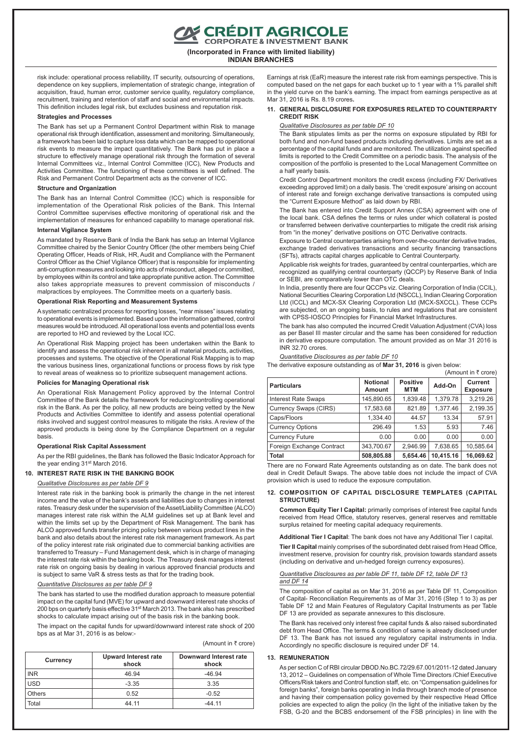risk include: operational process reliability, IT security, outsourcing of operations, dependence on key suppliers, implementation of strategic change, integration of acquisition, fraud, human error, customer service quality, regulatory compliance, recruitment, training and retention of staff and social and environmental impacts. This definition includes legal risk, but excludes business and reputation risk.

**Strategies and Processes**

The Bank has set up a Permanent Control Department within Risk to manage operational risk through identification, assessment and monitoring. Simultaneously, a framework has been laid to capture loss data which can be mapped to operational risk events to measure the impact quantitatively. The Bank has put in place a structure to effectively manage operational risk through the formation of several Internal Committees viz., Internal Control Committee (ICC), New Products and Activities Committee. The functioning of these committees is well defined. The Risk and Permanent Control Department acts as the convener of ICC.

**Structure and Organization**

The Bank has an Internal Control Committee (ICC) which is responsible for implementation of the Operational Risk policies of the Bank. This Internal Control Committee supervises effective monitoring of operational risk and the implementation of measures for enhanced capability to manage operational risk.

**Internal Vigilance System**

As mandated by Reserve Bank of India the Bank has setup an Internal Vigilance Committee chaired by the Senior Country Officer (the other members being Chief Operating Officer, Heads of Risk, HR, Audit and Compliance with the Permanent Control Officer as the Chief Vigilance Officer) that is responsible for implementing anti-corruption measures and looking into acts of misconduct, alleged or committed, by employees within its control and take appropriate punitive action. The Committee also takes appropriate measures to prevent commission of misconducts / malpractices by employees. The Committee meets on a quarterly basis.

**Operational Risk Reporting and Measurement Systems**

A systematic centralized process for reporting losses, "near misses" issues relating to operational events is implemented. Based upon the information gathered, control measures would be introduced. All operational loss events and potential loss events are reported to HO and reviewed by the Local ICC.

An Operational Risk Mapping project has been undertaken within the Bank to identify and assess the operational risk inherent in all material products, activities, processes and systems. The objective of the Operational Risk Mapping is to map the various business lines, organizational functions or process flows by risk type to reveal areas of weakness so to prioritize subsequent management actions.

**Policies for Managing Operational risk**

An Operational Risk Management Policy approved by the Internal Control Committee of the Bank details the framework for reducing/controlling operational risk in the Bank. As per the policy, all new products are being vetted by the New Products and Activities Committee to identify and assess potential operational risks involved and suggest control measures to mitigate the risks. A review of the approved products is being done by the Compliance Department on a regular basis.

**Operational Risk Capital Assessment**

As per the RBI guidelines, the Bank has followed the Basic Indicator Approach for the year ending 31st March 2016.

## 10. INTEREST RATE RISK IN THE BANKING BOOK

*Qualitative Disclosures as per table DF 9*

Interest rate risk in the banking book is primarily the change in the net interest income and the value of the bank's assets and liabilities due to changes in interest rates. Treasury desk under the supervision of the Asset/Liability Committee (ALCO) manages interest rate risk within the ALM guidelines set up at Bank level and within the limits set up by the Department of Risk Management. The bank has ALCO approved funds transfer pricing policy between various product lines in the bank and also details about the interest rate risk management framework. As part of the policy interest rate risk originated due to commercial banking activities are transferred to Treasury – Fund Management desk, which is in charge of managing the interest rate risk within the banking book. The Treasury desk manages interest rate risk on ongoing basis by dealing in various approved financial products and is subject to same VaR & stress tests as that for the trading book.

*Quantitative Disclosures as per table DF 9*

The bank has started to use the modified duration approach to measure potential impact on the capital fund (MVE) for upward and downward interest rate shocks of 200 bps on quarterly basis effective 31st March 2013. The bank also has prescribed shocks to calculate impact arising out of the basis risk in the banking book.

The impact on the capital funds for upward/downward interest rate shock of 200 bps as at Mar 31, 2016 is as below:-

(Amount in ₹ crore)

| Currency | Upward Interest rate shock | Downward Interest rate shock |
|---|---|---|
| INR | 46.94 | -46.94 |
| USD | -3.35 | 3.35 |
| Others | 0.52 | -0.52 |
| Total | 44.11 | -44.11 |

Earnings at risk (EaR) measure the interest rate risk from earnings perspective. This is computed based on the net gaps for each bucket up to 1 year with a 1% parallel shift in the yield curve on the bank's earning. The impact from earnings perspective as at Mar 31, 2016 is Rs. 8.19 crores**.**

## 11. GENERAL DISCLOSURE FOR EXPOSURES RELATED TO COUNTERPARTY CREDIT RISK

*Qualitative Disclosures as per table DF 10*

The Bank stipulates limits as per the norms on exposure stipulated by RBI for both fund and non-fund based products including derivatives. Limits are set as a percentage of the capital funds and are monitored. The utilization against specified limits is reported to the Credit Committee on a periodic basis. The analysis of the composition of the portfolio is presented to the Local Management Committee on a half yearly basis.

Credit Control Department monitors the credit excess (including FX/ Derivatives exceeding approved limit) on a daily basis. The 'credit exposure' arising on account of interest rate and foreign exchange derivative transactions is computed using the "Current Exposure Method" as laid down by RBI.

The Bank has entered into Credit Support Annex (CSA) agreement with one of the local bank. CSA defines the terms or rules under which collateral is posted or transferred between derivative counterparties to mitigate the credit risk arising from "in the money" derivative positions on OTC Derivative contracts.

Exposure to Central counterparties arising from over-the-counter derivative trades, exchange traded derivatives transactions and security financing transactions (SFTs), attracts capital charges applicable to Central Counterparty.

Applicable risk weights for trades, guaranteed by central counterparties, which are recognized as qualifying central counterparty (QCCP) by Reserve Bank of India or SEBI, are comparatively lower than OTC deals.

In India, presently there are four QCCPs viz. Clearing Corporation of India (CCIL), National Securities Clearing Corporation Ltd (NSCCL), Indian Clearing Corporation Ltd (ICCL) and MCX-SX Clearing Corporation Ltd (MCX-SXCCL). These CCPs are subjected, on an ongoing basis, to rules and regulations that are consistent with CPSS-IOSCO Principles for Financial Market Infrastructures.

The bank has also computed the incurred Credit Valuation Adjustment (CVA) loss as per Basel III master circular and the same has been considered for reduction in derivative exposure computation. The amount provided as on Mar 31 2016 is INR 32.70 crores.

*Quantitative Disclosures as per table DF 10*

The derivative exposure outstanding as of **Mar 31, 2016** is given below:

(Amount in ₹ crore)

| Particulars | Notional Amount | Positive MTM | Add-On | Current Exposure |
|---|---|---|---|---|
| Interest Rate Swaps | 145,890.65 | 1,839.48 | 1,379.78 | 3,219.26 |
| Currency Swaps (CIRS) | 17,583.68 | 821.89 | 1,377.46 | 2,199.35 |
| Caps/Floors | 1,334.40 | 44.57 | 13.34 | 57.91 |
| Currency Options | 296.49 | 1.53 | 5.93 | 7.46 |
| Currency Future | 0.00 | 0.00 | 0.00 | 0.00 |
| Foreign Exchange Contract | 343,700.67 | 2,946.99 | 7,638.65 | 10,585.64 |
| **Total** | **508,805.88** | **5,654.46** | **10,415.16** | **16,069.62** |

There are no Forward Rate Agreements outstanding as on date. The bank does not deal in Credit Default Swaps. The above table does not include the impact of CVA provision which is used to reduce the exposure computation.

## 12. COMPOSITION OF CAPITAL DISCLOSURE TEMPLATES (CAPITAL STRUCTURE)

**Common Equity Tier I Capital:** primarily comprises of interest free capital funds received from Head Office, statutory reserves, general reserves and remittable surplus retained for meeting capital adequacy requirements.

**Additional Tier I Capital**: The bank does not have any Additional Tier I capital.

**Tier II Capital** mainly comprises of the subordinated debt raised from Head Office, investment reserve, provision for country risk, provision towards standard assets (including on derivative and un-hedged foreign currency exposures).

*Quantitative Disclosures as per table DF 11, table DF 12, table DF 13 and DF 14*

The composition of capital as on Mar 31, 2016 as per Table DF 11, Composition of Capital- Reconciliation Requirements as of Mar 31, 2016 (Step 1 to 3) as per Table DF 12 and Main Features of Regulatory Capital Instruments as per Table DF 13 are provided as separate annexures to this disclosure.

The Bank has received only interest free capital funds & also raised subordinated debt from Head Office. The terms & condition of same is already disclosed under DF 13. The Bank has not issued any regulatory capital instruments in India. Accordingly no specific disclosure is required under DF 14.

## 13. REMUNERATION

As per section C of RBI circular DBOD.No.BC.72/29.67.001/2011-12 dated January 13, 2012 – Guidelines on compensation of Whole Time Directors /Chief Executive Officers/Risk takers and Control function staff, etc. on "Compensation guidelines for foreign banks", foreign banks operating in India through branch mode of presence and having their compensation policy governed by their respective Head Office policies are expected to align the policy (In the light of the initiative taken by the FSB, G-20 and the BCBS endorsement of the FSB principles) in line with the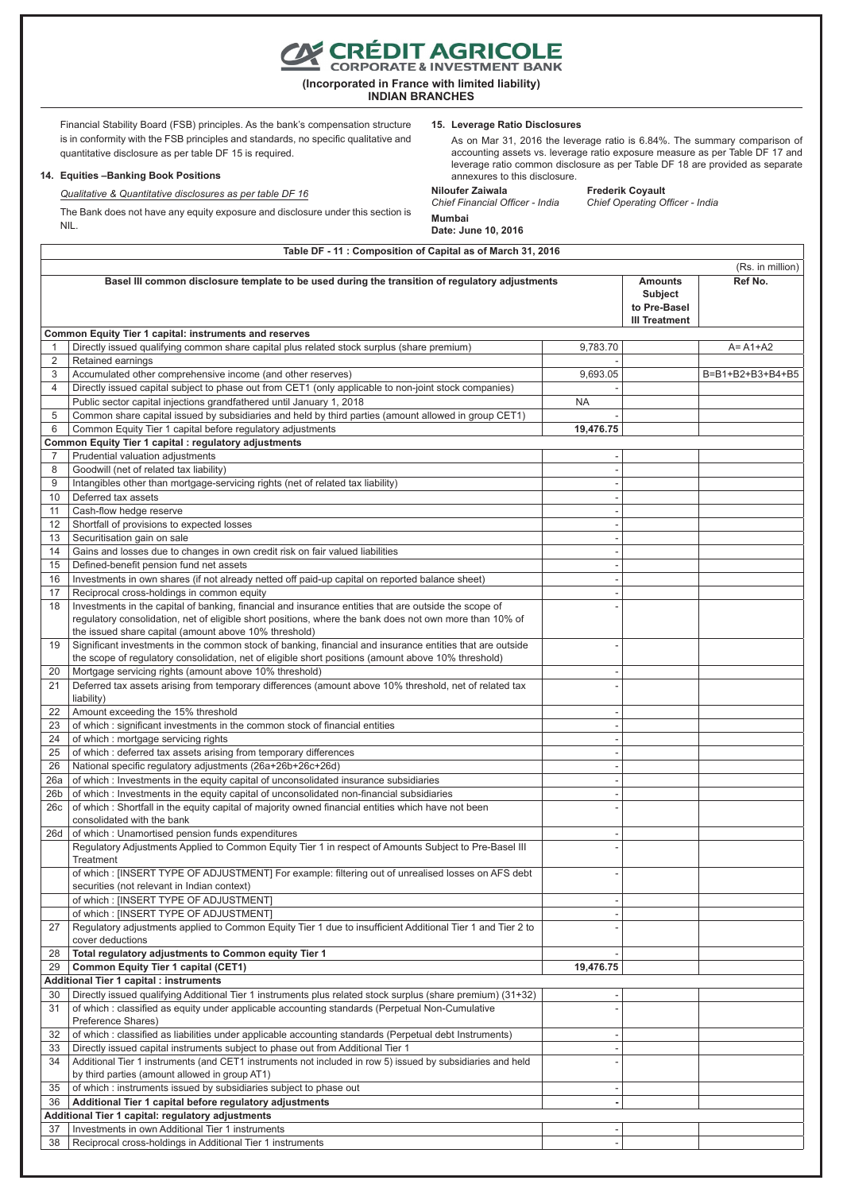# CRÉDIT AGRICOLE
## CORPORATE & INVESTMENT BANK

**(Incorporated in France with limited liability)**
**INDIAN BRANCHES**

Financial Stability Board (FSB) principles. As the bank's compensation structure is in conformity with the FSB principles and standards, no specific qualitative and quantitative disclosure as per table DF 15 is required.

### 14. Equities –Banking Book Positions

*Qualitative & Quantitative disclosures as per table DF 16*

The Bank does not have any equity exposure and disclosure under this section is NIL.

### 15. Leverage Ratio Disclosures

As on Mar 31, 2016 the leverage ratio is 6.84%. The summary comparison of accounting assets vs. leverage ratio exposure measure as per Table DF 17 and leverage ratio common disclosure as per Table DF 18 are provided as separate annexures to this disclosure.

**Niloufer Zaiwala**
*Chief Financial Officer - India*

**Frederik Coyault**
*Chief Operating Officer - India*

**Mumbai**
**Date: June 10, 2016**

**Table DF - 11 : Composition of Capital as of March 31, 2016**

(Rs. in million)

| | Basel III common disclosure template to be used during the transition of regulatory adjustments | | Amounts Subject to Pre-Basel III Treatment | Ref No. |
|---|---|---|---|---|
| | **Common Equity Tier 1 capital: instruments and reserves** | | | |
| 1 | Directly issued qualifying common share capital plus related stock surplus (share premium) | 9,783.70 | | A= A1+A2 |
| 2 | Retained earnings | - | | |
| 3 | Accumulated other comprehensive income (and other reserves) | 9,693.05 | | B=B1+B2+B3+B4+B5 |
| 4 | Directly issued capital subject to phase out from CET1 (only applicable to non-joint stock companies) | - | | |
| | Public sector capital injections grandfathered until January 1, 2018 | NA | | |
| 5 | Common share capital issued by subsidiaries and held by third parties (amount allowed in group CET1) | - | | |
| 6 | Common Equity Tier 1 capital before regulatory adjustments | **19,476.75** | | |
| | **Common Equity Tier 1 capital : regulatory adjustments** | | | |
| 7 | Prudential valuation adjustments | - | | |
| 8 | Goodwill (net of related tax liability) | - | | |
| 9 | Intangibles other than mortgage-servicing rights (net of related tax liability) | - | | |
| 10 | Deferred tax assets | - | | |
| 11 | Cash-flow hedge reserve | - | | |
| 12 | Shortfall of provisions to expected losses | - | | |
| 13 | Securitisation gain on sale | - | | |
| 14 | Gains and losses due to changes in own credit risk on fair valued liabilities | - | | |
| 15 | Defined-benefit pension fund net assets | - | | |
| 16 | Investments in own shares (if not already netted off paid-up capital on reported balance sheet) | - | | |
| 17 | Reciprocal cross-holdings in common equity | - | | |
| 18 | Investments in the capital of banking, financial and insurance entities that are outside the scope of regulatory consolidation, net of eligible short positions, where the bank does not own more than 10% of the issued share capital (amount above 10% threshold) | - | | |
| 19 | Significant investments in the common stock of banking, financial and insurance entities that are outside the scope of regulatory consolidation, net of eligible short positions (amount above 10% threshold) | - | | |
| 20 | Mortgage servicing rights (amount above 10% threshold) | - | | |
| 21 | Deferred tax assets arising from temporary differences (amount above 10% threshold, net of related tax liability) | - | | |
| 22 | Amount exceeding the 15% threshold | - | | |
| 23 | of which : significant investments in the common stock of financial entities | - | | |
| 24 | of which : mortgage servicing rights | - | | |
| 25 | of which : deferred tax assets arising from temporary differences | - | | |
| 26 | National specific regulatory adjustments (26a+26b+26c+26d) | - | | |
| 26a | of which : Investments in the equity capital of unconsolidated insurance subsidiaries | - | | |
| 26b | of which : Investments in the equity capital of unconsolidated non-financial subsidiaries | - | | |
| 26c | of which : Shortfall in the equity capital of majority owned financial entities which have not been consolidated with the bank | - | | |
| 26d | of which : Unamortised pension funds expenditures | - | | |
| | Regulatory Adjustments Applied to Common Equity Tier 1 in respect of Amounts Subject to Pre-Basel III Treatment | - | | |
| | of which : [INSERT TYPE OF ADJUSTMENT] For example: filtering out of unrealised losses on AFS debt securities (not relevant in Indian context) | - | | |
| | of which : [INSERT TYPE OF ADJUSTMENT] | - | | |
| | of which : [INSERT TYPE OF ADJUSTMENT] | - | | |
| 27 | Regulatory adjustments applied to Common Equity Tier 1 due to insufficient Additional Tier 1 and Tier 2 to cover deductions | - | | |
| 28 | **Total regulatory adjustments to Common equity Tier 1** | - | | |
| 29 | **Common Equity Tier 1 capital (CET1)** | **19,476.75** | | |
| | **Additional Tier 1 capital : instruments** | | | |
| 30 | Directly issued qualifying Additional Tier 1 instruments plus related stock surplus (share premium) (31+32) | - | | |
| 31 | of which : classified as equity under applicable accounting standards (Perpetual Non-Cumulative Preference Shares) | - | | |
| 32 | of which : classified as liabilities under applicable accounting standards (Perpetual debt Instruments) | - | | |
| 33 | Directly issued capital instruments subject to phase out from Additional Tier 1 | - | | |
| 34 | Additional Tier 1 instruments (and CET1 instruments not included in row 5) issued by subsidiaries and held by third parties (amount allowed in group AT1) | - | | |
| 35 | of which : instruments issued by subsidiaries subject to phase out | - | | |
| 36 | **Additional Tier 1 capital before regulatory adjustments** | **-** | | |
| | **Additional Tier 1 capital: regulatory adjustments** | | | |
| 37 | Investments in own Additional Tier 1 instruments | - | | |
| 38 | Reciprocal cross-holdings in Additional Tier 1 instruments | - | | |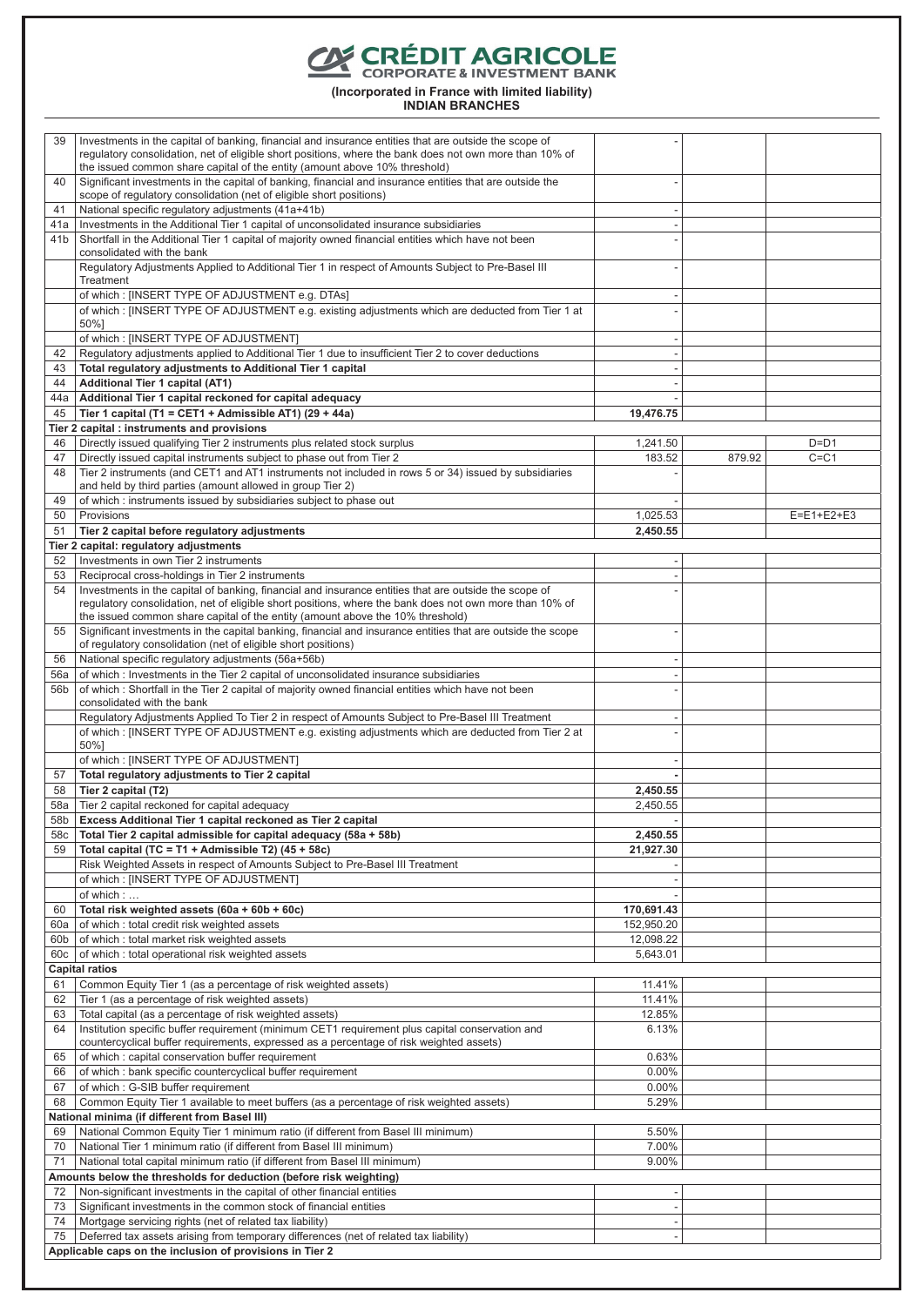**CRÉDIT AGRICOLE**
**CORPORATE & INVESTMENT BANK**

**(Incorporated in France with limited liability)**
**INDIAN BRANCHES**

| | | | | |
|---|---|---|---|---|
| 39 | Investments in the capital of banking, financial and insurance entities that are outside the scope of regulatory consolidation, net of eligible short positions, where the bank does not own more than 10% of the issued common share capital of the entity (amount above 10% threshold) | - | | |
| 40 | Significant investments in the capital of banking, financial and insurance entities that are outside the scope of regulatory consolidation (net of eligible short positions) | - | | |
| 41 | National specific regulatory adjustments (41a+41b) | - | | |
| 41a | Investments in the Additional Tier 1 capital of unconsolidated insurance subsidiaries | - | | |
| 41b | Shortfall in the Additional Tier 1 capital of majority owned financial entities which have not been consolidated with the bank | - | | |
| | Regulatory Adjustments Applied to Additional Tier 1 in respect of Amounts Subject to Pre-Basel III Treatment | - | | |
| | of which : [INSERT TYPE OF ADJUSTMENT e.g. DTAs] | - | | |
| | of which : [INSERT TYPE OF ADJUSTMENT e.g. existing adjustments which are deducted from Tier 1 at 50%] | - | | |
| | of which : [INSERT TYPE OF ADJUSTMENT] | - | | |
| 42 | Regulatory adjustments applied to Additional Tier 1 due to insufficient Tier 2 to cover deductions | - | | |
| 43 | **Total regulatory adjustments to Additional Tier 1 capital** | - | | |
| 44 | **Additional Tier 1 capital (AT1)** | - | | |
| 44a | **Additional Tier 1 capital reckoned for capital adequacy** | - | | |
| 45 | **Tier 1 capital (T1 = CET1 + Admissible AT1) (29 + 44a)** | **19,476.75** | | |
| | **Tier 2 capital : instruments and provisions** | | | |
| 46 | Directly issued qualifying Tier 2 instruments plus related stock surplus | 1,241.50 | | D=D1 |
| 47 | Directly issued capital instruments subject to phase out from Tier 2 | 183.52 | 879.92 | C=C1 |
| 48 | Tier 2 instruments (and CET1 and AT1 instruments not included in rows 5 or 34) issued by subsidiaries and held by third parties (amount allowed in group Tier 2) | - | | |
| 49 | of which : instruments issued by subsidiaries subject to phase out | - | | |
| 50 | Provisions | 1,025.53 | | E=E1+E2+E3 |
| 51 | **Tier 2 capital before regulatory adjustments** | **2,450.55** | | |
| | **Tier 2 capital: regulatory adjustments** | | | |
| 52 | Investments in own Tier 2 instruments | - | | |
| 53 | Reciprocal cross-holdings in Tier 2 instruments | - | | |
| 54 | Investments in the capital of banking, financial and insurance entities that are outside the scope of regulatory consolidation, net of eligible short positions, where the bank does not own more than 10% of the issued common share capital of the entity (amount above the 10% threshold) | - | | |
| 55 | Significant investments in the capital banking, financial and insurance entities that are outside the scope of regulatory consolidation (net of eligible short positions) | - | | |
| 56 | National specific regulatory adjustments (56a+56b) | - | | |
| 56a | of which : Investments in the Tier 2 capital of unconsolidated insurance subsidiaries | - | | |
| 56b | of which : Shortfall in the Tier 2 capital of majority owned financial entities which have not been consolidated with the bank | - | | |
| | Regulatory Adjustments Applied To Tier 2 in respect of Amounts Subject to Pre-Basel III Treatment | - | | |
| | of which : [INSERT TYPE OF ADJUSTMENT e.g. existing adjustments which are deducted from Tier 2 at 50%] | - | | |
| | of which : [INSERT TYPE OF ADJUSTMENT] | - | | |
| 57 | **Total regulatory adjustments to Tier 2 capital** | **-** | | |
| 58 | **Tier 2 capital (T2)** | **2,450.55** | | |
| 58a | Tier 2 capital reckoned for capital adequacy | 2,450.55 | | |
| 58b | **Excess Additional Tier 1 capital reckoned as Tier 2 capital** | - | | |
| 58c | **Total Tier 2 capital admissible for capital adequacy (58a + 58b)** | **2,450.55** | | |
| 59 | **Total capital (TC = T1 + Admissible T2) (45 + 58c)** | **21,927.30** | | |
| | Risk Weighted Assets in respect of Amounts Subject to Pre-Basel III Treatment | - | | |
| | of which : [INSERT TYPE OF ADJUSTMENT] | - | | |
| | of which : … | - | | |
| 60 | **Total risk weighted assets (60a + 60b + 60c)** | **170,691.43** | | |
| 60a | of which : total credit risk weighted assets | 152,950.20 | | |
| 60b | of which : total market risk weighted assets | 12,098.22 | | |
| 60c | of which : total operational risk weighted assets | 5,643.01 | | |
| | **Capital ratios** | | | |
| 61 | Common Equity Tier 1 (as a percentage of risk weighted assets) | 11.41% | | |
| 62 | Tier 1 (as a percentage of risk weighted assets) | 11.41% | | |
| 63 | Total capital (as a percentage of risk weighted assets) | 12.85% | | |
| 64 | Institution specific buffer requirement (minimum CET1 requirement plus capital conservation and countercyclical buffer requirements, expressed as a percentage of risk weighted assets) | 6.13% | | |
| 65 | of which : capital conservation buffer requirement | 0.63% | | |
| 66 | of which : bank specific countercyclical buffer requirement | 0.00% | | |
| 67 | of which : G-SIB buffer requirement | 0.00% | | |
| 68 | Common Equity Tier 1 available to meet buffers (as a percentage of risk weighted assets) | 5.29% | | |
| | **National minima (if different from Basel III)** | | | |
| 69 | National Common Equity Tier 1 minimum ratio (if different from Basel III minimum) | 5.50% | | |
| 70 | National Tier 1 minimum ratio (if different from Basel III minimum) | 7.00% | | |
| 71 | National total capital minimum ratio (if different from Basel III minimum) | 9.00% | | |
| | **Amounts below the thresholds for deduction (before risk weighting)** | | | |
| 72 | Non-significant investments in the capital of other financial entities | - | | |
| 73 | Significant investments in the common stock of financial entities | - | | |
| 74 | Mortgage servicing rights (net of related tax liability) | - | | |
| 75 | Deferred tax assets arising from temporary differences (net of related tax liability) | - | | |
| | **Applicable caps on the inclusion of provisions in Tier 2** | | | |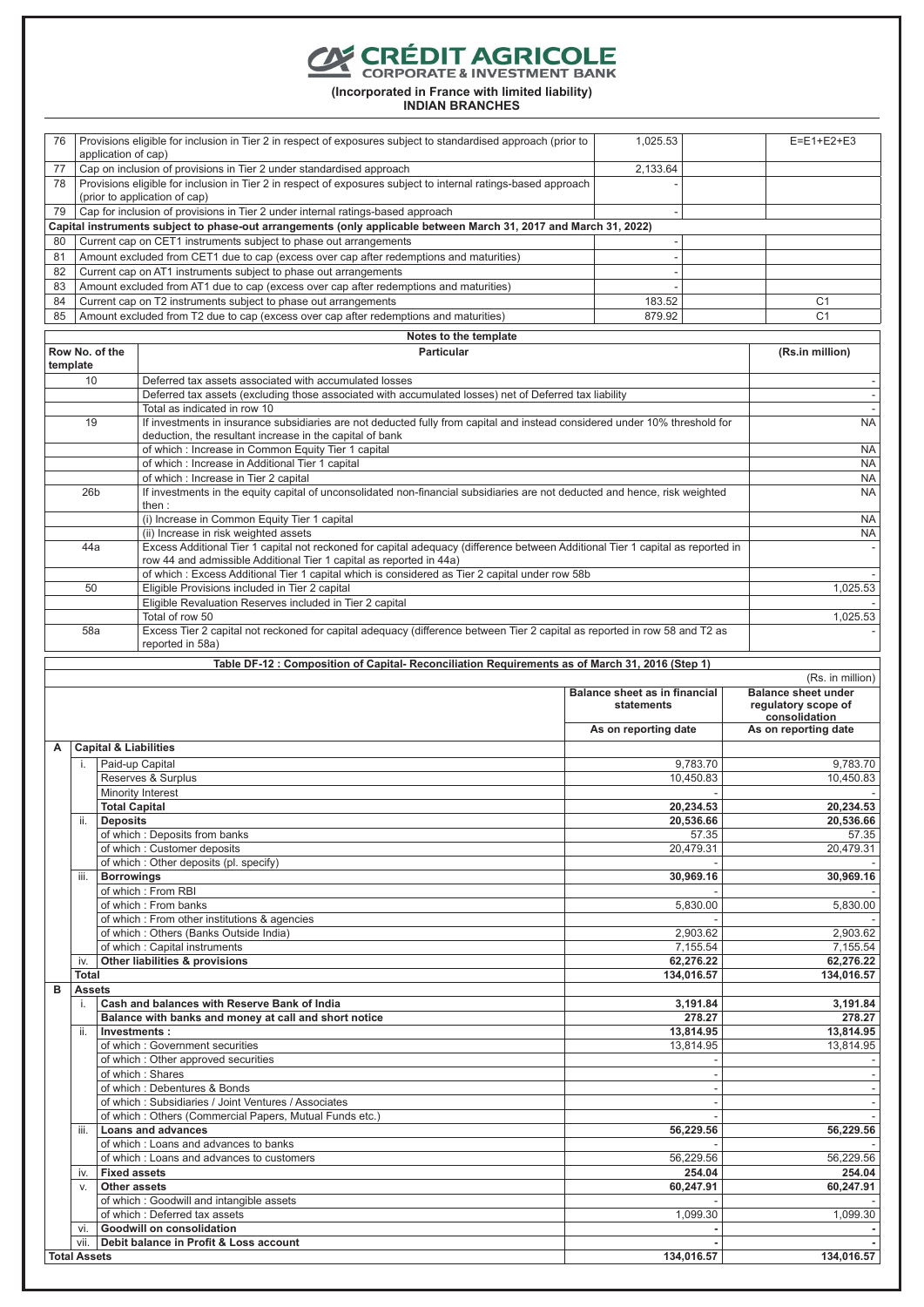# CRÉDIT AGRICOLE
## CORPORATE & INVESTMENT BANK

**(Incorporated in France with limited liability)**
**INDIAN BRANCHES**

| | | | | |
|---|---|---|---|---|
| 76 | Provisions eligible for inclusion in Tier 2 in respect of exposures subject to standardised approach (prior to application of cap) | 1,025.53 | | E=E1+E2+E3 |
| 77 | Cap on inclusion of provisions in Tier 2 under standardised approach | 2,133.64 | | |
| 78 | Provisions eligible for inclusion in Tier 2 in respect of exposures subject to internal ratings-based approach (prior to application of cap) | - | | |
| 79 | Cap for inclusion of provisions in Tier 2 under internal ratings-based approach | - | | |
| | **Capital instruments subject to phase-out arrangements (only applicable between March 31, 2017 and March 31, 2022)** | | | |
| 80 | Current cap on CET1 instruments subject to phase out arrangements | - | | |
| 81 | Amount excluded from CET1 due to cap (excess over cap after redemptions and maturities) | - | | |
| 82 | Current cap on AT1 instruments subject to phase out arrangements | - | | |
| 83 | Amount excluded from AT1 due to cap (excess over cap after redemptions and maturities) | - | | |
| 84 | Current cap on T2 instruments subject to phase out arrangements | 183.52 | | C1 |
| 85 | Amount excluded from T2 due to cap (excess over cap after redemptions and maturities) | 879.92 | | C1 |

**Notes to the template**

| Row No. of the template | Particular | (Rs.in million) |
|---|---|---|
| 10 | Deferred tax assets associated with accumulated losses | - |
| | Deferred tax assets (excluding those associated with accumulated losses) net of Deferred tax liability | - |
| | Total as indicated in row 10 | - |
| 19 | If investments in insurance subsidiaries are not deducted fully from capital and instead considered under 10% threshold for deduction, the resultant increase in the capital of bank | NA |
| | of which : Increase in Common Equity Tier 1 capital | NA |
| | of which : Increase in Additional Tier 1 capital | NA |
| | of which : Increase in Tier 2 capital | NA |
| 26b | If investments in the equity capital of unconsolidated non-financial subsidiaries are not deducted and hence, risk weighted then : | NA |
| | (i) Increase in Common Equity Tier 1 capital | NA |
| | (ii) Increase in risk weighted assets | NA |
| 44a | Excess Additional Tier 1 capital not reckoned for capital adequacy (difference between Additional Tier 1 capital as reported in row 44 and admissible Additional Tier 1 capital as reported in 44a) | - |
| | of which : Excess Additional Tier 1 capital which is considered as Tier 2 capital under row 58b | - |
| 50 | Eligible Provisions included in Tier 2 capital | 1,025.53 |
| | Eligible Revaluation Reserves included in Tier 2 capital | - |
| | Total of row 50 | 1,025.53 |
| 58a | Excess Tier 2 capital not reckoned for capital adequacy (difference between Tier 2 capital as reported in row 58 and T2 as reported in 58a) | - |

**Table DF-12 : Composition of Capital- Reconciliation Requirements as of March 31, 2016 (Step 1)**

(Rs. in million)

| | | | Balance sheet as in financial statements | Balance sheet under regulatory scope of consolidation |
|---|---|---|---|---|
| | | | As on reporting date | As on reporting date |
| **A** | **Capital & Liabilities** | | | |
| | i. | Paid-up Capital | 9,783.70 | 9,783.70 |
| | | Reserves & Surplus | 10,450.83 | 10,450.83 |
| | | Minority Interest | - | - |
| | | **Total Capital** | **20,234.53** | **20,234.53** |
| | ii. | **Deposits** | **20,536.66** | **20,536.66** |
| | | of which : Deposits from banks | 57.35 | 57.35 |
| | | of which : Customer deposits | 20,479.31 | 20,479.31 |
| | | of which : Other deposits (pl. specify) | - | - |
| | iii. | **Borrowings** | **30,969.16** | **30,969.16** |
| | | of which : From RBI | - | - |
| | | of which : From banks | 5,830.00 | 5,830.00 |
| | | of which : From other institutions & agencies | - | - |
| | | of which : Others (Banks Outside India) | 2,903.62 | 2,903.62 |
| | | of which : Capital instruments | 7,155.54 | 7,155.54 |
| | iv. | **Other liabilities & provisions** | **62,276.22** | **62,276.22** |
| | **Total** | | **134,016.57** | **134,016.57** |
| **B** | **Assets** | | | |
| | i. | **Cash and balances with Reserve Bank of India** | **3,191.84** | **3,191.84** |
| | | **Balance with banks and money at call and short notice** | **278.27** | **278.27** |
| | ii. | **Investments :** | **13,814.95** | **13,814.95** |
| | | of which : Government securities | 13,814.95 | 13,814.95 |
| | | of which : Other approved securities | - | - |
| | | of which : Shares | - | - |
| | | of which : Debentures & Bonds | - | - |
| | | of which : Subsidiaries / Joint Ventures / Associates | - | - |
| | | of which : Others (Commercial Papers, Mutual Funds etc.) | - | - |
| | iii. | **Loans and advances** | **56,229.56** | **56,229.56** |
| | | of which : Loans and advances to banks | - | - |
| | | of which : Loans and advances to customers | 56,229.56 | 56,229.56 |
| | iv. | **Fixed assets** | **254.04** | **254.04** |
| | v. | **Other assets** | **60,247.91** | **60,247.91** |
| | | of which : Goodwill and intangible assets | - | - |
| | | of which : Deferred tax assets | 1,099.30 | 1,099.30 |
| | vi. | **Goodwill on consolidation** | **-** | **-** |
| | vii. | **Debit balance in Profit & Loss account** | **-** | **-** |
| **Total Assets** | | | **134,016.57** | **134,016.57** |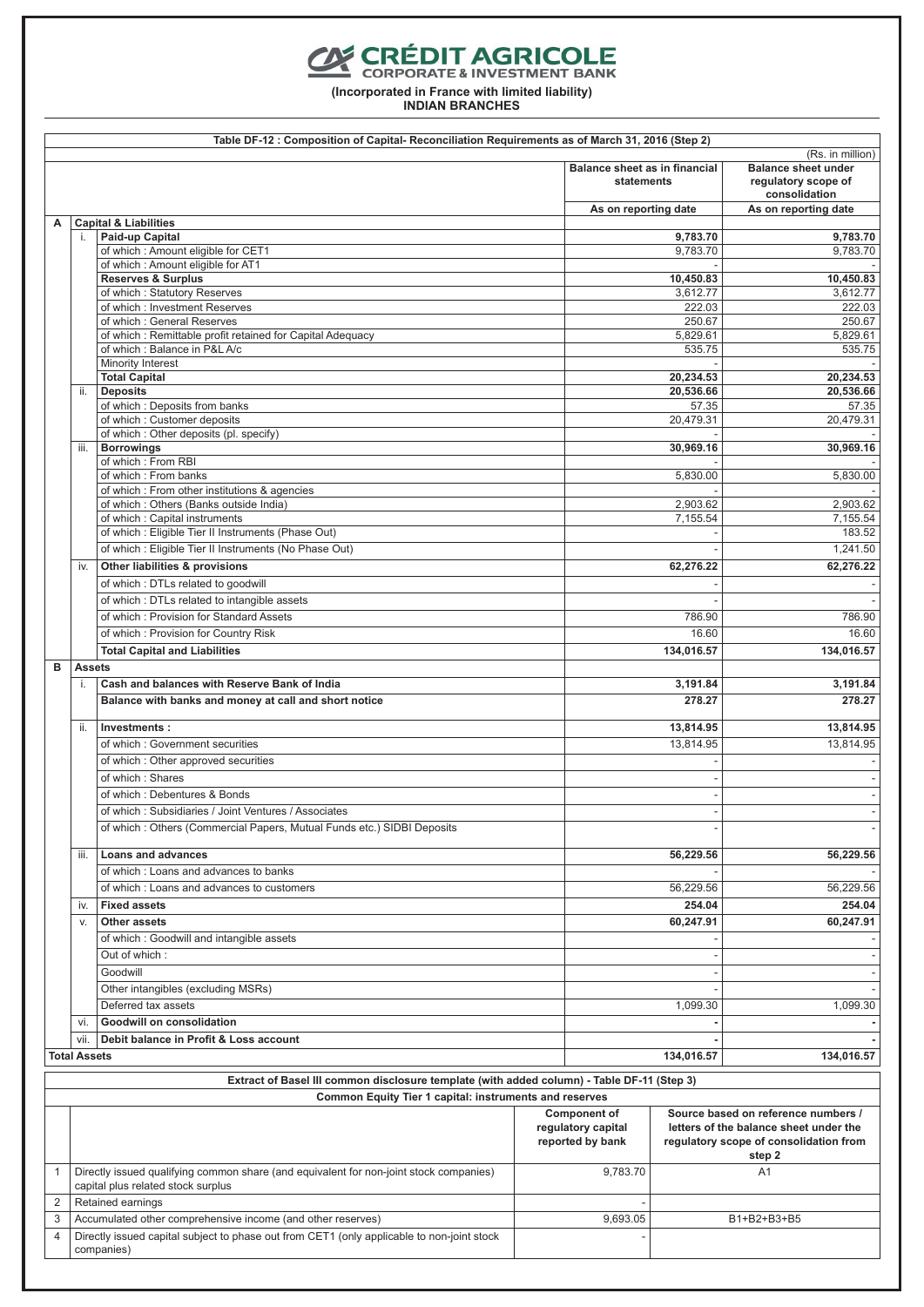# CRÉDIT AGRICOLE
CORPORATE & INVESTMENT BANK

**(Incorporated in France with limited liability)**
**INDIAN BRANCHES**

**Table DF-12 : Composition of Capital- Reconciliation Requirements as of March 31, 2016 (Step 2)**

(Rs. in million)

| | | | Balance sheet as in financial statements | Balance sheet under regulatory scope of consolidation |
|---|---|---|---|---|
| | | | As on reporting date | As on reporting date |
| **A** | | **Capital & Liabilities** | | |
| | i. | **Paid-up Capital** | **9,783.70** | **9,783.70** |
| | | of which : Amount eligible for CET1 | 9,783.70 | 9,783.70 |
| | | of which : Amount eligible for AT1 | - | - |
| | | **Reserves & Surplus** | **10,450.83** | **10,450.83** |
| | | of which : Statutory Reserves | 3,612.77 | 3,612.77 |
| | | of which : Investment Reserves | 222.03 | 222.03 |
| | | of which : General Reserves | 250.67 | 250.67 |
| | | of which : Remittable profit retained for Capital Adequacy | 5,829.61 | 5,829.61 |
| | | of which : Balance in P&L A/c | 535.75 | 535.75 |
| | | Minority Interest | - | - |
| | | **Total Capital** | **20,234.53** | **20,234.53** |
| | ii. | **Deposits** | **20,536.66** | **20,536.66** |
| | | of which : Deposits from banks | 57.35 | 57.35 |
| | | of which : Customer deposits | 20,479.31 | 20,479.31 |
| | | of which : Other deposits (pl. specify) | - | - |
| | iii. | **Borrowings** | **30,969.16** | **30,969.16** |
| | | of which : From RBI | - | - |
| | | of which : From banks | 5,830.00 | 5,830.00 |
| | | of which : From other institutions & agencies | - | - |
| | | of which : Others (Banks outside India) | 2,903.62 | 2,903.62 |
| | | of which : Capital instruments | 7,155.54 | 7,155.54 |
| | | of which : Eligible Tier II Instruments (Phase Out) | - | 183.52 |
| | | of which : Eligible Tier II Instruments (No Phase Out) | - | 1,241.50 |
| | iv. | **Other liabilities & provisions** | **62,276.22** | **62,276.22** |
| | | of which : DTLs related to goodwill | - | - |
| | | of which : DTLs related to intangible assets | - | - |
| | | of which : Provision for Standard Assets | 786.90 | 786.90 |
| | | of which : Provision for Country Risk | 16.60 | 16.60 |
| | | **Total Capital and Liabilities** | **134,016.57** | **134,016.57** |
| **B** | | **Assets** | | |
| | i. | **Cash and balances with Reserve Bank of India** | **3,191.84** | **3,191.84** |
| | | **Balance with banks and money at call and short notice** | **278.27** | **278.27** |
| | ii. | **Investments :** | **13,814.95** | **13,814.95** |
| | | of which : Government securities | 13,814.95 | 13,814.95 |
| | | of which : Other approved securities | - | - |
| | | of which : Shares | - | - |
| | | of which : Debentures & Bonds | - | - |
| | | of which : Subsidiaries / Joint Ventures / Associates | - | - |
| | | of which : Others (Commercial Papers, Mutual Funds etc.) SIDBI Deposits | - | - |
| | iii. | **Loans and advances** | **56,229.56** | **56,229.56** |
| | | of which : Loans and advances to banks | - | - |
| | | of which : Loans and advances to customers | 56,229.56 | 56,229.56 |
| | iv. | **Fixed assets** | **254.04** | **254.04** |
| | v. | **Other assets** | **60,247.91** | **60,247.91** |
| | | of which : Goodwill and intangible assets | - | - |
| | | Out of which : | - | - |
| | | Goodwill | - | - |
| | | Other intangibles (excluding MSRs) | - | - |
| | | Deferred tax assets | 1,099.30 | 1,099.30 |
| | vi. | **Goodwill on consolidation** | **-** | **-** |
| | vii. | **Debit balance in Profit & Loss account** | **-** | **-** |
| **Total Assets** | | | **134,016.57** | **134,016.57** |

**Extract of Basel III common disclosure template (with added column) - Table DF-11 (Step 3)**

**Common Equity Tier 1 capital: instruments and reserves**

| | | Component of regulatory capital reported by bank | Source based on reference numbers / letters of the balance sheet under the regulatory scope of consolidation from step 2 |
|---|---|---|---|
| 1 | Directly issued qualifying common share (and equivalent for non-joint stock companies) capital plus related stock surplus | 9,783.70 | A1 |
| 2 | Retained earnings | - | |
| 3 | Accumulated other comprehensive income (and other reserves) | 9,693.05 | B1+B2+B3+B5 |
| 4 | Directly issued capital subject to phase out from CET1 (only applicable to non-joint stock companies) | - | |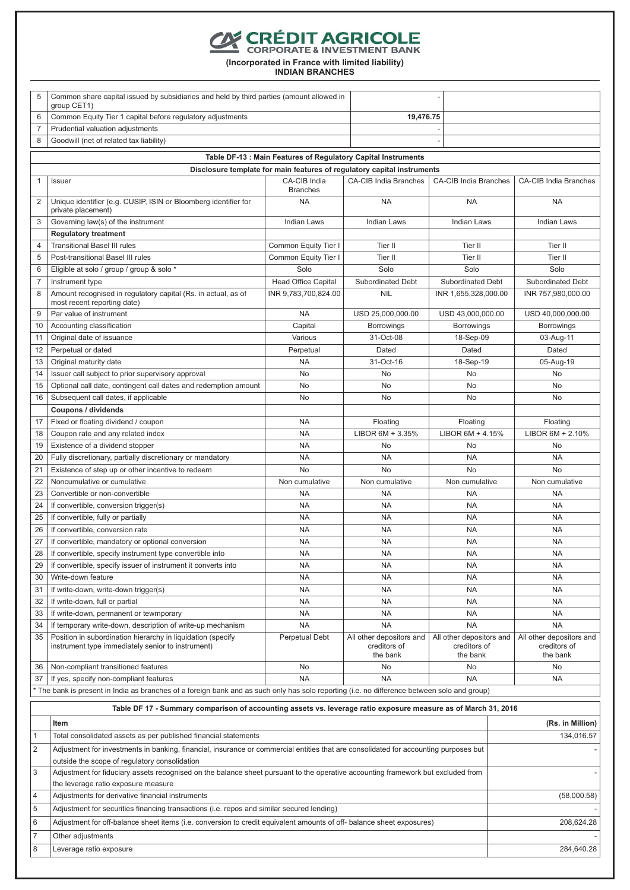# CRÉDIT AGRICOLE
## CORPORATE & INVESTMENT BANK

**(Incorporated in France with limited liability)**
**INDIAN BRANCHES**

| | | | |
|---|---|---|---|
| 5 | Common share capital issued by subsidiaries and held by third parties (amount allowed in group CET1) | - | |
| 6 | Common Equity Tier 1 capital before regulatory adjustments | **19,476.75** | |
| 7 | Prudential valuation adjustments | - | |
| 8 | Goodwill (net of related tax liability) | - | |

**Table DF-13 : Main Features of Regulatory Capital Instruments**

**Disclosure template for main features of regulatory capital instruments**

| | | | | | |
|---|---|---|---|---|---|
| 1 | Issuer | CA-CIB India Branches | CA-CIB India Branches | CA-CIB India Branches | CA-CIB India Branches |
| 2 | Unique identifier (e.g. CUSIP, ISIN or Bloomberg identifier for private placement) | NA | NA | NA | NA |
| 3 | Governing law(s) of the instrument | Indian Laws | Indian Laws | Indian Laws | Indian Laws |
| | **Regulatory treatment** | | | | |
| 4 | Transitional Basel III rules | Common Equity Tier I | Tier II | Tier II | Tier II |
| 5 | Post-transitional Basel III rules | Common Equity Tier I | Tier II | Tier II | Tier II |
| 6 | Eligible at solo / group / group & solo * | Solo | Solo | Solo | Solo |
| 7 | Instrument type | Head Office Capital | Subordinated Debt | Subordinated Debt | Subordinated Debt |
| 8 | Amount recognised in regulatory capital (Rs. in actual, as of most recent reporting date) | INR 9,783,700,824.00 | NIL | INR 1,655,328,000.00 | INR 757,980,000.00 |
| 9 | Par value of instrument | NA | USD 25,000,000.00 | USD 43,000,000.00 | USD 40,000,000.00 |
| 10 | Accounting classification | Capital | Borrowings | Borrowings | Borrowings |
| 11 | Original date of issuance | Various | 31-Oct-08 | 18-Sep-09 | 03-Aug-11 |
| 12 | Perpetual or dated | Perpetual | Dated | Dated | Dated |
| 13 | Original maturity date | NA | 31-Oct-16 | 18-Sep-19 | 05-Aug-19 |
| 14 | Issuer call subject to prior supervisory approval | No | No | No | No |
| 15 | Optional call date, contingent call dates and redemption amount | No | No | No | No |
| 16 | Subsequent call dates, if applicable | No | No | No | No |
| | **Coupons / dividends** | | | | |
| 17 | Fixed or floating dividend / coupon | NA | Floating | Floating | Floating |
| 18 | Coupon rate and any related index | NA | LIBOR 6M + 3.35% | LIBOR 6M + 4.15% | LIBOR 6M + 2.10% |
| 19 | Existence of a dividend stopper | NA | No | No | No |
| 20 | Fully discretionary, partially discretionary or mandatory | NA | NA | NA | NA |
| 21 | Existence of step up or other incentive to redeem | No | No | No | No |
| 22 | Noncumulative or cumulative | Non cumulative | Non cumulative | Non cumulative | Non cumulative |
| 23 | Convertible or non-convertible | NA | NA | NA | NA |
| 24 | If convertible, conversion trigger(s) | NA | NA | NA | NA |
| 25 | If convertible, fully or partially | NA | NA | NA | NA |
| 26 | If convertible, conversion rate | NA | NA | NA | NA |
| 27 | If convertible, mandatory or optional conversion | NA | NA | NA | NA |
| 28 | If convertible, specify instrument type convertible into | NA | NA | NA | NA |
| 29 | If convertible, specify issuer of instrument it converts into | NA | NA | NA | NA |
| 30 | Write-down feature | NA | NA | NA | NA |
| 31 | If write-down, write-down trigger(s) | NA | NA | NA | NA |
| 32 | If write-down, full or partial | NA | NA | NA | NA |
| 33 | If write-down, permanent or tewmporary | NA | NA | NA | NA |
| 34 | If temporary write-down, description of write-up mechanism | NA | NA | NA | NA |
| 35 | Position in subordination hierarchy in liquidation (specify instrument type immediately senior to instrument) | Perpetual Debt | All other depositors and creditors of the bank | All other depositors and creditors of the bank | All other depositors and creditors of the bank |
| 36 | Non-compliant transitioned features | No | No | No | No |
| 37 | If yes, specify non-compliant features | NA | NA | NA | NA |

* The bank is present in India as branches of a foreign bank and as such only has solo reporting (i.e. no difference between solo and group)

**Table DF 17 - Summary comparison of accounting assets vs. leverage ratio exposure measure as of March 31, 2016**

| | Item | (Rs. in Million) |
|---|---|---|
| 1 | Total consolidated assets as per published financial statements | 134,016.57 |
| 2 | Adjustment for investments in banking, financial, insurance or commercial entities that are consolidated for accounting purposes but outside the scope of regulatory consolidation | - |
| 3 | Adjustment for fiduciary assets recognised on the balance sheet pursuant to the operative accounting framework but excluded from the leverage ratio exposure measure | - |
| 4 | Adjustments for derivative financial instruments | (58,000.58) |
| 5 | Adjustment for securities financing transactions (i.e. repos and similar secured lending) | - |
| 6 | Adjustment for off-balance sheet items (i.e. conversion to credit equivalent amounts of off- balance sheet exposures) | 208,624.28 |
| 7 | Other adjustments | - |
| 8 | Leverage ratio exposure | 284,640.28 |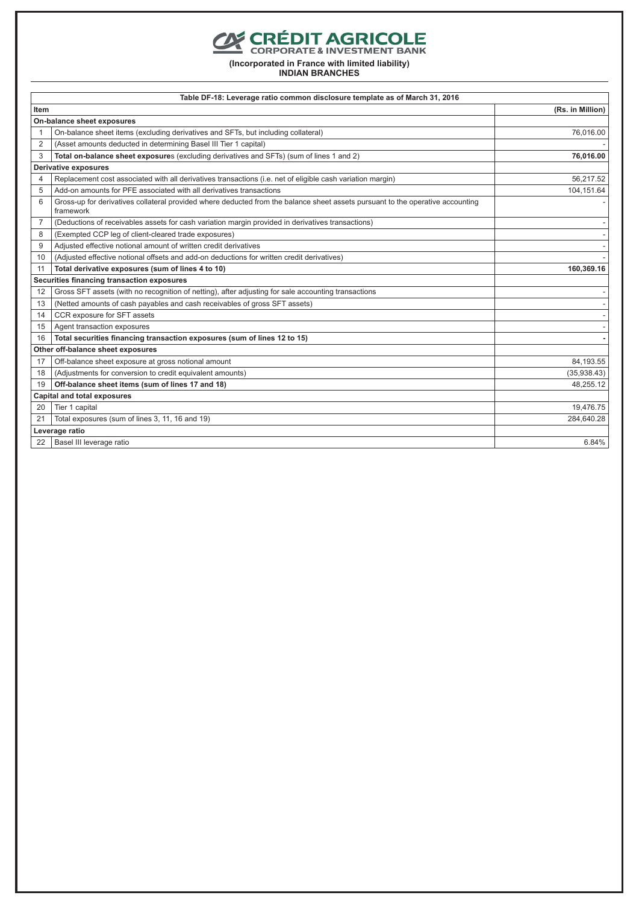# CRÉDIT AGRICOLE
## CORPORATE & INVESTMENT BANK

**(Incorporated in France with limited liability)**
**INDIAN BRANCHES**

| Table DF-18: Leverage ratio common disclosure template as of March 31, 2016 | | |
|---|---|---|
| **Item** | | **(Rs. in Million)** |
| **On-balance sheet exposures** | | |
| 1 | On-balance sheet items (excluding derivatives and SFTs, but including collateral) | 76,016.00 |
| 2 | (Asset amounts deducted in determining Basel III Tier 1 capital) | - |
| 3 | **Total on-balance sheet exposure**s (excluding derivatives and SFTs) (sum of lines 1 and 2) | **76,016.00** |
| **Derivative exposures** | | |
| 4 | Replacement cost associated with all derivatives transactions (i.e. net of eligible cash variation margin) | 56,217.52 |
| 5 | Add-on amounts for PFE associated with all derivatives transactions | 104,151.64 |
| 6 | Gross-up for derivatives collateral provided where deducted from the balance sheet assets pursuant to the operative accounting framework | - |
| 7 | (Deductions of receivables assets for cash variation margin provided in derivatives transactions) | - |
| 8 | (Exempted CCP leg of client-cleared trade exposures) | - |
| 9 | Adjusted effective notional amount of written credit derivatives | - |
| 10 | (Adjusted effective notional offsets and add-on deductions for written credit derivatives) | - |
| 11 | **Total derivative exposures (sum of lines 4 to 10)** | **160,369.16** |
| **Securities financing transaction exposures** | | |
| 12 | Gross SFT assets (with no recognition of netting), after adjusting for sale accounting transactions | - |
| 13 | (Netted amounts of cash payables and cash receivables of gross SFT assets) | - |
| 14 | CCR exposure for SFT assets | - |
| 15 | Agent transaction exposures | - |
| 16 | **Total securities financing transaction exposures (sum of lines 12 to 15)** | **-** |
| **Other off-balance sheet exposures** | | |
| 17 | Off-balance sheet exposure at gross notional amount | 84,193.55 |
| 18 | (Adjustments for conversion to credit equivalent amounts) | (35,938.43) |
| 19 | **Off-balance sheet items (sum of lines 17 and 18)** | 48,255.12 |
| **Capital and total exposures** | | |
| 20 | Tier 1 capital | 19,476.75 |
| 21 | Total exposures (sum of lines 3, 11, 16 and 19) | 284,640.28 |
| **Leverage ratio** | | |
| 22 | Basel III leverage ratio | 6.84% |